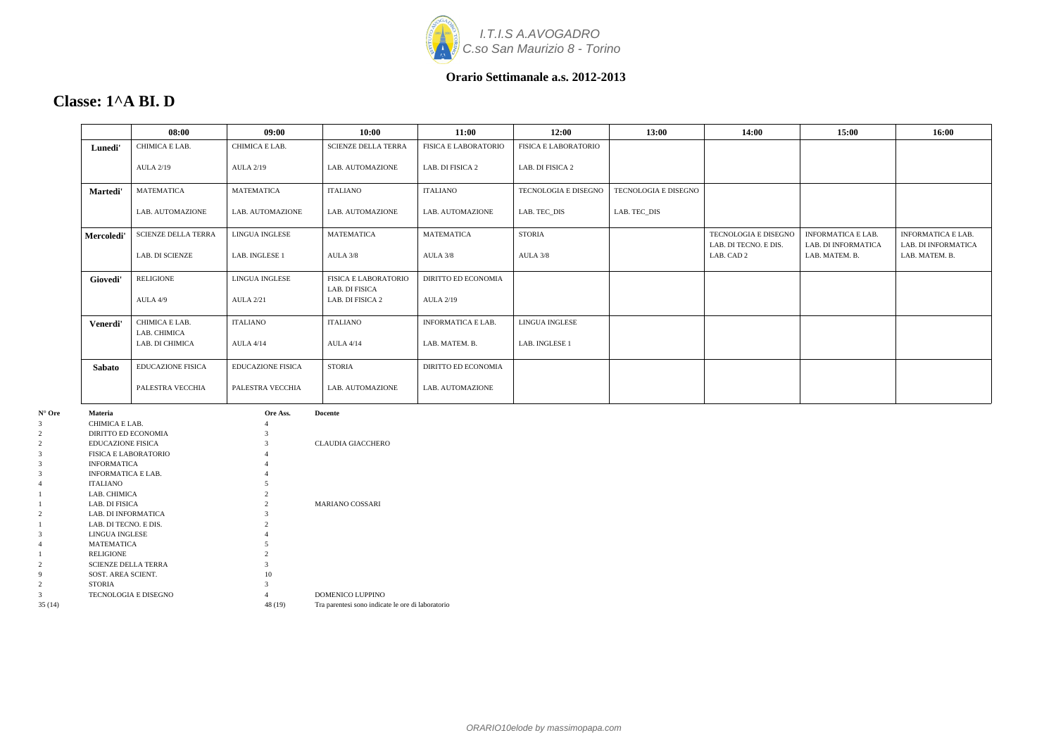*I.T.I.S A.AVOGADRO*
*C.so San Maurizio 8 - Torino*

**Orario Settimanale a.s. 2012-2013**

## Classe: 1^A BI. D

| | 08:00 | 09:00 | 10:00 | 11:00 | 12:00 | 13:00 | 14:00 | 15:00 | 16:00 |
|---|---|---|---|---|---|---|---|---|---|
| **Lunedi'** | CHIMICA E LAB.<br>AULA 2/19 | CHIMICA E LAB.<br>AULA 2/19 | SCIENZE DELLA TERRA<br>LAB. AUTOMAZIONE | FISICA E LABORATORIO<br>LAB. DI FISICA 2 | FISICA E LABORATORIO<br>LAB. DI FISICA 2 | | | | |
| **Martedi'** | MATEMATICA<br>LAB. AUTOMAZIONE | MATEMATICA<br>LAB. AUTOMAZIONE | ITALIANO<br>LAB. AUTOMAZIONE | ITALIANO<br>LAB. AUTOMAZIONE | TECNOLOGIA E DISEGNO<br>LAB. TEC_DIS | TECNOLOGIA E DISEGNO<br>LAB. TEC_DIS | | | |
| **Mercoledi'** | SCIENZE DELLA TERRA<br>LAB. DI SCIENZE | LINGUA INGLESE<br>LAB. INGLESE 1 | MATEMATICA<br>AULA 3/8 | MATEMATICA<br>AULA 3/8 | STORIA<br>AULA 3/8 | | TECNOLOGIA E DISEGNO<br>LAB. DI TECNO. E DIS.<br>LAB. CAD 2 | INFORMATICA E LAB.<br>LAB. DI INFORMATICA<br>LAB. MATEM. B. | INFORMATICA E LAB.<br>LAB. DI INFORMATICA<br>LAB. MATEM. B. |
| **Giovedi'** | RELIGIONE<br>AULA 4/9 | LINGUA INGLESE<br>AULA 2/21 | FISICA E LABORATORIO<br>LAB. DI FISICA<br>LAB. DI FISICA 2 | DIRITTO ED ECONOMIA<br>AULA 2/19 | | | | | |
| **Venerdi'** | CHIMICA E LAB.<br>LAB. CHIMICA<br>LAB. DI CHIMICA | ITALIANO<br>AULA 4/14 | ITALIANO<br>AULA 4/14 | INFORMATICA E LAB.<br>LAB. MATEM. B. | LINGUA INGLESE<br>LAB. INGLESE 1 | | | | |
| **Sabato** | EDUCAZIONE FISICA<br>PALESTRA VECCHIA | EDUCAZIONE FISICA<br>PALESTRA VECCHIA | STORIA<br>LAB. AUTOMAZIONE | DIRITTO ED ECONOMIA<br>LAB. AUTOMAZIONE | | | | | |

| N° Ore | Materia | Ore Ass. | Docente |
|---|---|---|---|
| 3 | CHIMICA E LAB. | 4 | |
| 2 | DIRITTO ED ECONOMIA | 3 | |
| 2 | EDUCAZIONE FISICA | 3 | CLAUDIA GIACCHERO |
| 3 | FISICA E LABORATORIO | 4 | |
| 3 | INFORMATICA | 4 | |
| 3 | INFORMATICA E LAB. | 4 | |
| 4 | ITALIANO | 5 | |
| 1 | LAB. CHIMICA | 2 | |
| 1 | LAB. DI FISICA | 2 | MARIANO COSSARI |
| 2 | LAB. DI INFORMATICA | 3 | |
| 1 | LAB. DI TECNO. E DIS. | 2 | |
| 3 | LINGUA INGLESE | 4 | |
| 4 | MATEMATICA | 5 | |
| 1 | RELIGIONE | 2 | |
| 2 | SCIENZE DELLA TERRA | 3 | |
| 9 | SOST. AREA SCIENT. | 10 | |
| 2 | STORIA | 3 | |
| 3 | TECNOLOGIA E DISEGNO | 4 | DOMENICO LUPPINO |
| 35 (14) | | 48 (19) | Tra parentesi sono indicate le ore di laboratorio |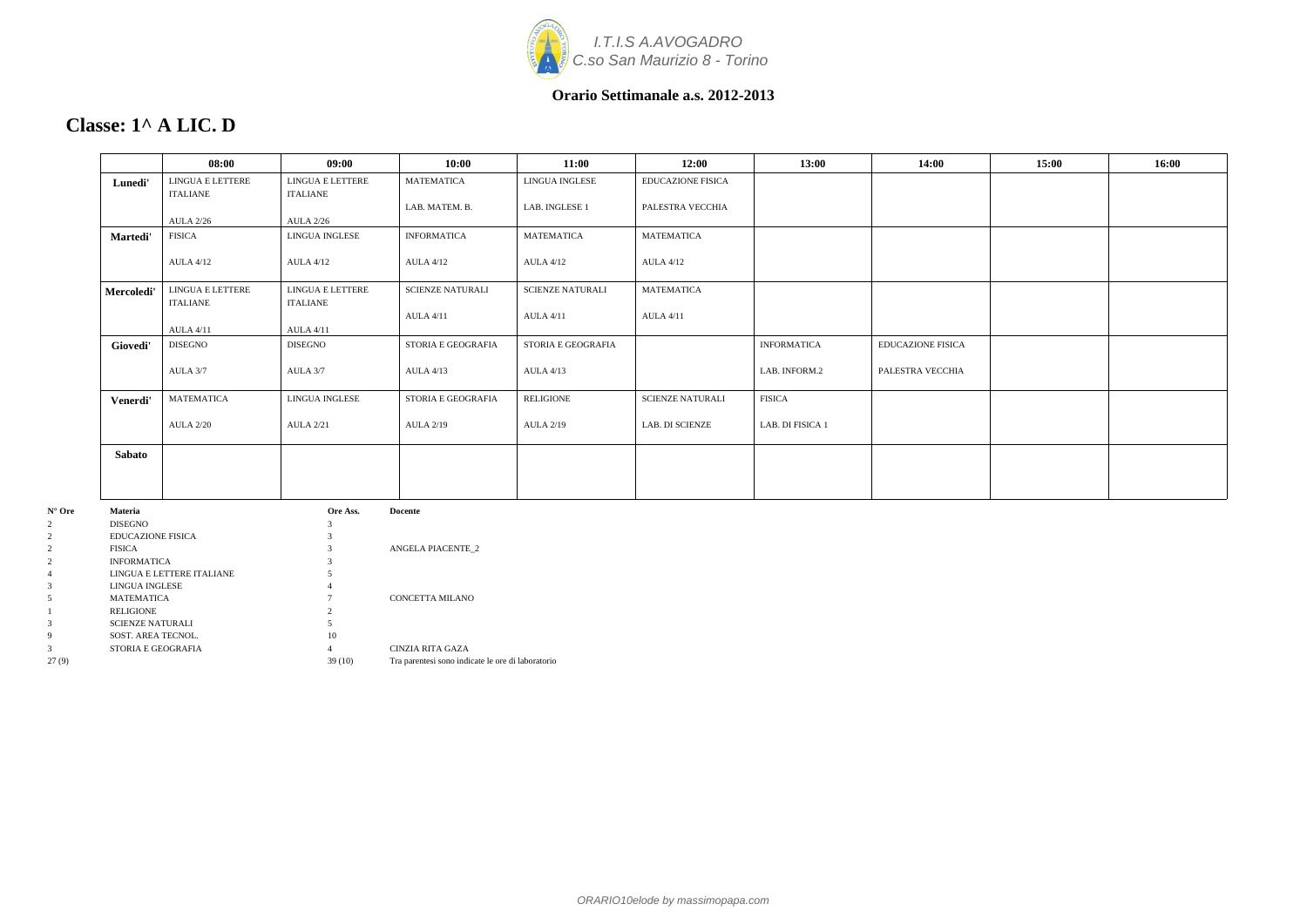*I.T.I.S A.AVOGADRO*
*C.so San Maurizio 8 - Torino*

**Orario Settimanale a.s. 2012-2013**

## Classe: 1^ A LIC. D

| | 08:00 | 09:00 | 10:00 | 11:00 | 12:00 | 13:00 | 14:00 | 15:00 | 16:00 |
|---|---|---|---|---|---|---|---|---|---|
| **Lunedi'** | LINGUA E LETTERE ITALIANE<br>AULA 2/26 | LINGUA E LETTERE ITALIANE<br>AULA 2/26 | MATEMATICA<br>LAB. MATEM. B. | LINGUA INGLESE<br>LAB. INGLESE 1 | EDUCAZIONE FISICA<br>PALESTRA VECCHIA | | | | |
| **Martedi'** | FISICA<br>AULA 4/12 | LINGUA INGLESE<br>AULA 4/12 | INFORMATICA<br>AULA 4/12 | MATEMATICA<br>AULA 4/12 | MATEMATICA<br>AULA 4/12 | | | | |
| **Mercoledi'** | LINGUA E LETTERE ITALIANE<br>AULA 4/11 | LINGUA E LETTERE ITALIANE<br>AULA 4/11 | SCIENZE NATURALI<br>AULA 4/11 | SCIENZE NATURALI<br>AULA 4/11 | MATEMATICA<br>AULA 4/11 | | | | |
| **Giovedi'** | DISEGNO<br>AULA 3/7 | DISEGNO<br>AULA 3/7 | STORIA E GEOGRAFIA<br>AULA 4/13 | STORIA E GEOGRAFIA<br>AULA 4/13 | | INFORMATICA<br>LAB. INFORM.2 | EDUCAZIONE FISICA<br>PALESTRA VECCHIA | | |
| **Venerdi'** | MATEMATICA<br>AULA 2/20 | LINGUA INGLESE<br>AULA 2/21 | STORIA E GEOGRAFIA<br>AULA 2/19 | RELIGIONE<br>AULA 2/19 | SCIENZE NATURALI<br>LAB. DI SCIENZE | FISICA<br>LAB. DI FISICA 1 | | | |
| **Sabato** | | | | | | | | | |

| N° Ore | Materia | Ore Ass. | Docente |
|---|---|---|---|
| 2 | DISEGNO | 3 | |
| 2 | EDUCAZIONE FISICA | 3 | |
| 2 | FISICA | 3 | ANGELA PIACENTE_2 |
| 2 | INFORMATICA | 3 | |
| 4 | LINGUA E LETTERE ITALIANE | 5 | |
| 3 | LINGUA INGLESE | 4 | |
| 5 | MATEMATICA | 7 | CONCETTA MILANO |
| 1 | RELIGIONE | 2 | |
| 3 | SCIENZE NATURALI | 5 | |
| 9 | SOST. AREA TECNOL. | 10 | |
| 3 | STORIA E GEOGRAFIA | 4 | CINZIA RITA GAZA |
| 27 (9) | | 39 (10) | Tra parentesi sono indicate le ore di laboratorio |

*ORARIO10elode by massimopapa.com*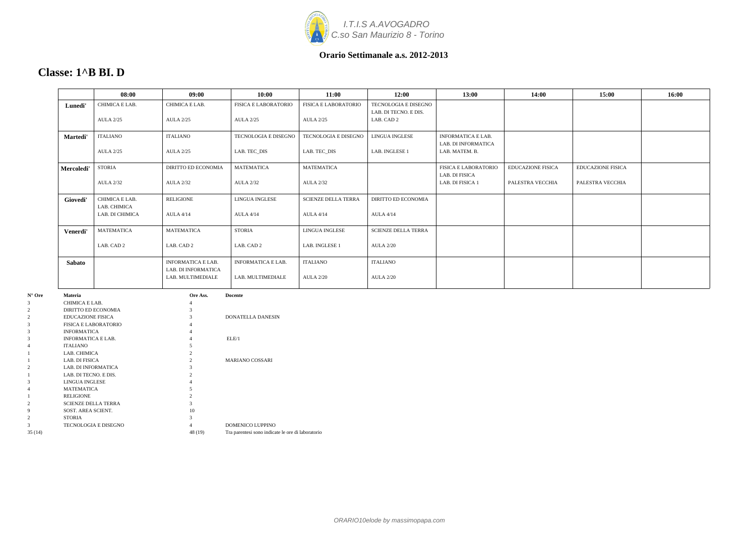I.T.I.S A.AVOGADRO
C.so San Maurizio 8 - Torino

**Orario Settimanale a.s. 2012-2013**

# Classe: 1^B BI. D

| | 08:00 | 09:00 | 10:00 | 11:00 | 12:00 | 13:00 | 14:00 | 15:00 | 16:00 |
|---|---|---|---|---|---|---|---|---|---|
| **Lunedi'** | CHIMICA E LAB.<br>AULA 2/25 | CHIMICA E LAB.<br>AULA 2/25 | FISICA E LABORATORIO<br>AULA 2/25 | FISICA E LABORATORIO<br>AULA 2/25 | TECNOLOGIA E DISEGNO<br>LAB. DI TECNO. E DIS.<br>LAB. CAD 2 | | | | |
| **Martedi'** | ITALIANO<br>AULA 2/25 | ITALIANO<br>AULA 2/25 | TECNOLOGIA E DISEGNO<br>LAB. TEC_DIS | TECNOLOGIA E DISEGNO<br>LAB. TEC_DIS | LINGUA INGLESE<br>LAB. INGLESE 1 | INFORMATICA E LAB.<br>LAB. DI INFORMATICA<br>LAB. MATEM. B. | | | |
| **Mercoledi'** | STORIA<br>AULA 2/32 | DIRITTO ED ECONOMIA<br>AULA 2/32 | MATEMATICA<br>AULA 2/32 | MATEMATICA<br>AULA 2/32 | | FISICA E LABORATORIO<br>LAB. DI FISICA<br>LAB. DI FISICA 1 | EDUCAZIONE FISICA<br>PALESTRA VECCHIA | EDUCAZIONE FISICA<br>PALESTRA VECCHIA | |
| **Giovedi'** | CHIMICA E LAB.<br>LAB. CHIMICA<br>LAB. DI CHIMICA | RELIGIONE<br>AULA 4/14 | LINGUA INGLESE<br>AULA 4/14 | SCIENZE DELLA TERRA<br>AULA 4/14 | DIRITTO ED ECONOMIA<br>AULA 4/14 | | | | |
| **Venerdi'** | MATEMATICA<br>LAB. CAD 2 | MATEMATICA<br>LAB. CAD 2 | STORIA<br>LAB. CAD 2 | LINGUA INGLESE<br>LAB. INGLESE 1 | SCIENZE DELLA TERRA<br>AULA 2/20 | | | | |
| **Sabato** | | INFORMATICA E LAB.<br>LAB. DI INFORMATICA<br>LAB. MULTIMEDIALE | INFORMATICA E LAB.<br>LAB. MULTIMEDIALE | ITALIANO<br>AULA 2/20 | ITALIANO<br>AULA 2/20 | | | | |

| N° Ore | Materia | Ore Ass. | Docente |
|---|---|---|---|
| 3 | CHIMICA E LAB. | 4 | |
| 2 | DIRITTO ED ECONOMIA | 3 | |
| 2 | EDUCAZIONE FISICA | 3 | DONATELLA DANESIN |
| 3 | FISICA E LABORATORIO | 4 | |
| 3 | INFORMATICA | 4 | |
| 3 | INFORMATICA E LAB. | 4 | ELE/1 |
| 4 | ITALIANO | 5 | |
| 1 | LAB. CHIMICA | 2 | |
| 1 | LAB. DI FISICA | 2 | MARIANO COSSARI |
| 2 | LAB. DI INFORMATICA | 3 | |
| 1 | LAB. DI TECNO. E DIS. | 2 | |
| 3 | LINGUA INGLESE | 4 | |
| 4 | MATEMATICA | 5 | |
| 1 | RELIGIONE | 2 | |
| 2 | SCIENZE DELLA TERRA | 3 | |
| 9 | SOST. AREA SCIENT. | 10 | |
| 2 | STORIA | 3 | |
| 3 | TECNOLOGIA E DISEGNO | 4 | DOMENICO LUPPINO |
| 35 (14) | | 48 (19) | Tra parentesi sono indicate le ore di laboratorio |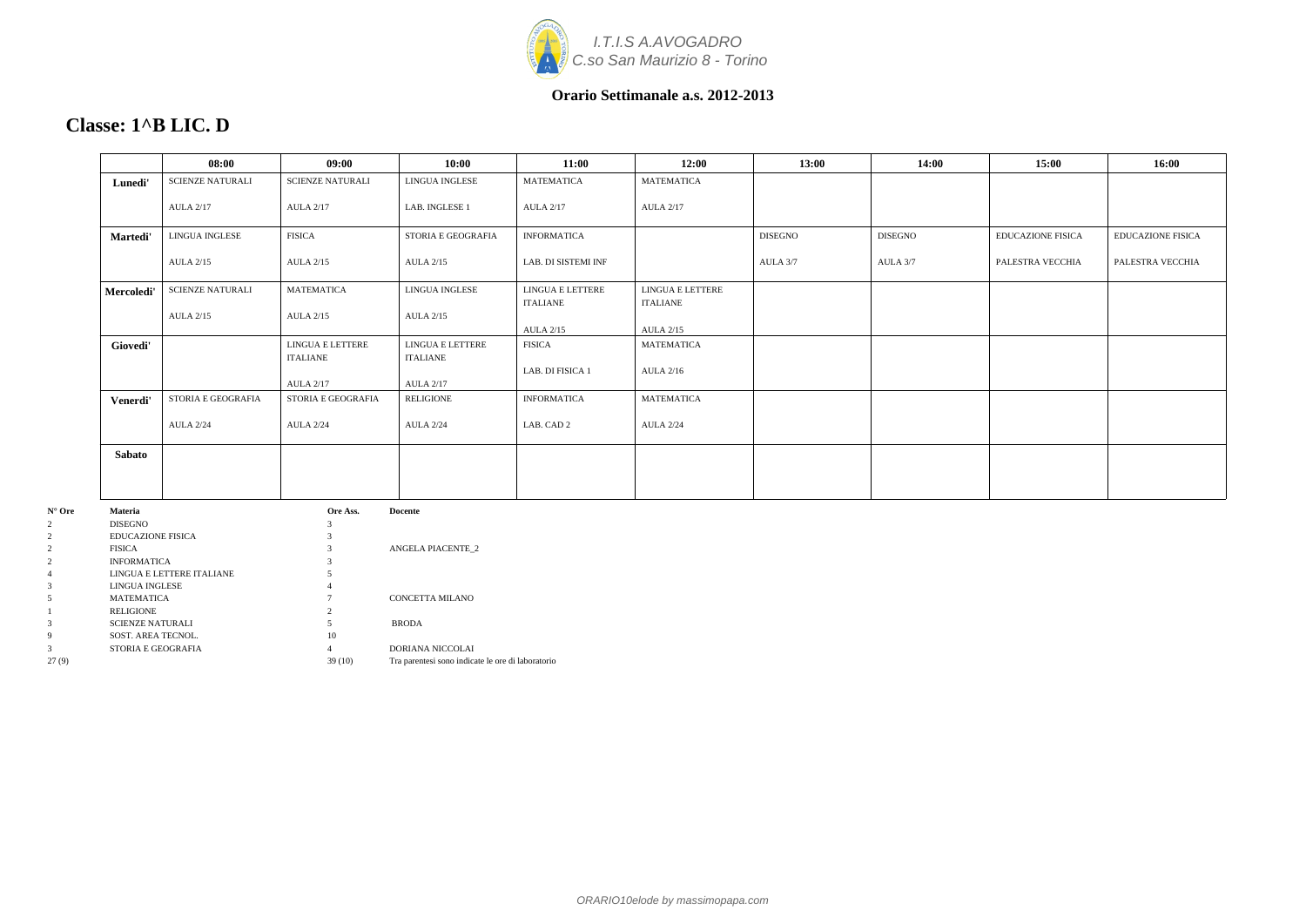I.T.I.S A.AVOGADRO
C.so San Maurizio 8 - Torino

**Orario Settimanale a.s. 2012-2013**

## Classe: 1^B LIC. D

| | 08:00 | 09:00 | 10:00 | 11:00 | 12:00 | 13:00 | 14:00 | 15:00 | 16:00 |
|---|---|---|---|---|---|---|---|---|---|
| **Lunedi'** | SCIENZE NATURALI<br>AULA 2/17 | SCIENZE NATURALI<br>AULA 2/17 | LINGUA INGLESE<br>LAB. INGLESE 1 | MATEMATICA<br>AULA 2/17 | MATEMATICA<br>AULA 2/17 | | | | |
| **Martedi'** | LINGUA INGLESE<br>AULA 2/15 | FISICA<br>AULA 2/15 | STORIA E GEOGRAFIA<br>AULA 2/15 | INFORMATICA<br>LAB. DI SISTEMI INF | | DISEGNO<br>AULA 3/7 | DISEGNO<br>AULA 3/7 | EDUCAZIONE FISICA<br>PALESTRA VECCHIA | EDUCAZIONE FISICA<br>PALESTRA VECCHIA |
| **Mercoledi'** | SCIENZE NATURALI<br>AULA 2/15 | MATEMATICA<br>AULA 2/15 | LINGUA INGLESE<br>AULA 2/15 | LINGUA E LETTERE ITALIANE<br>AULA 2/15 | LINGUA E LETTERE ITALIANE<br>AULA 2/15 | | | | |
| **Giovedi'** | | LINGUA E LETTERE ITALIANE<br>AULA 2/17 | LINGUA E LETTERE ITALIANE<br>AULA 2/17 | FISICA<br>LAB. DI FISICA 1 | MATEMATICA<br>AULA 2/16 | | | | |
| **Venerdi'** | STORIA E GEOGRAFIA<br>AULA 2/24 | STORIA E GEOGRAFIA<br>AULA 2/24 | RELIGIONE<br>AULA 2/24 | INFORMATICA<br>LAB. CAD 2 | MATEMATICA<br>AULA 2/24 | | | | |
| **Sabato** | | | | | | | | | |

| N° Ore | Materia | Ore Ass. | Docente |
|---|---|---|---|
| 2 | DISEGNO | 3 | |
| 2 | EDUCAZIONE FISICA | 3 | |
| 2 | FISICA | 3 | ANGELA PIACENTE_2 |
| 2 | INFORMATICA | 3 | |
| 4 | LINGUA E LETTERE ITALIANE | 5 | |
| 3 | LINGUA INGLESE | 4 | |
| 5 | MATEMATICA | 7 | CONCETTA MILANO |
| 1 | RELIGIONE | 2 | |
| 3 | SCIENZE NATURALI | 5 | BRODA |
| 9 | SOST. AREA TECNOL. | 10 | |
| 3 | STORIA E GEOGRAFIA | 4 | DORIANA NICCOLAI |
| 27 (9) | | 39 (10) | Tra parentesi sono indicate le ore di laboratorio |

*ORARIO10elode by massimopapa.com*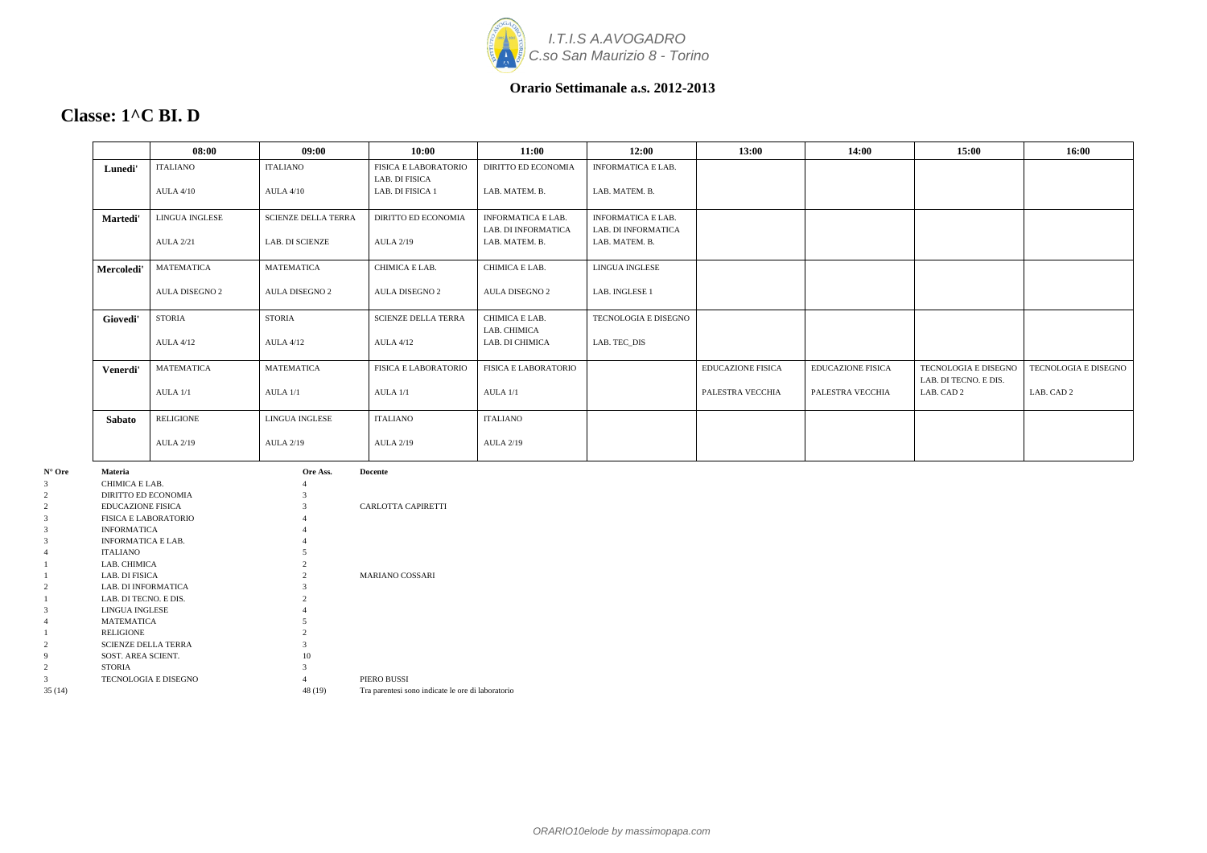I.T.I.S A.AVOGADRO
C.so San Maurizio 8 - Torino

**Orario Settimanale a.s. 2012-2013**

## Classe: 1^C BI. D

| | 08:00 | 09:00 | 10:00 | 11:00 | 12:00 | 13:00 | 14:00 | 15:00 | 16:00 |
|---|---|---|---|---|---|---|---|---|---|
| **Lunedi'** | ITALIANO<br>AULA 4/10 | ITALIANO<br>AULA 4/10 | FISICA E LABORATORIO<br>LAB. DI FISICA<br>LAB. DI FISICA 1 | DIRITTO ED ECONOMIA<br>LAB. MATEM. B. | INFORMATICA E LAB.<br>LAB. MATEM. B. | | | | |
| **Martedi'** | LINGUA INGLESE<br>AULA 2/21 | SCIENZE DELLA TERRA<br>LAB. DI SCIENZE | DIRITTO ED ECONOMIA<br>AULA 2/19 | INFORMATICA E LAB.<br>LAB. DI INFORMATICA<br>LAB. MATEM. B. | INFORMATICA E LAB.<br>LAB. DI INFORMATICA<br>LAB. MATEM. B. | | | | |
| **Mercoledi'** | MATEMATICA<br>AULA DISEGNO 2 | MATEMATICA<br>AULA DISEGNO 2 | CHIMICA E LAB.<br>AULA DISEGNO 2 | CHIMICA E LAB.<br>AULA DISEGNO 2 | LINGUA INGLESE<br>LAB. INGLESE 1 | | | | |
| **Giovedi'** | STORIA<br>AULA 4/12 | STORIA<br>AULA 4/12 | SCIENZE DELLA TERRA<br>AULA 4/12 | CHIMICA E LAB.<br>LAB. CHIMICA<br>LAB. DI CHIMICA | TECNOLOGIA E DISEGNO<br>LAB. TEC_DIS | | | | |
| **Venerdi'** | MATEMATICA<br>AULA 1/1 | MATEMATICA<br>AULA 1/1 | FISICA E LABORATORIO<br>AULA 1/1 | FISICA E LABORATORIO<br>AULA 1/1 | | EDUCAZIONE FISICA<br>PALESTRA VECCHIA | EDUCAZIONE FISICA<br>PALESTRA VECCHIA | TECNOLOGIA E DISEGNO<br>LAB. DI TECNO. E DIS.<br>LAB. CAD 2 | TECNOLOGIA E DISEGNO<br>LAB. CAD 2 |
| **Sabato** | RELIGIONE<br>AULA 2/19 | LINGUA INGLESE<br>AULA 2/19 | ITALIANO<br>AULA 2/19 | ITALIANO<br>AULA 2/19 | | | | | |

| N° Ore | Materia | Ore Ass. | Docente |
|---|---|---|---|
| 3 | CHIMICA E LAB. | 4 | |
| 2 | DIRITTO ED ECONOMIA | 3 | |
| 2 | EDUCAZIONE FISICA | 3 | CARLOTTA CAPIRETTI |
| 3 | FISICA E LABORATORIO | 4 | |
| 3 | INFORMATICA | 4 | |
| 3 | INFORMATICA E LAB. | 4 | |
| 4 | ITALIANO | 5 | |
| 1 | LAB. CHIMICA | 2 | |
| 1 | LAB. DI FISICA | 2 | MARIANO COSSARI |
| 2 | LAB. DI INFORMATICA | 3 | |
| 1 | LAB. DI TECNO. E DIS. | 2 | |
| 3 | LINGUA INGLESE | 4 | |
| 4 | MATEMATICA | 5 | |
| 1 | RELIGIONE | 2 | |
| 2 | SCIENZE DELLA TERRA | 3 | |
| 9 | SOST. AREA SCIENT. | 10 | |
| 2 | STORIA | 3 | |
| 3 | TECNOLOGIA E DISEGNO | 4 | PIERO BUSSI |
| 35 (14) | | 48 (19) | Tra parentesi sono indicate le ore di laboratorio |

ORARIO10elode by massimopapa.com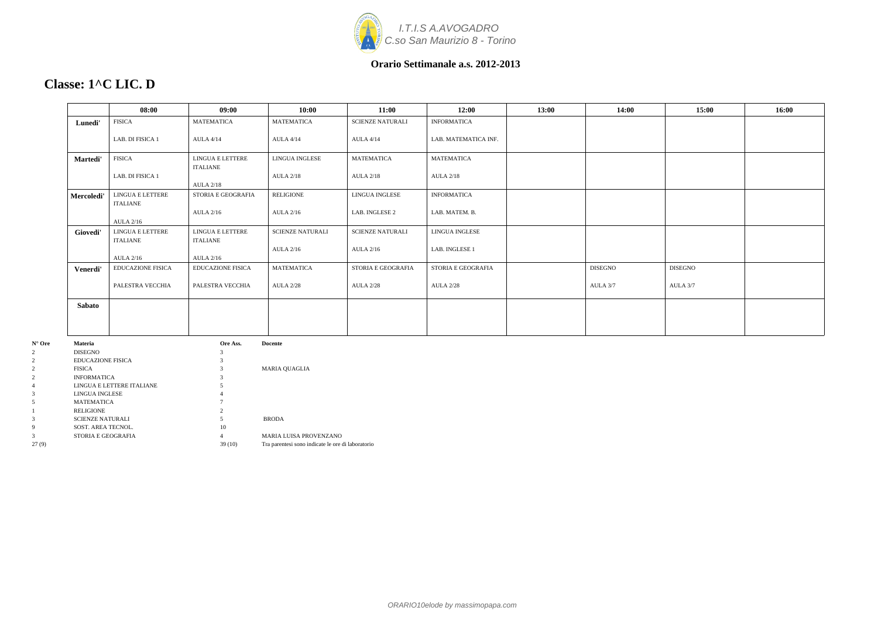*I.T.I.S A.AVOGADRO*
*C.so San Maurizio 8 - Torino*

**Orario Settimanale a.s. 2012-2013**

# Classe: 1^C LIC. D

| | 08:00 | 09:00 | 10:00 | 11:00 | 12:00 | 13:00 | 14:00 | 15:00 | 16:00 |
|---|---|---|---|---|---|---|---|---|---|
| **Lunedi'** | FISICA<br>LAB. DI FISICA 1 | MATEMATICA<br>AULA 4/14 | MATEMATICA<br>AULA 4/14 | SCIENZE NATURALI<br>AULA 4/14 | INFORMATICA<br>LAB. MATEMATICA INF. | | | | |
| **Martedi'** | FISICA<br>LAB. DI FISICA 1 | LINGUA E LETTERE ITALIANE<br>AULA 2/18 | LINGUA INGLESE<br>AULA 2/18 | MATEMATICA<br>AULA 2/18 | MATEMATICA<br>AULA 2/18 | | | | |
| **Mercoledi'** | LINGUA E LETTERE ITALIANE<br>AULA 2/16 | STORIA E GEOGRAFIA<br>AULA 2/16 | RELIGIONE<br>AULA 2/16 | LINGUA INGLESE<br>LAB. INGLESE 2 | INFORMATICA<br>LAB. MATEM. B. | | | | |
| **Giovedi'** | LINGUA E LETTERE ITALIANE<br>AULA 2/16 | LINGUA E LETTERE ITALIANE<br>AULA 2/16 | SCIENZE NATURALI<br>AULA 2/16 | SCIENZE NATURALI<br>AULA 2/16 | LINGUA INGLESE<br>LAB. INGLESE 1 | | | | |
| **Venerdi'** | EDUCAZIONE FISICA<br>PALESTRA VECCHIA | EDUCAZIONE FISICA<br>PALESTRA VECCHIA | MATEMATICA<br>AULA 2/28 | STORIA E GEOGRAFIA<br>AULA 2/28 | STORIA E GEOGRAFIA<br>AULA 2/28 | | DISEGNO<br>AULA 3/7 | DISEGNO<br>AULA 3/7 | |
| **Sabato** | | | | | | | | | |

| N° Ore | Materia | Ore Ass. | Docente |
|---|---|---|---|
| 2 | DISEGNO | 3 | |
| 2 | EDUCAZIONE FISICA | 3 | |
| 2 | FISICA | 3 | MARIA QUAGLIA |
| 2 | INFORMATICA | 3 | |
| 4 | LINGUA E LETTERE ITALIANE | 5 | |
| 3 | LINGUA INGLESE | 4 | |
| 5 | MATEMATICA | 7 | |
| 1 | RELIGIONE | 2 | |
| 3 | SCIENZE NATURALI | 5 | BRODA |
| 9 | SOST. AREA TECNOL. | 10 | |
| 3 | STORIA E GEOGRAFIA | 4 | MARIA LUISA PROVENZANO |
| 27 (9) | | 39 (10) | Tra parentesi sono indicate le ore di laboratorio |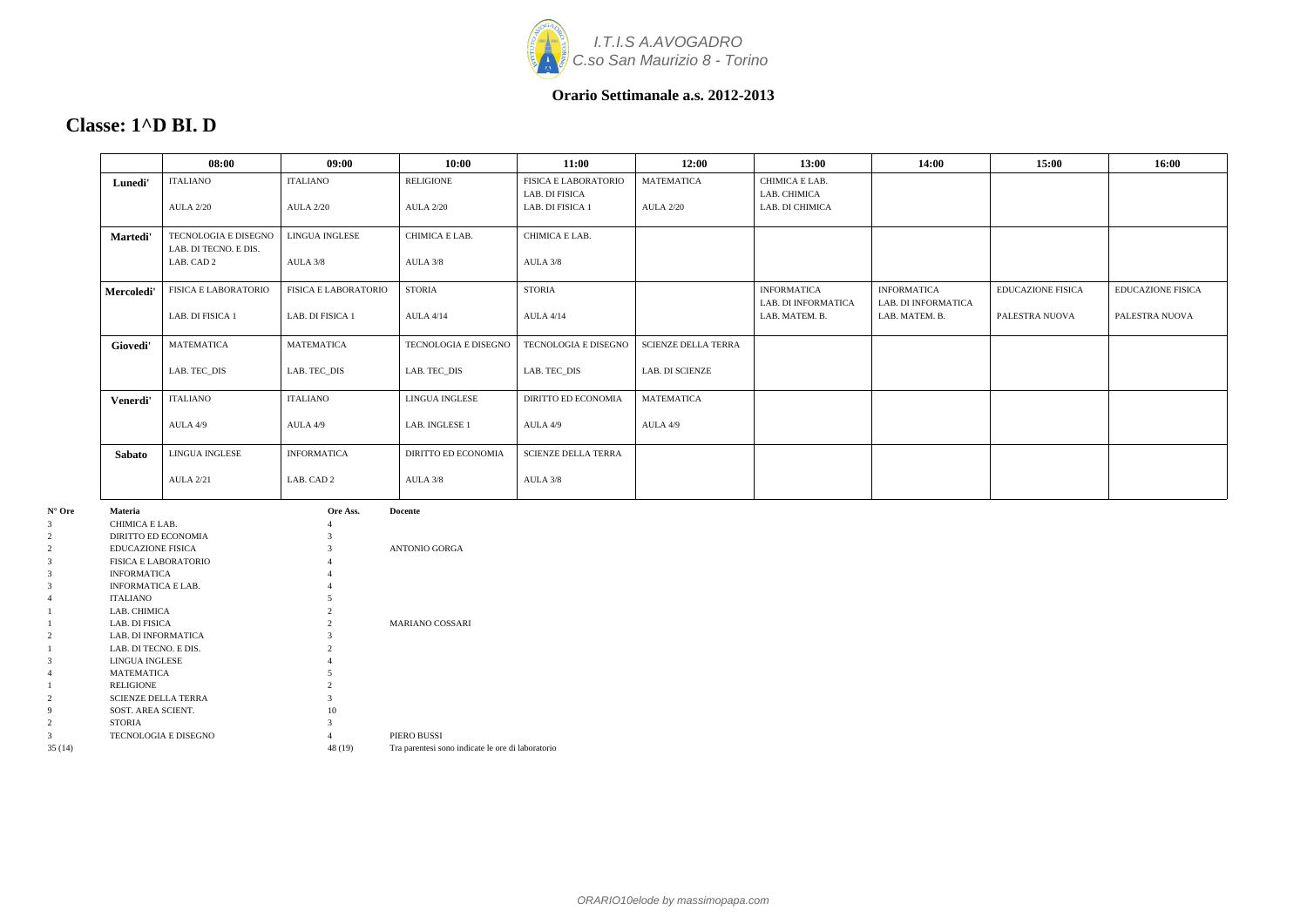*I.T.I.S A.AVOGADRO*
*C.so San Maurizio 8 - Torino*

**Orario Settimanale a.s. 2012-2013**

## Classe: 1^D BI. D

| | 08:00 | 09:00 | 10:00 | 11:00 | 12:00 | 13:00 | 14:00 | 15:00 | 16:00 |
|---|---|---|---|---|---|---|---|---|---|
| **Lunedi'** | ITALIANO<br>AULA 2/20 | ITALIANO<br>AULA 2/20 | RELIGIONE<br>AULA 2/20 | FISICA E LABORATORIO<br>LAB. DI FISICA<br>LAB. DI FISICA 1 | MATEMATICA<br>AULA 2/20 | CHIMICA E LAB.<br>LAB. CHIMICA<br>LAB. DI CHIMICA | | | |
| **Martedi'** | TECNOLOGIA E DISEGNO<br>LAB. DI TECNO. E DIS.<br>LAB. CAD 2 | LINGUA INGLESE<br>AULA 3/8 | CHIMICA E LAB.<br>AULA 3/8 | CHIMICA E LAB.<br>AULA 3/8 | | | | | |
| **Mercoledi'** | FISICA E LABORATORIO<br>LAB. DI FISICA 1 | FISICA E LABORATORIO<br>LAB. DI FISICA 1 | STORIA<br>AULA 4/14 | STORIA<br>AULA 4/14 | | INFORMATICA<br>LAB. DI INFORMATICA<br>LAB. MATEM. B. | INFORMATICA<br>LAB. DI INFORMATICA<br>LAB. MATEM. B. | EDUCAZIONE FISICA<br>PALESTRA NUOVA | EDUCAZIONE FISICA<br>PALESTRA NUOVA |
| **Giovedi'** | MATEMATICA<br>LAB. TEC_DIS | MATEMATICA<br>LAB. TEC_DIS | TECNOLOGIA E DISEGNO<br>LAB. TEC_DIS | TECNOLOGIA E DISEGNO<br>LAB. TEC_DIS | SCIENZE DELLA TERRA<br>LAB. DI SCIENZE | | | | |
| **Venerdi'** | ITALIANO<br>AULA 4/9 | ITALIANO<br>AULA 4/9 | LINGUA INGLESE<br>LAB. INGLESE 1 | DIRITTO ED ECONOMIA<br>AULA 4/9 | MATEMATICA<br>AULA 4/9 | | | | |
| **Sabato** | LINGUA INGLESE<br>AULA 2/21 | INFORMATICA<br>LAB. CAD 2 | DIRITTO ED ECONOMIA<br>AULA 3/8 | SCIENZE DELLA TERRA<br>AULA 3/8 | | | | | |

| N° Ore | Materia | Ore Ass. | Docente |
|---|---|---|---|
| 3 | CHIMICA E LAB. | 4 | |
| 2 | DIRITTO ED ECONOMIA | 3 | |
| 2 | EDUCAZIONE FISICA | 3 | ANTONIO GORGA |
| 3 | FISICA E LABORATORIO | 4 | |
| 3 | INFORMATICA | 4 | |
| 3 | INFORMATICA E LAB. | 4 | |
| 4 | ITALIANO | 5 | |
| 1 | LAB. CHIMICA | 2 | |
| 1 | LAB. DI FISICA | 2 | MARIANO COSSARI |
| 2 | LAB. DI INFORMATICA | 3 | |
| 1 | LAB. DI TECNO. E DIS. | 2 | |
| 3 | LINGUA INGLESE | 4 | |
| 4 | MATEMATICA | 5 | |
| 1 | RELIGIONE | 2 | |
| 2 | SCIENZE DELLA TERRA | 3 | |
| 9 | SOST. AREA SCIENT. | 10 | |
| 2 | STORIA | 3 | |
| 3 | TECNOLOGIA E DISEGNO | 4 | PIERO BUSSI |
| 35 (14) | | 48 (19) | Tra parentesi sono indicate le ore di laboratorio |

*ORARIO10elode by massimopapa.com*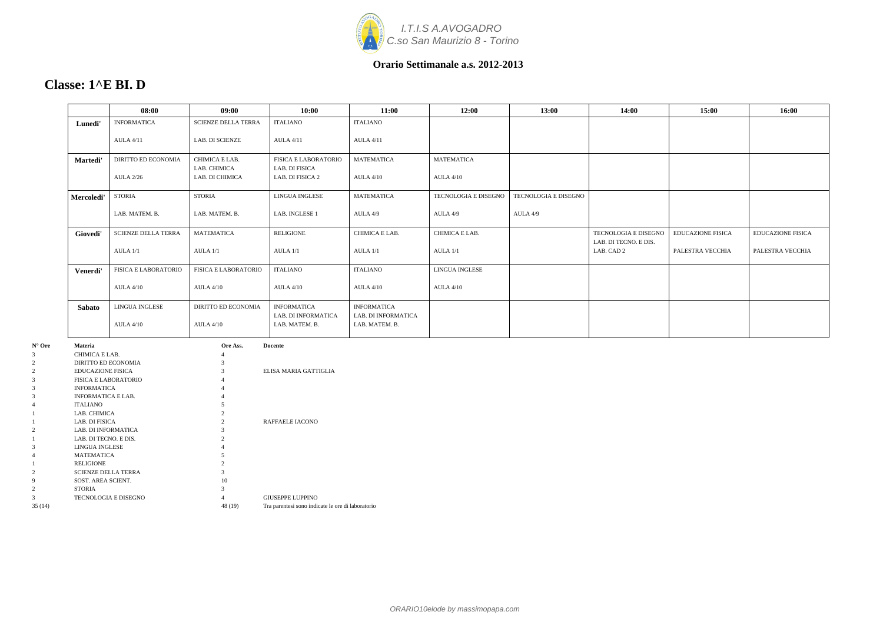I.T.I.S A.AVOGADRO
C.so San Maurizio 8 - Torino

**Orario Settimanale a.s. 2012-2013**

## Classe: 1^E BI. D

| | 08:00 | 09:00 | 10:00 | 11:00 | 12:00 | 13:00 | 14:00 | 15:00 | 16:00 |
|---|---|---|---|---|---|---|---|---|---|
| **Lunedi'** | INFORMATICA<br>AULA 4/11 | SCIENZE DELLA TERRA<br>LAB. DI SCIENZE | ITALIANO<br>AULA 4/11 | ITALIANO<br>AULA 4/11 | | | | | |
| **Martedi'** | DIRITTO ED ECONOMIA<br>AULA 2/26 | CHIMICA E LAB.<br>LAB. CHIMICA<br>LAB. DI CHIMICA | FISICA E LABORATORIO<br>LAB. DI FISICA<br>LAB. DI FISICA 2 | MATEMATICA<br>AULA 4/10 | MATEMATICA<br>AULA 4/10 | | | | |
| **Mercoledi'** | STORIA<br>LAB. MATEM. B. | STORIA<br>LAB. MATEM. B. | LINGUA INGLESE<br>LAB. INGLESE 1 | MATEMATICA<br>AULA 4/9 | TECNOLOGIA E DISEGNO<br>AULA 4/9 | TECNOLOGIA E DISEGNO<br>AULA 4/9 | | | |
| **Giovedi'** | SCIENZE DELLA TERRA<br>AULA 1/1 | MATEMATICA<br>AULA 1/1 | RELIGIONE<br>AULA 1/1 | CHIMICA E LAB.<br>AULA 1/1 | CHIMICA E LAB.<br>AULA 1/1 | | TECNOLOGIA E DISEGNO<br>LAB. DI TECNO. E DIS.<br>LAB. CAD 2 | EDUCAZIONE FISICA<br>PALESTRA VECCHIA | EDUCAZIONE FISICA<br>PALESTRA VECCHIA |
| **Venerdi'** | FISICA E LABORATORIO<br>AULA 4/10 | FISICA E LABORATORIO<br>AULA 4/10 | ITALIANO<br>AULA 4/10 | ITALIANO<br>AULA 4/10 | LINGUA INGLESE<br>AULA 4/10 | | | | |
| **Sabato** | LINGUA INGLESE<br>AULA 4/10 | DIRITTO ED ECONOMIA<br>AULA 4/10 | INFORMATICA<br>LAB. DI INFORMATICA<br>LAB. MATEM. B. | INFORMATICA<br>LAB. DI INFORMATICA<br>LAB. MATEM. B. | | | | | |

| N° Ore | Materia | Ore Ass. | Docente |
|---|---|---|---|
| 3 | CHIMICA E LAB. | 4 | |
| 2 | DIRITTO ED ECONOMIA | 3 | |
| 2 | EDUCAZIONE FISICA | 3 | ELISA MARIA GATTIGLIA |
| 3 | FISICA E LABORATORIO | 4 | |
| 3 | INFORMATICA | 4 | |
| 3 | INFORMATICA E LAB. | 4 | |
| 4 | ITALIANO | 5 | |
| 1 | LAB. CHIMICA | 2 | |
| 1 | LAB. DI FISICA | 2 | RAFFAELE IACONO |
| 2 | LAB. DI INFORMATICA | 3 | |
| 1 | LAB. DI TECNO. E DIS. | 2 | |
| 3 | LINGUA INGLESE | 4 | |
| 4 | MATEMATICA | 5 | |
| 1 | RELIGIONE | 2 | |
| 2 | SCIENZE DELLA TERRA | 3 | |
| 9 | SOST. AREA SCIENT. | 10 | |
| 2 | STORIA | 3 | |
| 3 | TECNOLOGIA E DISEGNO | 4 | GIUSEPPE LUPPINO |
| 35 (14) | | 48 (19) | Tra parentesi sono indicate le ore di laboratorio |

ORARIO10elode by massimopapa.com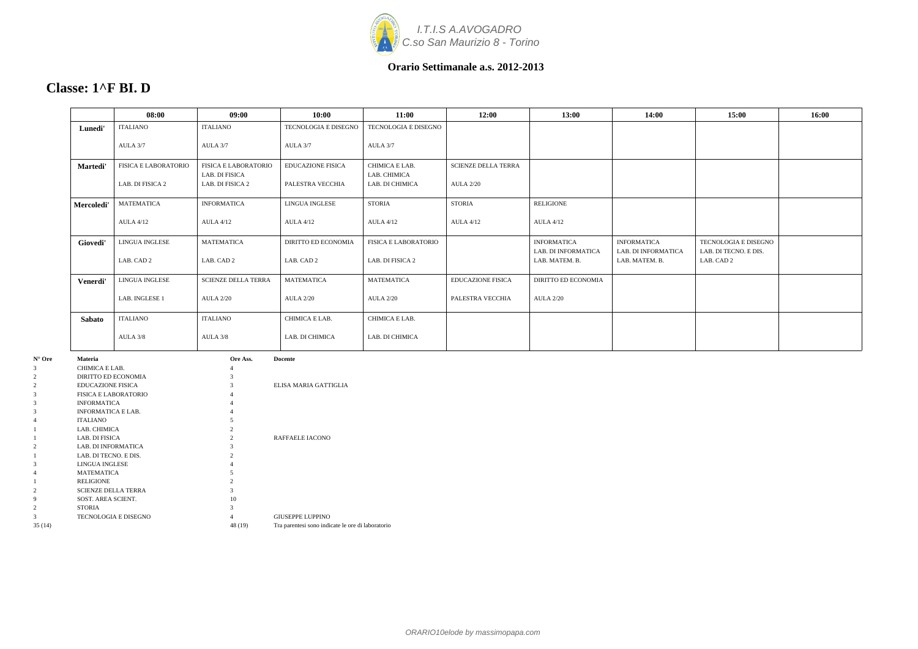*I.T.I.S A.AVOGADRO*
*C.so San Maurizio 8 - Torino*

**Orario Settimanale a.s. 2012-2013**

# Classe: 1^F BI. D

| | 08:00 | 09:00 | 10:00 | 11:00 | 12:00 | 13:00 | 14:00 | 15:00 | 16:00 |
|---|---|---|---|---|---|---|---|---|---|
| **Lunedi'** | ITALIANO<br>AULA 3/7 | ITALIANO<br>AULA 3/7 | TECNOLOGIA E DISEGNO<br>AULA 3/7 | TECNOLOGIA E DISEGNO<br>AULA 3/7 | | | | | |
| **Martedi'** | FISICA E LABORATORIO<br>LAB. DI FISICA 2 | FISICA E LABORATORIO<br>LAB. DI FISICA<br>LAB. DI FISICA 2 | EDUCAZIONE FISICA<br>PALESTRA VECCHIA | CHIMICA E LAB.<br>LAB. CHIMICA<br>LAB. DI CHIMICA | SCIENZE DELLA TERRA<br>AULA 2/20 | | | | |
| **Mercoledi'** | MATEMATICA<br>AULA 4/12 | INFORMATICA<br>AULA 4/12 | LINGUA INGLESE<br>AULA 4/12 | STORIA<br>AULA 4/12 | STORIA<br>AULA 4/12 | RELIGIONE<br>AULA 4/12 | | | |
| **Giovedi'** | LINGUA INGLESE<br>LAB. CAD 2 | MATEMATICA<br>LAB. CAD 2 | DIRITTO ED ECONOMIA<br>LAB. CAD 2 | FISICA E LABORATORIO<br>LAB. DI FISICA 2 | | INFORMATICA<br>LAB. DI INFORMATICA<br>LAB. MATEM. B. | INFORMATICA<br>LAB. DI INFORMATICA<br>LAB. MATEM. B. | TECNOLOGIA E DISEGNO<br>LAB. DI TECNO. E DIS.<br>LAB. CAD 2 | |
| **Venerdi'** | LINGUA INGLESE<br>LAB. INGLESE 1 | SCIENZE DELLA TERRA<br>AULA 2/20 | MATEMATICA<br>AULA 2/20 | MATEMATICA<br>AULA 2/20 | EDUCAZIONE FISICA<br>PALESTRA VECCHIA | DIRITTO ED ECONOMIA<br>AULA 2/20 | | | |
| **Sabato** | ITALIANO<br>AULA 3/8 | ITALIANO<br>AULA 3/8 | CHIMICA E LAB.<br>LAB. DI CHIMICA | CHIMICA E LAB.<br>LAB. DI CHIMICA | | | | | |

| N° Ore | Materia | Ore Ass. | Docente |
|---|---|---|---|
| 3 | CHIMICA E LAB. | 4 | |
| 2 | DIRITTO ED ECONOMIA | 3 | |
| 2 | EDUCAZIONE FISICA | 3 | ELISA MARIA GATTIGLIA |
| 3 | FISICA E LABORATORIO | 4 | |
| 3 | INFORMATICA | 4 | |
| 3 | INFORMATICA E LAB. | 4 | |
| 4 | ITALIANO | 5 | |
| 1 | LAB. CHIMICA | 2 | |
| 1 | LAB. DI FISICA | 2 | RAFFAELE IACONO |
| 2 | LAB. DI INFORMATICA | 3 | |
| 1 | LAB. DI TECNO. E DIS. | 2 | |
| 3 | LINGUA INGLESE | 4 | |
| 4 | MATEMATICA | 5 | |
| 1 | RELIGIONE | 2 | |
| 2 | SCIENZE DELLA TERRA | 3 | |
| 9 | SOST. AREA SCIENT. | 10 | |
| 2 | STORIA | 3 | |
| 3 | TECNOLOGIA E DISEGNO | 4 | GIUSEPPE LUPPINO |
| 35 (14) | | 48 (19) | Tra parentesi sono indicate le ore di laboratorio |

*ORARIO10elode by massimopapa.com*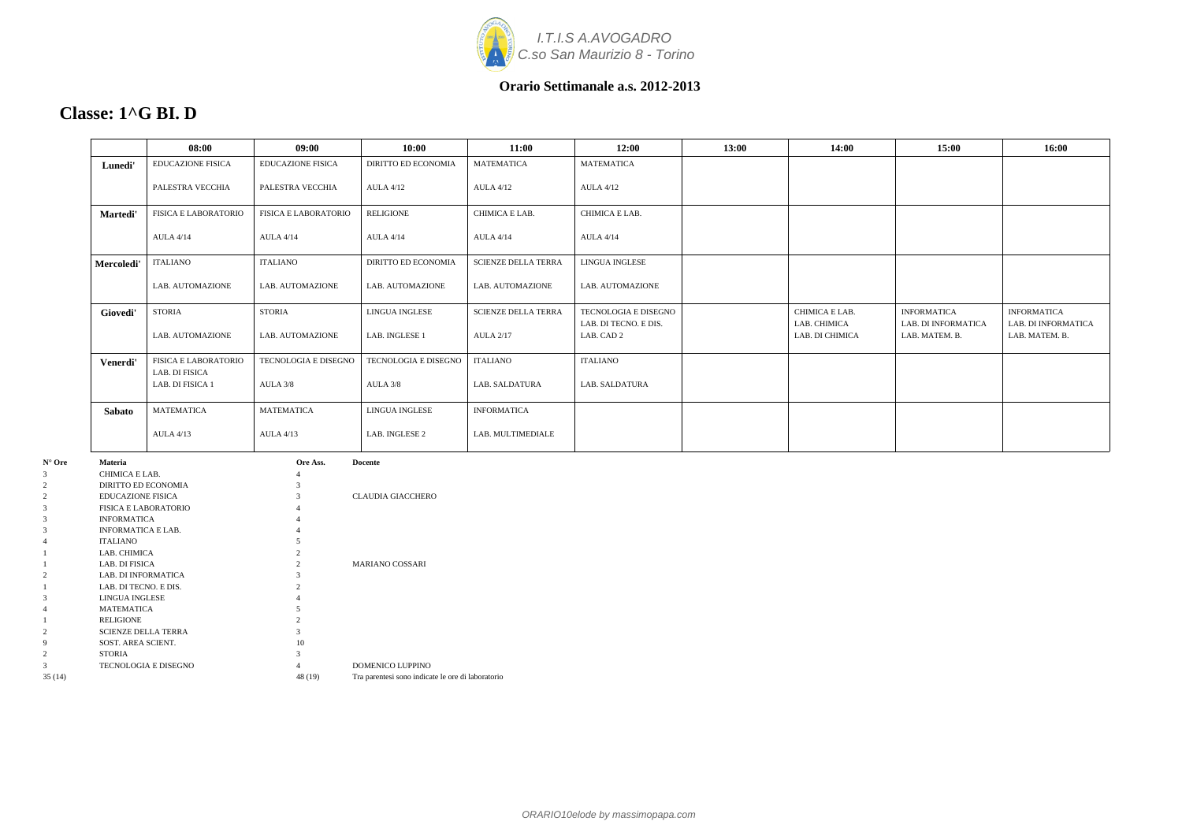I.T.I.S A.AVOGADRO
C.so San Maurizio 8 - Torino

**Orario Settimanale a.s. 2012-2013**

## Classe: 1^G BI. D

| | 08:00 | 09:00 | 10:00 | 11:00 | 12:00 | 13:00 | 14:00 | 15:00 | 16:00 |
|---|---|---|---|---|---|---|---|---|---|
| **Lunedi'** | EDUCAZIONE FISICA<br>PALESTRA VECCHIA | EDUCAZIONE FISICA<br>PALESTRA VECCHIA | DIRITTO ED ECONOMIA<br>AULA 4/12 | MATEMATICA<br>AULA 4/12 | MATEMATICA<br>AULA 4/12 | | | | |
| **Martedi'** | FISICA E LABORATORIO<br>AULA 4/14 | FISICA E LABORATORIO<br>AULA 4/14 | RELIGIONE<br>AULA 4/14 | CHIMICA E LAB.<br>AULA 4/14 | CHIMICA E LAB.<br>AULA 4/14 | | | | |
| **Mercoledi'** | ITALIANO<br>LAB. AUTOMAZIONE | ITALIANO<br>LAB. AUTOMAZIONE | DIRITTO ED ECONOMIA<br>LAB. AUTOMAZIONE | SCIENZE DELLA TERRA<br>LAB. AUTOMAZIONE | LINGUA INGLESE<br>LAB. AUTOMAZIONE | | | | |
| **Giovedi'** | STORIA<br>LAB. AUTOMAZIONE | STORIA<br>LAB. AUTOMAZIONE | LINGUA INGLESE<br>LAB. INGLESE 1 | SCIENZE DELLA TERRA<br>AULA 2/17 | TECNOLOGIA E DISEGNO<br>LAB. DI TECNO. E DIS.<br>LAB. CAD 2 | | CHIMICA E LAB.<br>LAB. CHIMICA<br>LAB. DI CHIMICA | INFORMATICA<br>LAB. DI INFORMATICA<br>LAB. MATEM. B. | INFORMATICA<br>LAB. DI INFORMATICA<br>LAB. MATEM. B. |
| **Venerdi'** | FISICA E LABORATORIO<br>LAB. DI FISICA<br>LAB. DI FISICA 1 | TECNOLOGIA E DISEGNO<br>AULA 3/8 | TECNOLOGIA E DISEGNO<br>AULA 3/8 | ITALIANO<br>LAB. SALDATURA | ITALIANO<br>LAB. SALDATURA | | | | |
| **Sabato** | MATEMATICA<br>AULA 4/13 | MATEMATICA<br>AULA 4/13 | LINGUA INGLESE<br>LAB. INGLESE 2 | INFORMATICA<br>LAB. MULTIMEDIALE | | | | | |

| N° Ore | Materia | Ore Ass. | Docente |
|---|---|---|---|
| 3 | CHIMICA E LAB. | 4 | |
| 2 | DIRITTO ED ECONOMIA | 3 | |
| 2 | EDUCAZIONE FISICA | 3 | CLAUDIA GIACCHERO |
| 3 | FISICA E LABORATORIO | 4 | |
| 3 | INFORMATICA | 4 | |
| 3 | INFORMATICA E LAB. | 4 | |
| 4 | ITALIANO | 5 | |
| 1 | LAB. CHIMICA | 2 | |
| 1 | LAB. DI FISICA | 2 | MARIANO COSSARI |
| 2 | LAB. DI INFORMATICA | 3 | |
| 1 | LAB. DI TECNO. E DIS. | 2 | |
| 3 | LINGUA INGLESE | 4 | |
| 4 | MATEMATICA | 5 | |
| 1 | RELIGIONE | 2 | |
| 2 | SCIENZE DELLA TERRA | 3 | |
| 9 | SOST. AREA SCIENT. | 10 | |
| 2 | STORIA | 3 | |
| 3 | TECNOLOGIA E DISEGNO | 4 | DOMENICO LUPPINO |
| 35 (14) | | 48 (19) | Tra parentesi sono indicate le ore di laboratorio |

ORARIO10elode by massimopapa.com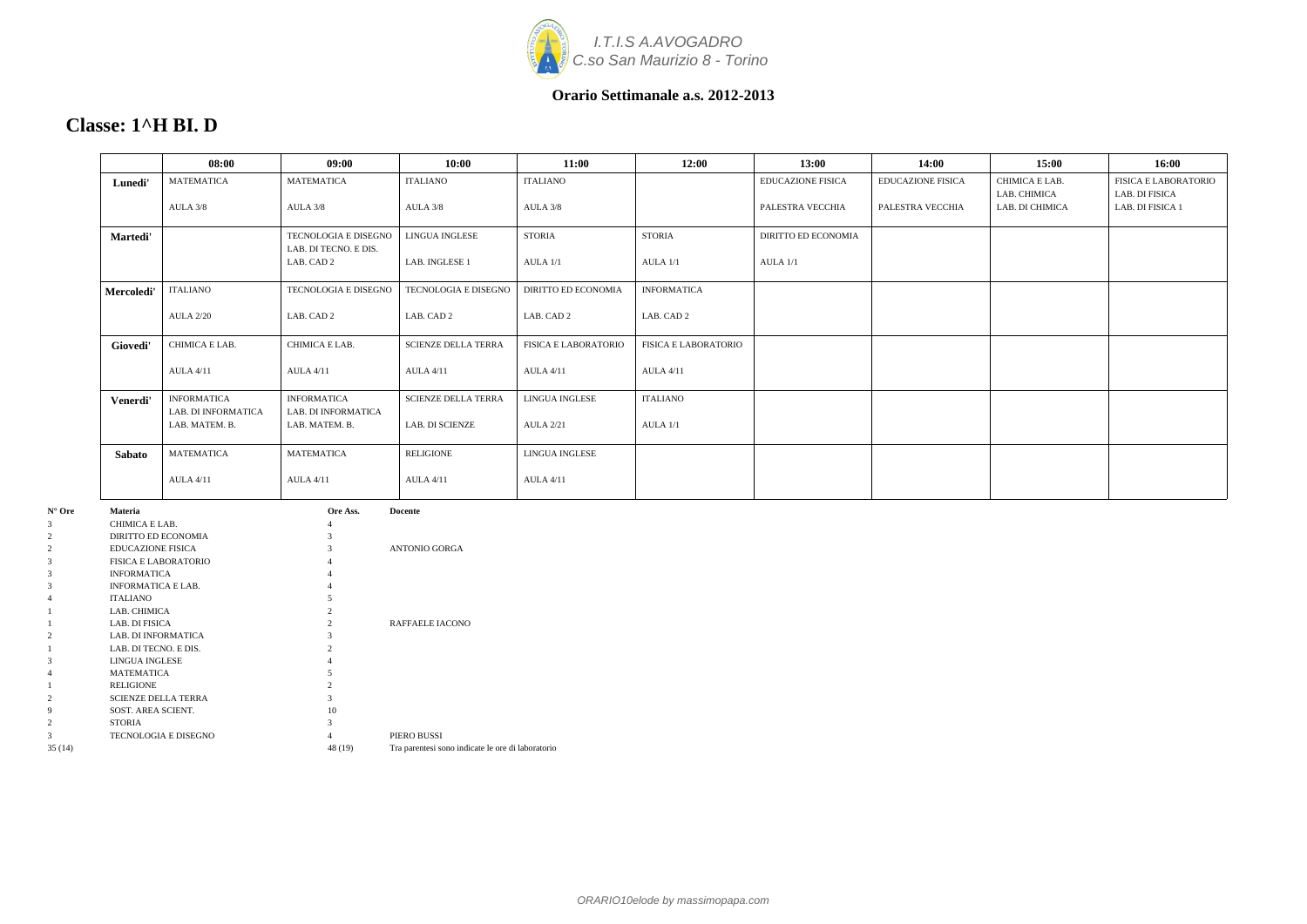I.T.I.S A.AVOGADRO
C.so San Maurizio 8 - Torino

**Orario Settimanale a.s. 2012-2013**

## Classe: 1^H BI. D

| | 08:00 | 09:00 | 10:00 | 11:00 | 12:00 | 13:00 | 14:00 | 15:00 | 16:00 |
|---|---|---|---|---|---|---|---|---|---|
| **Lunedi'** | MATEMATICA<br>AULA 3/8 | MATEMATICA<br>AULA 3/8 | ITALIANO<br>AULA 3/8 | ITALIANO<br>AULA 3/8 | | EDUCAZIONE FISICA<br>PALESTRA VECCHIA | EDUCAZIONE FISICA<br>PALESTRA VECCHIA | CHIMICA E LAB.<br>LAB. CHIMICA<br>LAB. DI CHIMICA | FISICA E LABORATORIO<br>LAB. DI FISICA<br>LAB. DI FISICA 1 |
| **Martedi'** | | TECNOLOGIA E DISEGNO<br>LAB. DI TECNO. E DIS.<br>LAB. CAD 2 | LINGUA INGLESE<br>LAB. INGLESE 1 | STORIA<br>AULA 1/1 | STORIA<br>AULA 1/1 | DIRITTO ED ECONOMIA<br>AULA 1/1 | | | |
| **Mercoledi'** | ITALIANO<br>AULA 2/20 | TECNOLOGIA E DISEGNO<br>LAB. CAD 2 | TECNOLOGIA E DISEGNO<br>LAB. CAD 2 | DIRITTO ED ECONOMIA<br>LAB. CAD 2 | INFORMATICA<br>LAB. CAD 2 | | | | |
| **Giovedi'** | CHIMICA E LAB.<br>AULA 4/11 | CHIMICA E LAB.<br>AULA 4/11 | SCIENZE DELLA TERRA<br>AULA 4/11 | FISICA E LABORATORIO<br>AULA 4/11 | FISICA E LABORATORIO<br>AULA 4/11 | | | | |
| **Venerdi'** | INFORMATICA<br>LAB. DI INFORMATICA<br>LAB. MATEM. B. | INFORMATICA<br>LAB. DI INFORMATICA<br>LAB. MATEM. B. | SCIENZE DELLA TERRA<br>LAB. DI SCIENZE | LINGUA INGLESE<br>AULA 2/21 | ITALIANO<br>AULA 1/1 | | | | |
| **Sabato** | MATEMATICA<br>AULA 4/11 | MATEMATICA<br>AULA 4/11 | RELIGIONE<br>AULA 4/11 | LINGUA INGLESE<br>AULA 4/11 | | | | | |

| N° Ore | Materia | Ore Ass. | Docente |
|---|---|---|---|
| 3 | CHIMICA E LAB. | 4 | |
| 2 | DIRITTO ED ECONOMIA | 3 | |
| 2 | EDUCAZIONE FISICA | 3 | ANTONIO GORGA |
| 3 | FISICA E LABORATORIO | 4 | |
| 3 | INFORMATICA | 4 | |
| 3 | INFORMATICA E LAB. | 4 | |
| 4 | ITALIANO | 5 | |
| 1 | LAB. CHIMICA | 2 | |
| 1 | LAB. DI FISICA | 2 | RAFFAELE IACONO |
| 2 | LAB. DI INFORMATICA | 3 | |
| 1 | LAB. DI TECNO. E DIS. | 2 | |
| 3 | LINGUA INGLESE | 4 | |
| 4 | MATEMATICA | 5 | |
| 1 | RELIGIONE | 2 | |
| 2 | SCIENZE DELLA TERRA | 3 | |
| 9 | SOST. AREA SCIENT. | 10 | |
| 2 | STORIA | 3 | |
| 3 | TECNOLOGIA E DISEGNO | 4 | PIERO BUSSI |
| 35 (14) | | 48 (19) | Tra parentesi sono indicate le ore di laboratorio |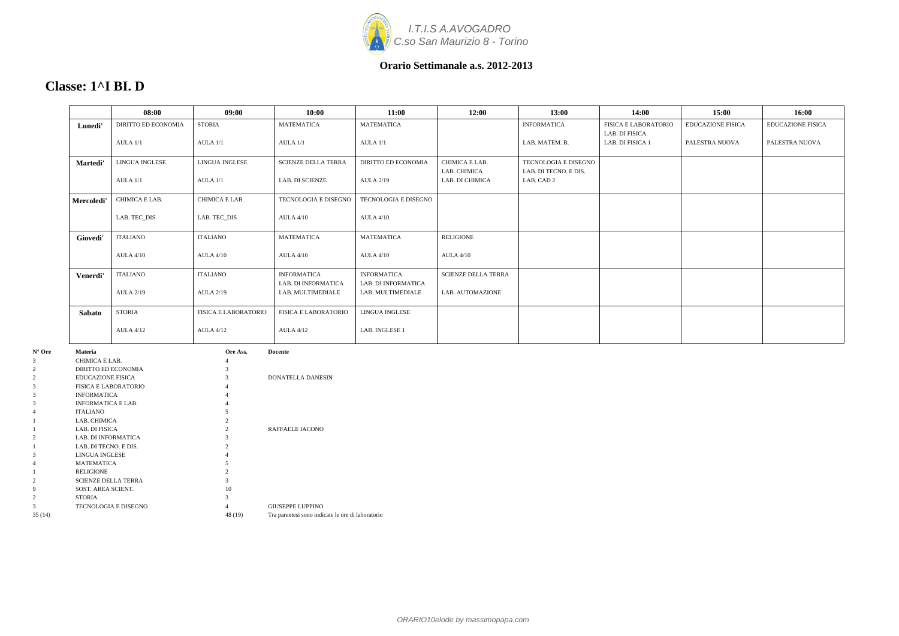I.T.I.S A.AVOGADRO
C.so San Maurizio 8 - Torino

**Orario Settimanale a.s. 2012-2013**

## Classe: 1^I BI. D

| | 08:00 | 09:00 | 10:00 | 11:00 | 12:00 | 13:00 | 14:00 | 15:00 | 16:00 |
|---|---|---|---|---|---|---|---|---|---|
| **Lunedi'** | DIRITTO ED ECONOMIA<br>AULA 1/1 | STORIA<br>AULA 1/1 | MATEMATICA<br>AULA 1/1 | MATEMATICA<br>AULA 1/1 | | INFORMATICA<br>LAB. MATEM. B. | FISICA E LABORATORIO<br>LAB. DI FISICA<br>LAB. DI FISICA 1 | EDUCAZIONE FISICA<br>PALESTRA NUOVA | EDUCAZIONE FISICA<br>PALESTRA NUOVA |
| **Martedi'** | LINGUA INGLESE<br>AULA 1/1 | LINGUA INGLESE<br>AULA 1/1 | SCIENZE DELLA TERRA<br>LAB. DI SCIENZE | DIRITTO ED ECONOMIA<br>AULA 2/19 | CHIMICA E LAB.<br>LAB. CHIMICA<br>LAB. DI CHIMICA | TECNOLOGIA E DISEGNO<br>LAB. DI TECNO. E DIS.<br>LAB. CAD 2 | | | |
| **Mercoledi'** | CHIMICA E LAB.<br>LAB. TEC_DIS | CHIMICA E LAB.<br>LAB. TEC_DIS | TECNOLOGIA E DISEGNO<br>AULA 4/10 | TECNOLOGIA E DISEGNO<br>AULA 4/10 | | | | | |
| **Giovedi'** | ITALIANO<br>AULA 4/10 | ITALIANO<br>AULA 4/10 | MATEMATICA<br>AULA 4/10 | MATEMATICA<br>AULA 4/10 | RELIGIONE<br>AULA 4/10 | | | | |
| **Venerdi'** | ITALIANO<br>AULA 2/19 | ITALIANO<br>AULA 2/19 | INFORMATICA<br>LAB. DI INFORMATICA<br>LAB. MULTIMEDIALE | INFORMATICA<br>LAB. DI INFORMATICA<br>LAB. MULTIMEDIALE | SCIENZE DELLA TERRA<br>LAB. AUTOMAZIONE | | | | |
| **Sabato** | STORIA<br>AULA 4/12 | FISICA E LABORATORIO<br>AULA 4/12 | FISICA E LABORATORIO<br>AULA 4/12 | LINGUA INGLESE<br>LAB. INGLESE 1 | | | | | |

| N° Ore | Materia | Ore Ass. | Docente |
|---|---|---|---|
| 3 | CHIMICA E LAB. | 4 | |
| 2 | DIRITTO ED ECONOMIA | 3 | |
| 2 | EDUCAZIONE FISICA | 3 | DONATELLA DANESIN |
| 3 | FISICA E LABORATORIO | 4 | |
| 3 | INFORMATICA | 4 | |
| 3 | INFORMATICA E LAB. | 4 | |
| 4 | ITALIANO | 5 | |
| 1 | LAB. CHIMICA | 2 | |
| 1 | LAB. DI FISICA | 2 | RAFFAELE IACONO |
| 2 | LAB. DI INFORMATICA | 3 | |
| 1 | LAB. DI TECNO. E DIS. | 2 | |
| 3 | LINGUA INGLESE | 4 | |
| 4 | MATEMATICA | 5 | |
| 1 | RELIGIONE | 2 | |
| 2 | SCIENZE DELLA TERRA | 3 | |
| 9 | SOST. AREA SCIENT. | 10 | |
| 2 | STORIA | 3 | |
| 3 | TECNOLOGIA E DISEGNO | 4 | GIUSEPPE LUPPINO |
| 35 (14) | | 48 (19) | Tra parentesi sono indicate le ore di laboratorio |

ORARIO10elode by massimopapa.com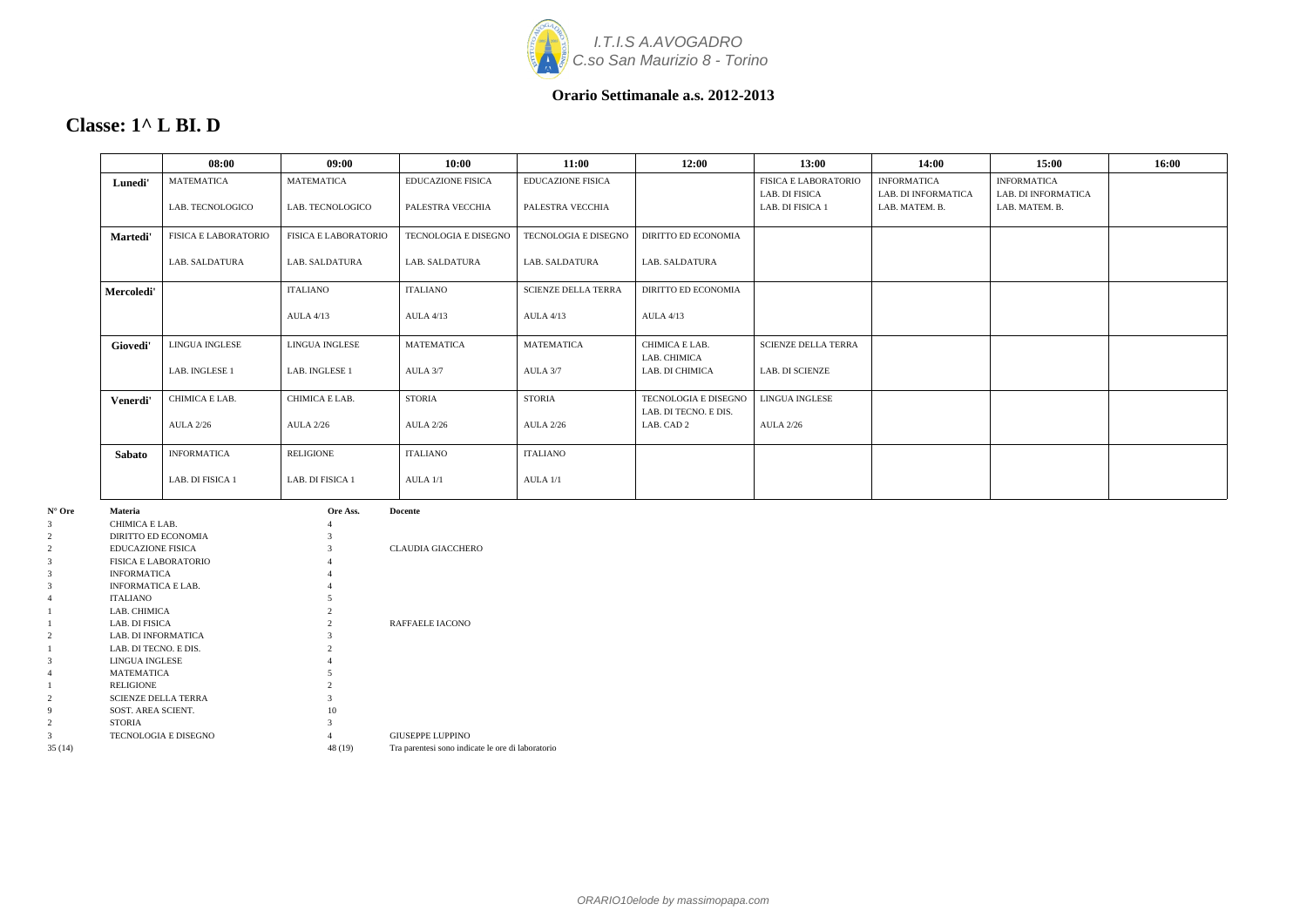I.T.I.S A.AVOGADRO
C.so San Maurizio 8 - Torino

**Orario Settimanale a.s. 2012-2013**

## Classe: 1^ L BI. D

| | 08:00 | 09:00 | 10:00 | 11:00 | 12:00 | 13:00 | 14:00 | 15:00 | 16:00 |
|---|---|---|---|---|---|---|---|---|---|
| **Lunedi'** | MATEMATICA<br>LAB. TECNOLOGICO | MATEMATICA<br>LAB. TECNOLOGICO | EDUCAZIONE FISICA<br>PALESTRA VECCHIA | EDUCAZIONE FISICA<br>PALESTRA VECCHIA | | FISICA E LABORATORIO<br>LAB. DI FISICA<br>LAB. DI FISICA 1 | INFORMATICA<br>LAB. DI INFORMATICA<br>LAB. MATEM. B. | INFORMATICA<br>LAB. DI INFORMATICA<br>LAB. MATEM. B. | |
| **Martedi'** | FISICA E LABORATORIO<br>LAB. SALDATURA | FISICA E LABORATORIO<br>LAB. SALDATURA | TECNOLOGIA E DISEGNO<br>LAB. SALDATURA | TECNOLOGIA E DISEGNO<br>LAB. SALDATURA | DIRITTO ED ECONOMIA<br>LAB. SALDATURA | | | | |
| **Mercoledi'** | | ITALIANO<br>AULA 4/13 | ITALIANO<br>AULA 4/13 | SCIENZE DELLA TERRA<br>AULA 4/13 | DIRITTO ED ECONOMIA<br>AULA 4/13 | | | | |
| **Giovedi'** | LINGUA INGLESE<br>LAB. INGLESE 1 | LINGUA INGLESE<br>LAB. INGLESE 1 | MATEMATICA<br>AULA 3/7 | MATEMATICA<br>AULA 3/7 | CHIMICA E LAB.<br>LAB. CHIMICA<br>LAB. DI CHIMICA | SCIENZE DELLA TERRA<br>LAB. DI SCIENZE | | | |
| **Venerdi'** | CHIMICA E LAB.<br>AULA 2/26 | CHIMICA E LAB.<br>AULA 2/26 | STORIA<br>AULA 2/26 | STORIA<br>AULA 2/26 | TECNOLOGIA E DISEGNO<br>LAB. DI TECNO. E DIS.<br>LAB. CAD 2 | LINGUA INGLESE<br>AULA 2/26 | | | |
| **Sabato** | INFORMATICA<br>LAB. DI FISICA 1 | RELIGIONE<br>LAB. DI FISICA 1 | ITALIANO<br>AULA 1/1 | ITALIANO<br>AULA 1/1 | | | | | |

| N° Ore | Materia | Ore Ass. | Docente |
|---|---|---|---|
| 3 | CHIMICA E LAB. | 4 | |
| 2 | DIRITTO ED ECONOMIA | 3 | |
| 2 | EDUCAZIONE FISICA | 3 | CLAUDIA GIACCHERO |
| 3 | FISICA E LABORATORIO | 4 | |
| 3 | INFORMATICA | 4 | |
| 3 | INFORMATICA E LAB. | 4 | |
| 4 | ITALIANO | 5 | |
| 1 | LAB. CHIMICA | 2 | |
| 1 | LAB. DI FISICA | 2 | RAFFAELE IACONO |
| 2 | LAB. DI INFORMATICA | 3 | |
| 1 | LAB. DI TECNO. E DIS. | 2 | |
| 3 | LINGUA INGLESE | 4 | |
| 4 | MATEMATICA | 5 | |
| 1 | RELIGIONE | 2 | |
| 2 | SCIENZE DELLA TERRA | 3 | |
| 9 | SOST. AREA SCIENT. | 10 | |
| 2 | STORIA | 3 | |
| 3 | TECNOLOGIA E DISEGNO | 4 | GIUSEPPE LUPPINO |
| 35 (14) | | 48 (19) | Tra parentesi sono indicate le ore di laboratorio |

*ORARIO10elode by massimopapa.com*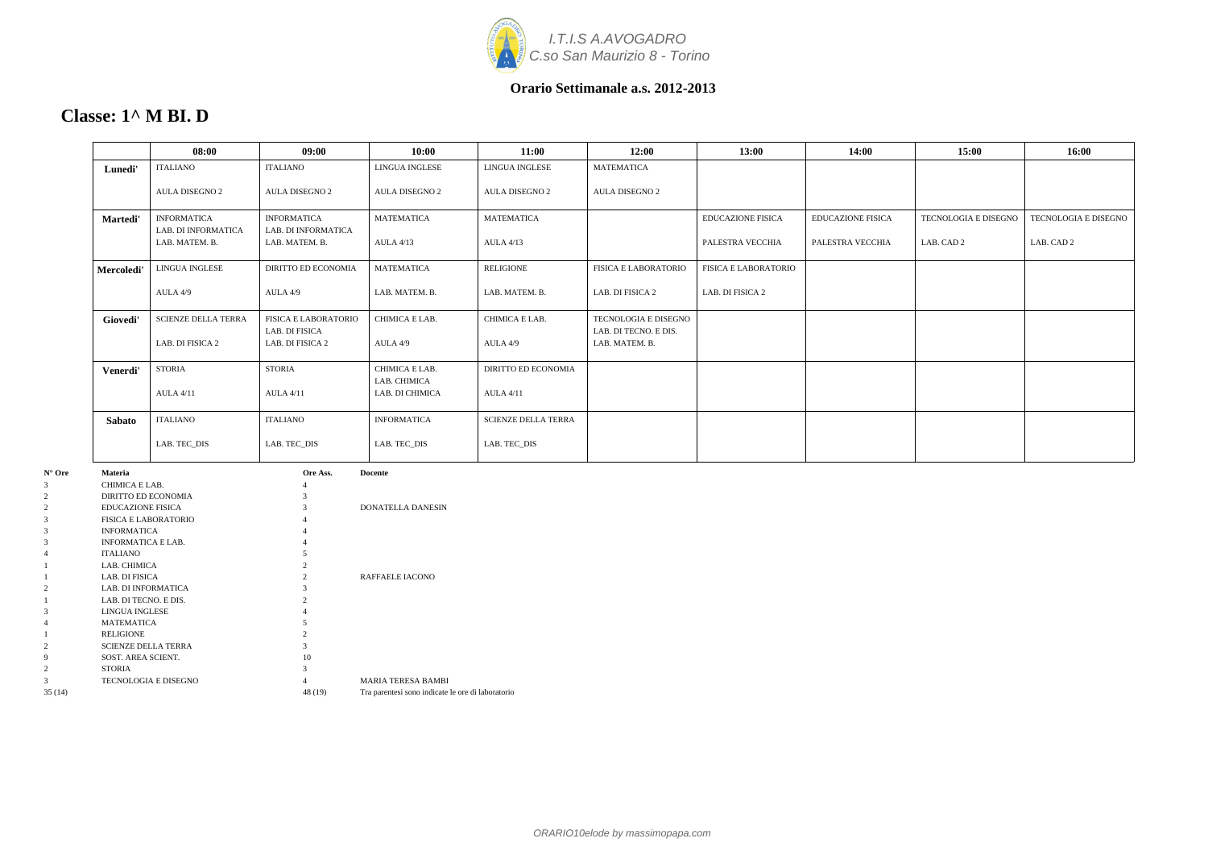*I.T.I.S A.AVOGADRO*
*C.so San Maurizio 8 - Torino*

**Orario Settimanale a.s. 2012-2013**

## Classe: 1^ M BI. D

| | 08:00 | 09:00 | 10:00 | 11:00 | 12:00 | 13:00 | 14:00 | 15:00 | 16:00 |
|---|---|---|---|---|---|---|---|---|---|
| **Lunedi'** | ITALIANO<br>AULA DISEGNO 2 | ITALIANO<br>AULA DISEGNO 2 | LINGUA INGLESE<br>AULA DISEGNO 2 | LINGUA INGLESE<br>AULA DISEGNO 2 | MATEMATICA<br>AULA DISEGNO 2 | | | | |
| **Martedi'** | INFORMATICA<br>LAB. DI INFORMATICA<br>LAB. MATEM. B. | INFORMATICA<br>LAB. DI INFORMATICA<br>LAB. MATEM. B. | MATEMATICA<br>AULA 4/13 | MATEMATICA<br>AULA 4/13 | | EDUCAZIONE FISICA<br>PALESTRA VECCHIA | EDUCAZIONE FISICA<br>PALESTRA VECCHIA | TECNOLOGIA E DISEGNO<br>LAB. CAD 2 | TECNOLOGIA E DISEGNO<br>LAB. CAD 2 |
| **Mercoledi'** | LINGUA INGLESE<br>AULA 4/9 | DIRITTO ED ECONOMIA<br>AULA 4/9 | MATEMATICA<br>LAB. MATEM. B. | RELIGIONE<br>LAB. MATEM. B. | FISICA E LABORATORIO<br>LAB. DI FISICA 2 | FISICA E LABORATORIO<br>LAB. DI FISICA 2 | | | |
| **Giovedi'** | SCIENZE DELLA TERRA<br>LAB. DI FISICA 2 | FISICA E LABORATORIO<br>LAB. DI FISICA<br>LAB. DI FISICA 2 | CHIMICA E LAB.<br>AULA 4/9 | CHIMICA E LAB.<br>AULA 4/9 | TECNOLOGIA E DISEGNO<br>LAB. DI TECNO. E DIS.<br>LAB. MATEM. B. | | | | |
| **Venerdi'** | STORIA<br>AULA 4/11 | STORIA<br>AULA 4/11 | CHIMICA E LAB.<br>LAB. CHIMICA<br>LAB. DI CHIMICA | DIRITTO ED ECONOMIA<br>AULA 4/11 | | | | | |
| **Sabato** | ITALIANO<br>LAB. TEC_DIS | ITALIANO<br>LAB. TEC_DIS | INFORMATICA<br>LAB. TEC_DIS | SCIENZE DELLA TERRA<br>LAB. TEC_DIS | | | | | |

| N° Ore | Materia | Ore Ass. | Docente |
|---|---|---|---|
| 3 | CHIMICA E LAB. | 4 | |
| 2 | DIRITTO ED ECONOMIA | 3 | |
| 2 | EDUCAZIONE FISICA | 3 | DONATELLA DANESIN |
| 3 | FISICA E LABORATORIO | 4 | |
| 3 | INFORMATICA | 4 | |
| 3 | INFORMATICA E LAB. | 4 | |
| 4 | ITALIANO | 5 | |
| 1 | LAB. CHIMICA | 2 | |
| 1 | LAB. DI FISICA | 2 | RAFFAELE IACONO |
| 2 | LAB. DI INFORMATICA | 3 | |
| 1 | LAB. DI TECNO. E DIS. | 2 | |
| 3 | LINGUA INGLESE | 4 | |
| 4 | MATEMATICA | 5 | |
| 1 | RELIGIONE | 2 | |
| 2 | SCIENZE DELLA TERRA | 3 | |
| 9 | SOST. AREA SCIENT. | 10 | |
| 2 | STORIA | 3 | |
| 3 | TECNOLOGIA E DISEGNO | 4 | MARIA TERESA BAMBI |
| 35 (14) | | 48 (19) | Tra parentesi sono indicate le ore di laboratorio |

*ORARIO10elode by massimopapa.com*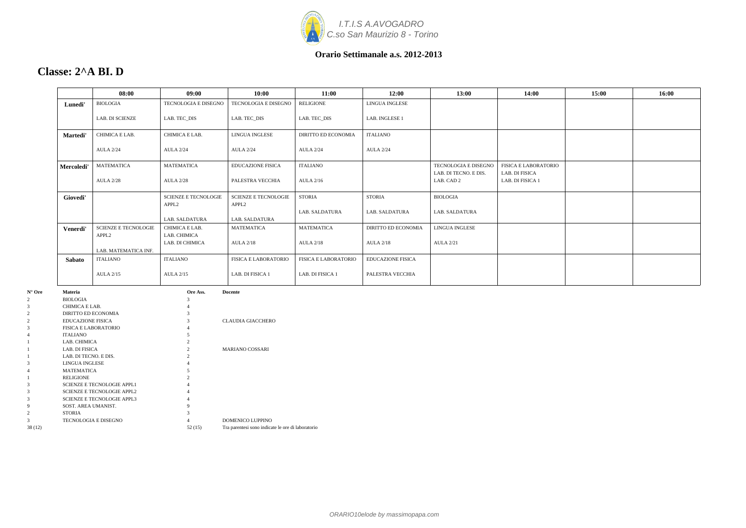*I.T.I.S A.AVOGADRO*
*C.so San Maurizio 8 - Torino*

**Orario Settimanale a.s. 2012-2013**

## Classe: 2^A BI. D

| | 08:00 | 09:00 | 10:00 | 11:00 | 12:00 | 13:00 | 14:00 | 15:00 | 16:00 |
|---|---|---|---|---|---|---|---|---|---|
| **Lunedi'** | BIOLOGIA<br>LAB. DI SCIENZE | TECNOLOGIA E DISEGNO<br>LAB. TEC_DIS | TECNOLOGIA E DISEGNO<br>LAB. TEC_DIS | RELIGIONE<br>LAB. TEC_DIS | LINGUA INGLESE<br>LAB. INGLESE 1 | | | | |
| **Martedi'** | CHIMICA E LAB.<br>AULA 2/24 | CHIMICA E LAB.<br>AULA 2/24 | LINGUA INGLESE<br>AULA 2/24 | DIRITTO ED ECONOMIA<br>AULA 2/24 | ITALIANO<br>AULA 2/24 | | | | |
| **Mercoledi'** | MATEMATICA<br>AULA 2/28 | MATEMATICA<br>AULA 2/28 | EDUCAZIONE FISICA<br>PALESTRA VECCHIA | ITALIANO<br>AULA 2/16 | | TECNOLOGIA E DISEGNO<br>LAB. DI TECNO. E DIS.<br>LAB. CAD 2 | FISICA E LABORATORIO<br>LAB. DI FISICA<br>LAB. DI FISICA 1 | | |
| **Giovedi'** | | SCIENZE E TECNOLOGIE APPL2<br>LAB. SALDATURA | SCIENZE E TECNOLOGIE APPL2<br>LAB. SALDATURA | STORIA<br>LAB. SALDATURA | STORIA<br>LAB. SALDATURA | BIOLOGIA<br>LAB. SALDATURA | | | |
| **Venerdi'** | SCIENZE E TECNOLOGIE APPL2<br>LAB. MATEMATICA INF. | CHIMICA E LAB.<br>LAB. CHIMICA<br>LAB. DI CHIMICA | MATEMATICA<br>AULA 2/18 | MATEMATICA<br>AULA 2/18 | DIRITTO ED ECONOMIA<br>AULA 2/18 | LINGUA INGLESE<br>AULA 2/21 | | | |
| **Sabato** | ITALIANO<br>AULA 2/15 | ITALIANO<br>AULA 2/15 | FISICA E LABORATORIO<br>LAB. DI FISICA 1 | FISICA E LABORATORIO<br>LAB. DI FISICA 1 | EDUCAZIONE FISICA<br>PALESTRA VECCHIA | | | | |

| N° Ore | Materia | Ore Ass. | Docente |
|---|---|---|---|
| 2 | BIOLOGIA | 3 | |
| 3 | CHIMICA E LAB. | 4 | |
| 2 | DIRITTO ED ECONOMIA | 3 | |
| 2 | EDUCAZIONE FISICA | 3 | CLAUDIA GIACCHERO |
| 3 | FISICA E LABORATORIO | 4 | |
| 4 | ITALIANO | 5 | |
| 1 | LAB. CHIMICA | 2 | |
| 1 | LAB. DI FISICA | 2 | MARIANO COSSARI |
| 1 | LAB. DI TECNO. E DIS. | 2 | |
| 3 | LINGUA INGLESE | 4 | |
| 4 | MATEMATICA | 5 | |
| 1 | RELIGIONE | 2 | |
| 3 | SCIENZE E TECNOLOGIE APPL1 | 4 | |
| 3 | SCIENZE E TECNOLOGIE APPL2 | 4 | |
| 3 | SCIENZE E TECNOLOGIE APPL3 | 4 | |
| 9 | SOST. AREA UMANIST. | 9 | |
| 2 | STORIA | 3 | |
| 3 | TECNOLOGIA E DISEGNO | 4 | DOMENICO LUPPINO |
| 38 (12) | | 52 (15) | Tra parentesi sono indicate le ore di laboratorio |

*ORARIO10elode by massimopapa.com*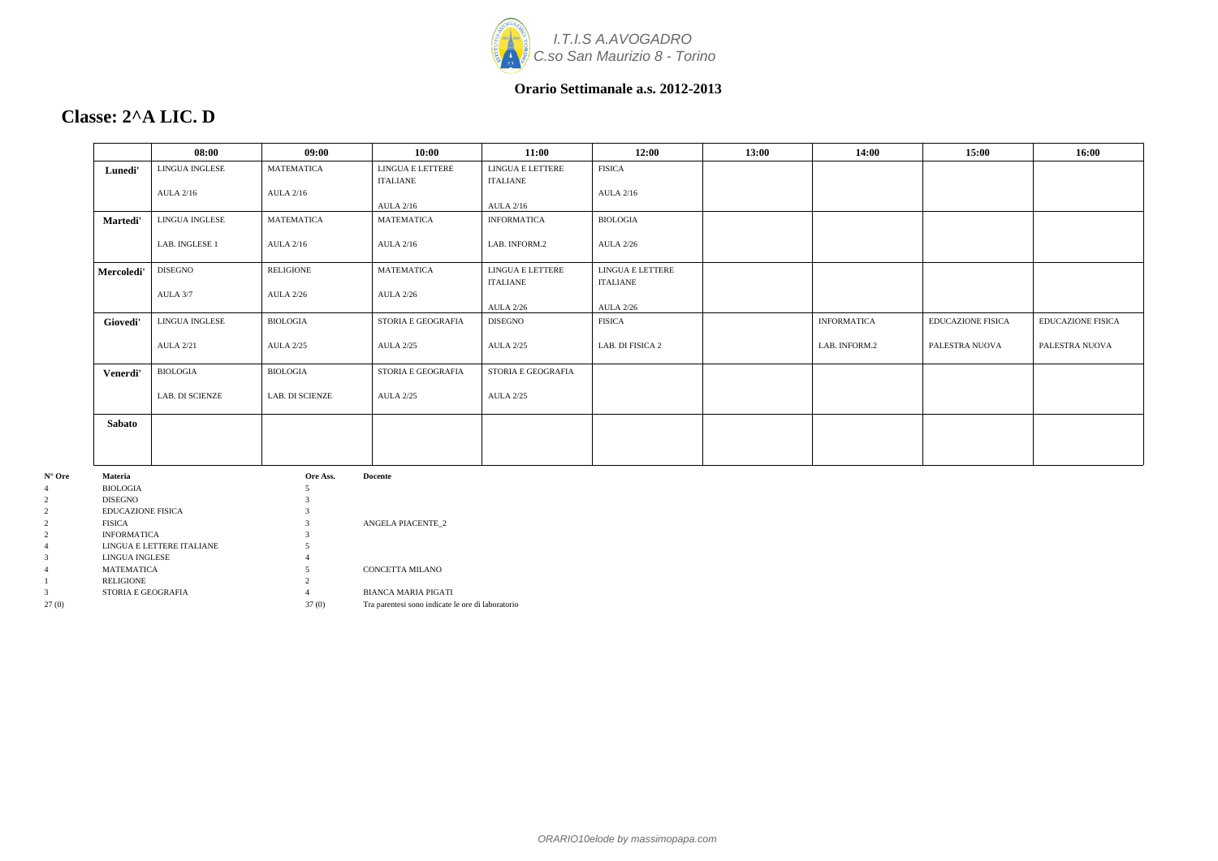I.T.I.S A.AVOGADRO
C.so San Maurizio 8 - Torino

**Orario Settimanale a.s. 2012-2013**

## Classe: 2^A LIC. D

| | 08:00 | 09:00 | 10:00 | 11:00 | 12:00 | 13:00 | 14:00 | 15:00 | 16:00 |
|---|---|---|---|---|---|---|---|---|---|
| **Lunedi'** | LINGUA INGLESE<br>AULA 2/16 | MATEMATICA<br>AULA 2/16 | LINGUA E LETTERE ITALIANE<br>AULA 2/16 | LINGUA E LETTERE ITALIANE<br>AULA 2/16 | FISICA<br>AULA 2/16 | | | | |
| **Martedi'** | LINGUA INGLESE<br>LAB. INGLESE 1 | MATEMATICA<br>AULA 2/16 | MATEMATICA<br>AULA 2/16 | INFORMATICA<br>LAB. INFORM.2 | BIOLOGIA<br>AULA 2/26 | | | | |
| **Mercoledi'** | DISEGNO<br>AULA 3/7 | RELIGIONE<br>AULA 2/26 | MATEMATICA<br>AULA 2/26 | LINGUA E LETTERE ITALIANE<br>AULA 2/26 | LINGUA E LETTERE ITALIANE<br>AULA 2/26 | | | | |
| **Giovedi'** | LINGUA INGLESE<br>AULA 2/21 | BIOLOGIA<br>AULA 2/25 | STORIA E GEOGRAFIA<br>AULA 2/25 | DISEGNO<br>AULA 2/25 | FISICA<br>LAB. DI FISICA 2 | | INFORMATICA<br>LAB. INFORM.2 | EDUCAZIONE FISICA<br>PALESTRA NUOVA | EDUCAZIONE FISICA<br>PALESTRA NUOVA |
| **Venerdi'** | BIOLOGIA<br>LAB. DI SCIENZE | BIOLOGIA<br>LAB. DI SCIENZE | STORIA E GEOGRAFIA<br>AULA 2/25 | STORIA E GEOGRAFIA<br>AULA 2/25 | | | | | |
| **Sabato** | | | | | | | | | |

| N° Ore | Materia | Ore Ass. | Docente |
|---|---|---|---|
| 4 | BIOLOGIA | 5 | |
| 2 | DISEGNO | 3 | |
| 2 | EDUCAZIONE FISICA | 3 | |
| 2 | FISICA | 3 | ANGELA PIACENTE_2 |
| 2 | INFORMATICA | 3 | |
| 4 | LINGUA E LETTERE ITALIANE | 5 | |
| 3 | LINGUA INGLESE | 4 | |
| 4 | MATEMATICA | 5 | CONCETTA MILANO |
| 1 | RELIGIONE | 2 | |
| 3 | STORIA E GEOGRAFIA | 4 | BIANCA MARIA PIGATI |
| 27 (0) | | 37 (0) | Tra parentesi sono indicate le ore di laboratorio |

*ORARIO10elode by massimopapa.com*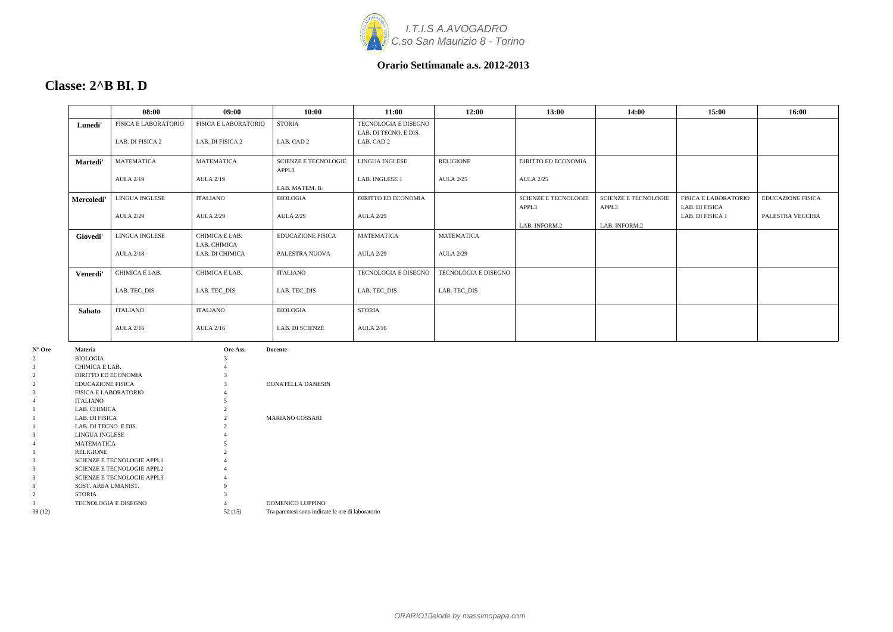*I.T.I.S A.AVOGADRO*
*C.so San Maurizio 8 - Torino*

**Orario Settimanale a.s. 2012-2013**

# Classe: 2^B BI. D

| | 08:00 | 09:00 | 10:00 | 11:00 | 12:00 | 13:00 | 14:00 | 15:00 | 16:00 |
|---|---|---|---|---|---|---|---|---|---|
| **Lunedi'** | FISICA E LABORATORIO<br>LAB. DI FISICA 2 | FISICA E LABORATORIO<br>LAB. DI FISICA 2 | STORIA<br>LAB. CAD 2 | TECNOLOGIA E DISEGNO<br>LAB. DI TECNO. E DIS.<br>LAB. CAD 2 | | | | | |
| **Martedi'** | MATEMATICA<br>AULA 2/19 | MATEMATICA<br>AULA 2/19 | SCIENZE E TECNOLOGIE APPL3<br>LAB. MATEM. B. | LINGUA INGLESE<br>LAB. INGLESE 1 | RELIGIONE<br>AULA 2/25 | DIRITTO ED ECONOMIA<br>AULA 2/25 | | | |
| **Mercoledi'** | LINGUA INGLESE<br>AULA 2/29 | ITALIANO<br>AULA 2/29 | BIOLOGIA<br>AULA 2/29 | DIRITTO ED ECONOMIA<br>AULA 2/29 | | SCIENZE E TECNOLOGIE APPL3<br>LAB. INFORM.2 | SCIENZE E TECNOLOGIE APPL3<br>LAB. INFORM.2 | FISICA E LABORATORIO<br>LAB. DI FISICA<br>LAB. DI FISICA 1 | EDUCAZIONE FISICA<br>PALESTRA VECCHIA |
| **Giovedi'** | LINGUA INGLESE<br>AULA 2/18 | CHIMICA E LAB.<br>LAB. CHIMICA<br>LAB. DI CHIMICA | EDUCAZIONE FISICA<br>PALESTRA NUOVA | MATEMATICA<br>AULA 2/29 | MATEMATICA<br>AULA 2/29 | | | | |
| **Venerdi'** | CHIMICA E LAB.<br>LAB. TEC_DIS | CHIMICA E LAB.<br>LAB. TEC_DIS | ITALIANO<br>LAB. TEC_DIS | TECNOLOGIA E DISEGNO<br>LAB. TEC_DIS | TECNOLOGIA E DISEGNO<br>LAB. TEC_DIS | | | | |
| **Sabato** | ITALIANO<br>AULA 2/16 | ITALIANO<br>AULA 2/16 | BIOLOGIA<br>LAB. DI SCIENZE | STORIA<br>AULA 2/16 | | | | | |

| N° Ore | Materia | Ore Ass. | Docente |
|---|---|---|---|
| 2 | BIOLOGIA | 3 | |
| 3 | CHIMICA E LAB. | 4 | |
| 2 | DIRITTO ED ECONOMIA | 3 | |
| 2 | EDUCAZIONE FISICA | 3 | DONATELLA DANESIN |
| 3 | FISICA E LABORATORIO | 4 | |
| 4 | ITALIANO | 5 | |
| 1 | LAB. CHIMICA | 2 | |
| 1 | LAB. DI FISICA | 2 | MARIANO COSSARI |
| 1 | LAB. DI TECNO. E DIS. | 2 | |
| 3 | LINGUA INGLESE | 4 | |
| 4 | MATEMATICA | 5 | |
| 1 | RELIGIONE | 2 | |
| 3 | SCIENZE E TECNOLOGIE APPL1 | 4 | |
| 3 | SCIENZE E TECNOLOGIE APPL2 | 4 | |
| 3 | SCIENZE E TECNOLOGIE APPL3 | 4 | |
| 9 | SOST. AREA UMANIST. | 9 | |
| 2 | STORIA | 3 | |
| 3 | TECNOLOGIA E DISEGNO | 4 | DOMENICO LUPPINO |
| 38 (12) | | 52 (15) | Tra parentesi sono indicate le ore di laboratorio |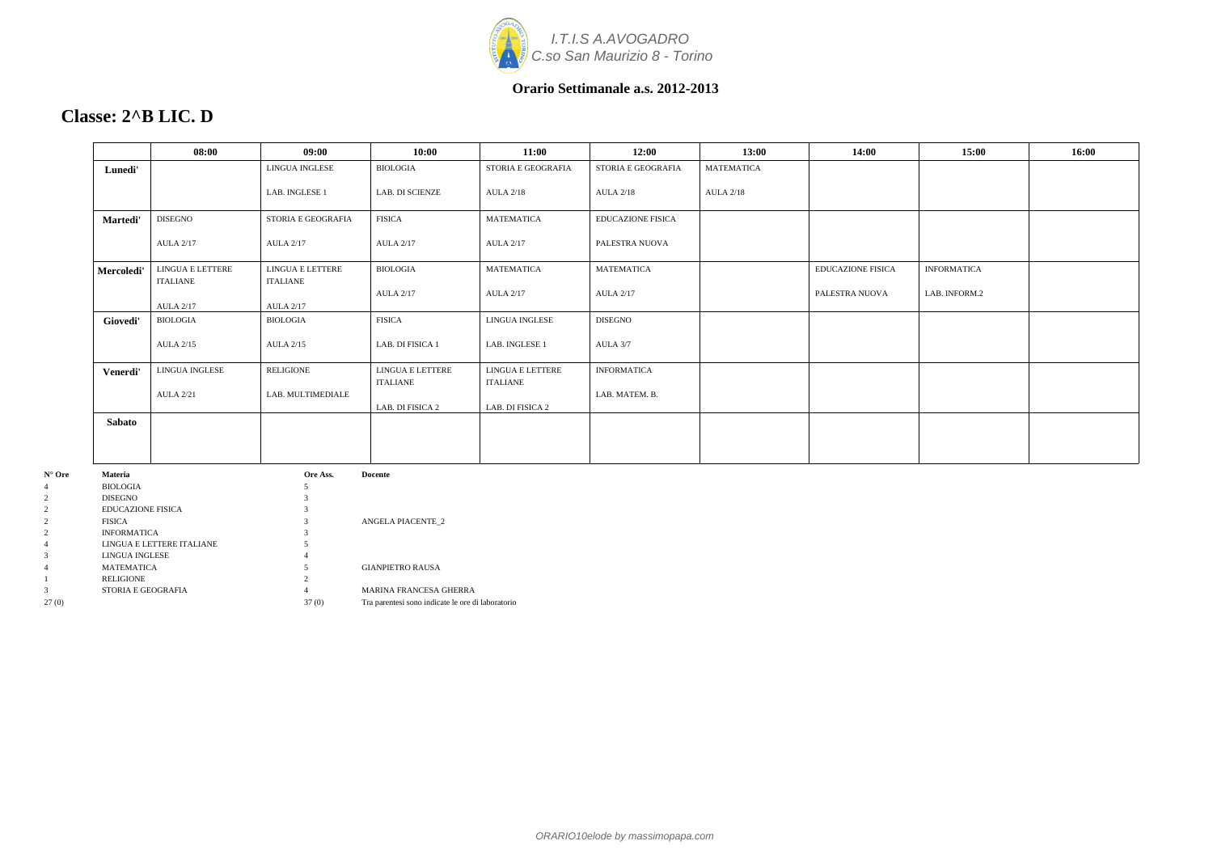I.T.I.S A.AVOGADRO
C.so San Maurizio 8 - Torino

**Orario Settimanale a.s. 2012-2013**

# Classe: 2^B LIC. D

| | 08:00 | 09:00 | 10:00 | 11:00 | 12:00 | 13:00 | 14:00 | 15:00 | 16:00 |
|---|---|---|---|---|---|---|---|---|---|
| **Lunedi'** | | LINGUA INGLESE<br>LAB. INGLESE 1 | BIOLOGIA<br>LAB. DI SCIENZE | STORIA E GEOGRAFIA<br>AULA 2/18 | STORIA E GEOGRAFIA<br>AULA 2/18 | MATEMATICA<br>AULA 2/18 | | | |
| **Martedi'** | DISEGNO<br>AULA 2/17 | STORIA E GEOGRAFIA<br>AULA 2/17 | FISICA<br>AULA 2/17 | MATEMATICA<br>AULA 2/17 | EDUCAZIONE FISICA<br>PALESTRA NUOVA | | | | |
| **Mercoledi'** | LINGUA E LETTERE ITALIANE<br>AULA 2/17 | LINGUA E LETTERE ITALIANE<br>AULA 2/17 | BIOLOGIA<br>AULA 2/17 | MATEMATICA<br>AULA 2/17 | MATEMATICA<br>AULA 2/17 | | EDUCAZIONE FISICA<br>PALESTRA NUOVA | INFORMATICA<br>LAB. INFORM.2 | |
| **Giovedi'** | BIOLOGIA<br>AULA 2/15 | BIOLOGIA<br>AULA 2/15 | FISICA<br>LAB. DI FISICA 1 | LINGUA INGLESE<br>LAB. INGLESE 1 | DISEGNO<br>AULA 3/7 | | | | |
| **Venerdi'** | LINGUA INGLESE<br>AULA 2/21 | RELIGIONE<br>LAB. MULTIMEDIALE | LINGUA E LETTERE ITALIANE<br>LAB. DI FISICA 2 | LINGUA E LETTERE ITALIANE<br>LAB. DI FISICA 2 | INFORMATICA<br>LAB. MATEM. B. | | | | |
| **Sabato** | | | | | | | | | |

| N° Ore | Materia | Ore Ass. | Docente |
|---|---|---|---|
| 4 | BIOLOGIA | 5 | |
| 2 | DISEGNO | 3 | |
| 2 | EDUCAZIONE FISICA | 3 | |
| 2 | FISICA | 3 | ANGELA PIACENTE_2 |
| 2 | INFORMATICA | 3 | |
| 4 | LINGUA E LETTERE ITALIANE | 5 | |
| 3 | LINGUA INGLESE | 4 | |
| 4 | MATEMATICA | 5 | GIANPIETRO RAUSA |
| 1 | RELIGIONE | 2 | |
| 3 | STORIA E GEOGRAFIA | 4 | MARINA FRANCESA GHERRA |
| 27 (0) | | 37 (0) | Tra parentesi sono indicate le ore di laboratorio |

ORARIO10elode by massimopapa.com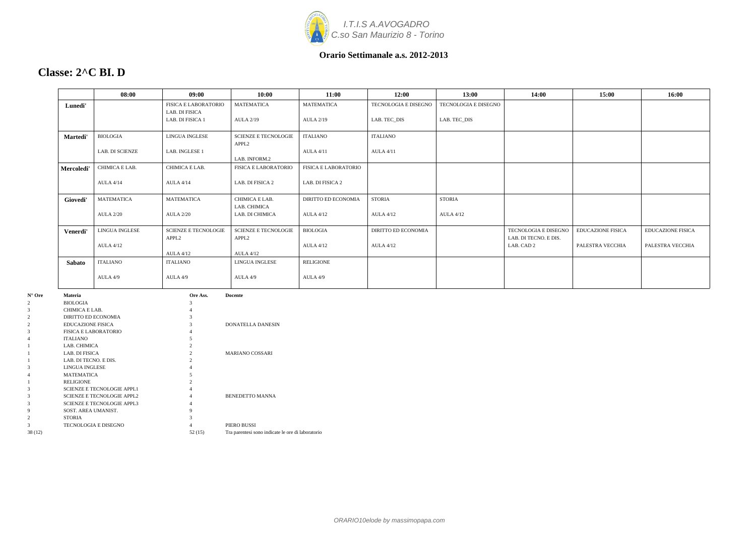I.T.I.S A.AVOGADRO
C.so San Maurizio 8 - Torino

**Orario Settimanale a.s. 2012-2013**

## Classe: 2^C BI. D

| | 08:00 | 09:00 | 10:00 | 11:00 | 12:00 | 13:00 | 14:00 | 15:00 | 16:00 |
|---|---|---|---|---|---|---|---|---|---|
| **Lunedi'** | | FISICA E LABORATORIO LAB. DI FISICA LAB. DI FISICA 1 | MATEMATICA AULA 2/19 | MATEMATICA AULA 2/19 | TECNOLOGIA E DISEGNO LAB. TEC_DIS | TECNOLOGIA E DISEGNO LAB. TEC_DIS | | | |
| **Martedi'** | BIOLOGIA LAB. DI SCIENZE | LINGUA INGLESE LAB. INGLESE 1 | SCIENZE E TECNOLOGIE APPL2 LAB. INFORM.2 | ITALIANO AULA 4/11 | ITALIANO AULA 4/11 | | | | |
| **Mercoledi'** | CHIMICA E LAB. AULA 4/14 | CHIMICA E LAB. AULA 4/14 | FISICA E LABORATORIO LAB. DI FISICA 2 | FISICA E LABORATORIO LAB. DI FISICA 2 | | | | | |
| **Giovedi'** | MATEMATICA AULA 2/20 | MATEMATICA AULA 2/20 | CHIMICA E LAB. LAB. CHIMICA LAB. DI CHIMICA | DIRITTO ED ECONOMIA AULA 4/12 | STORIA AULA 4/12 | STORIA AULA 4/12 | | | |
| **Venerdi'** | LINGUA INGLESE AULA 4/12 | SCIENZE E TECNOLOGIE APPL2 AULA 4/12 | SCIENZE E TECNOLOGIE APPL2 AULA 4/12 | BIOLOGIA AULA 4/12 | DIRITTO ED ECONOMIA AULA 4/12 | | TECNOLOGIA E DISEGNO LAB. DI TECNO. E DIS. LAB. CAD 2 | EDUCAZIONE FISICA PALESTRA VECCHIA | EDUCAZIONE FISICA PALESTRA VECCHIA |
| **Sabato** | ITALIANO AULA 4/9 | ITALIANO AULA 4/9 | LINGUA INGLESE AULA 4/9 | RELIGIONE AULA 4/9 | | | | | |

| N° Ore | Materia | Ore Ass. | Docente |
|---|---|---|---|
| 2 | BIOLOGIA | 3 | |
| 3 | CHIMICA E LAB. | 4 | |
| 2 | DIRITTO ED ECONOMIA | 3 | |
| 2 | EDUCAZIONE FISICA | 3 | DONATELLA DANESIN |
| 3 | FISICA E LABORATORIO | 4 | |
| 4 | ITALIANO | 5 | |
| 1 | LAB. CHIMICA | 2 | |
| 1 | LAB. DI FISICA | 2 | MARIANO COSSARI |
| 1 | LAB. DI TECNO. E DIS. | 2 | |
| 3 | LINGUA INGLESE | 4 | |
| 4 | MATEMATICA | 5 | |
| 1 | RELIGIONE | 2 | |
| 3 | SCIENZE E TECNOLOGIE APPL1 | 4 | |
| 3 | SCIENZE E TECNOLOGIE APPL2 | 4 | BENEDETTO MANNA |
| 3 | SCIENZE E TECNOLOGIE APPL3 | 4 | |
| 9 | SOST. AREA UMANIST. | 9 | |
| 2 | STORIA | 3 | |
| 3 | TECNOLOGIA E DISEGNO | 4 | PIERO BUSSI |
| 38 (12) | | 52 (15) | Tra parentesi sono indicate le ore di laboratorio |

*ORARIO10elode by massimopapa.com*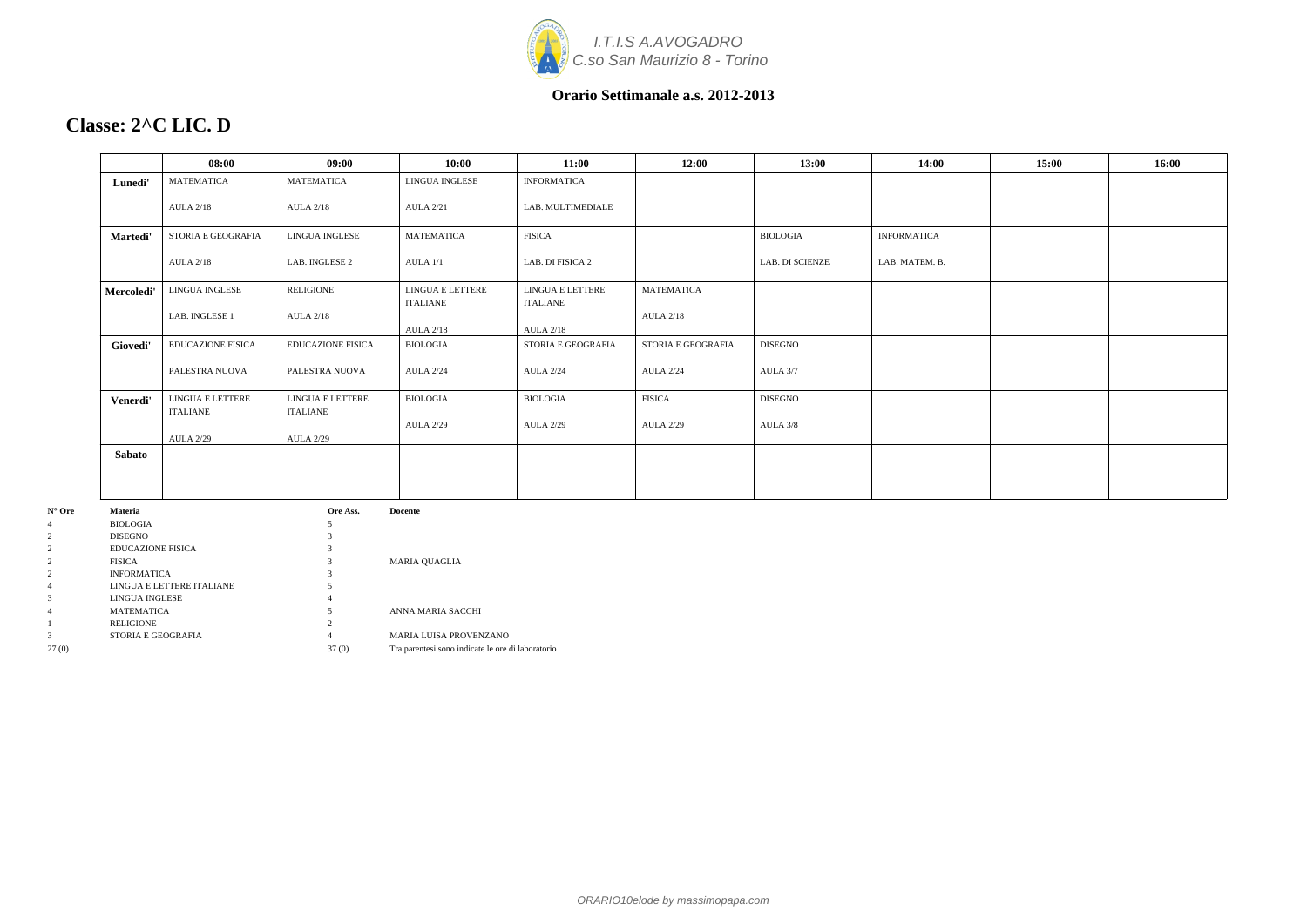I.T.I.S A.AVOGADRO
C.so San Maurizio 8 - Torino

**Orario Settimanale a.s. 2012-2013**

# Classe: 2^C LIC. D

| | 08:00 | 09:00 | 10:00 | 11:00 | 12:00 | 13:00 | 14:00 | 15:00 | 16:00 |
|---|---|---|---|---|---|---|---|---|---|
| **Lunedi'** | MATEMATICA AULA 2/18 | MATEMATICA AULA 2/18 | LINGUA INGLESE AULA 2/21 | INFORMATICA LAB. MULTIMEDIALE | | | | | |
| **Martedi'** | STORIA E GEOGRAFIA AULA 2/18 | LINGUA INGLESE LAB. INGLESE 2 | MATEMATICA AULA 1/1 | FISICA LAB. DI FISICA 2 | | BIOLOGIA LAB. DI SCIENZE | INFORMATICA LAB. MATEM. B. | | |
| **Mercoledi'** | LINGUA INGLESE LAB. INGLESE 1 | RELIGIONE AULA 2/18 | LINGUA E LETTERE ITALIANE AULA 2/18 | LINGUA E LETTERE ITALIANE AULA 2/18 | MATEMATICA AULA 2/18 | | | | |
| **Giovedi'** | EDUCAZIONE FISICA PALESTRA NUOVA | EDUCAZIONE FISICA PALESTRA NUOVA | BIOLOGIA AULA 2/24 | STORIA E GEOGRAFIA AULA 2/24 | STORIA E GEOGRAFIA AULA 2/24 | DISEGNO AULA 3/7 | | | |
| **Venerdi'** | LINGUA E LETTERE ITALIANE AULA 2/29 | LINGUA E LETTERE ITALIANE AULA 2/29 | BIOLOGIA AULA 2/29 | BIOLOGIA AULA 2/29 | FISICA AULA 2/29 | DISEGNO AULA 3/8 | | | |
| **Sabato** | | | | | | | | | |

| N° Ore | Materia | Ore Ass. | Docente |
|---|---|---|---|
| 4 | BIOLOGIA | 5 | |
| 2 | DISEGNO | 3 | |
| 2 | EDUCAZIONE FISICA | 3 | |
| 2 | FISICA | 3 | MARIA QUAGLIA |
| 2 | INFORMATICA | 3 | |
| 4 | LINGUA E LETTERE ITALIANE | 5 | |
| 3 | LINGUA INGLESE | 4 | |
| 4 | MATEMATICA | 5 | ANNA MARIA SACCHI |
| 1 | RELIGIONE | 2 | |
| 3 | STORIA E GEOGRAFIA | 4 | MARIA LUISA PROVENZANO |
| 27 (0) | | 37 (0) | Tra parentesi sono indicate le ore di laboratorio |

*ORARIO10elode by massimopapa.com*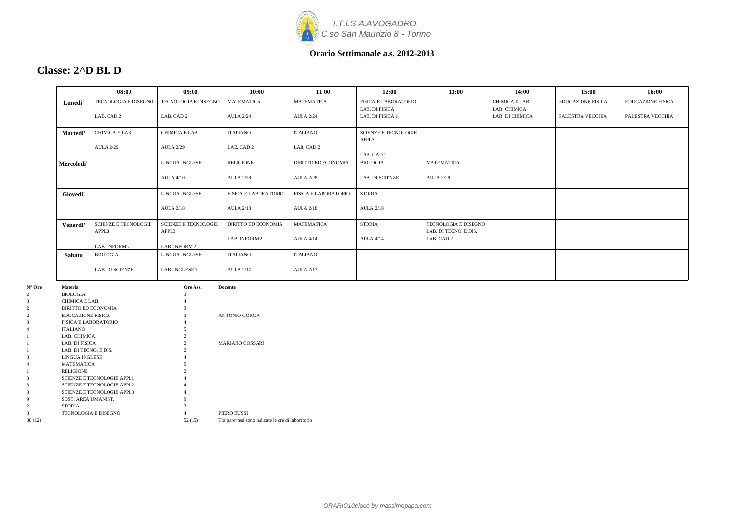I.T.I.S A.AVOGADRO
C.so San Maurizio 8 - Torino

**Orario Settimanale a.s. 2012-2013**

## Classe: 2^D BI. D

| | 08:00 | 09:00 | 10:00 | 11:00 | 12:00 | 13:00 | 14:00 | 15:00 | 16:00 |
|---|---|---|---|---|---|---|---|---|---|
| **Lunedi'** | TECNOLOGIA E DISEGNO<br>LAB. CAD 2 | TECNOLOGIA E DISEGNO<br>LAB. CAD 2 | MATEMATICA<br>AULA 2/24 | MATEMATICA<br>AULA 2/24 | FISICA E LABORATORIO<br>LAB. DI FISICA<br>LAB. DI FISICA 1 | | CHIMICA E LAB.<br>LAB. CHIMICA<br>LAB. DI CHIMICA | EDUCAZIONE FISICA<br>PALESTRA VECCHIA | EDUCAZIONE FISICA<br>PALESTRA VECCHIA |
| **Martedi'** | CHIMICA E LAB.<br>AULA 2/29 | CHIMICA E LAB.<br>AULA 2/29 | ITALIANO<br>LAB. CAD 2 | ITALIANO<br>LAB. CAD 2 | SCIENZE E TECNOLOGIE APPL3<br>LAB. CAD 2 | | | | |
| **Mercoledi'** | | LINGUA INGLESE<br>AULA 4/10 | RELIGIONE<br>AULA 2/28 | DIRITTO ED ECONOMIA<br>AULA 2/28 | BIOLOGIA<br>LAB. DI SCIENZE | MATEMATICA<br>AULA 2/28 | | | |
| **Giovedi'** | | LINGUA INGLESE<br>AULA 2/18 | FISICA E LABORATORIO<br>AULA 2/18 | FISICA E LABORATORIO<br>AULA 2/18 | STORIA<br>AULA 2/18 | | | | |
| **Venerdi'** | SCIENZE E TECNOLOGIE APPL3<br>LAB. INFORM.2 | SCIENZE E TECNOLOGIE APPL3<br>LAB. INFORM.2 | DIRITTO ED ECONOMIA<br>LAB. INFORM.2 | MATEMATICA<br>AULA 4/14 | STORIA<br>AULA 4/14 | TECNOLOGIA E DISEGNO<br>LAB. DI TECNO. E DIS.<br>LAB. CAD 2 | | | |
| **Sabato** | BIOLOGIA<br>LAB. DI SCIENZE | LINGUA INGLESE<br>LAB. INGLESE 1 | ITALIANO<br>AULA 2/17 | ITALIANO<br>AULA 2/17 | | | | | |

| N° Ore | Materia | Ore Ass. | Docente |
|---|---|---|---|
| 2 | BIOLOGIA | 3 | |
| 3 | CHIMICA E LAB. | 4 | |
| 2 | DIRITTO ED ECONOMIA | 3 | |
| 2 | EDUCAZIONE FISICA | 3 | ANTONIO GORGA |
| 3 | FISICA E LABORATORIO | 4 | |
| 4 | ITALIANO | 5 | |
| 1 | LAB. CHIMICA | 2 | |
| 1 | LAB. DI FISICA | 2 | MARIANO COSSARI |
| 1 | LAB. DI TECNO. E DIS. | 2 | |
| 3 | LINGUA INGLESE | 4 | |
| 4 | MATEMATICA | 5 | |
| 1 | RELIGIONE | 2 | |
| 3 | SCIENZE E TECNOLOGIE APPL1 | 4 | |
| 3 | SCIENZE E TECNOLOGIE APPL2 | 4 | |
| 3 | SCIENZE E TECNOLOGIE APPL3 | 4 | |
| 9 | SOST. AREA UMANIST. | 9 | |
| 2 | STORIA | 3 | |
| 3 | TECNOLOGIA E DISEGNO | 4 | PIERO BUSSI |
| 38 (12) | | 52 (15) | Tra parentesi sono indicate le ore di laboratorio |

ORARIO10elode by massimopapa.com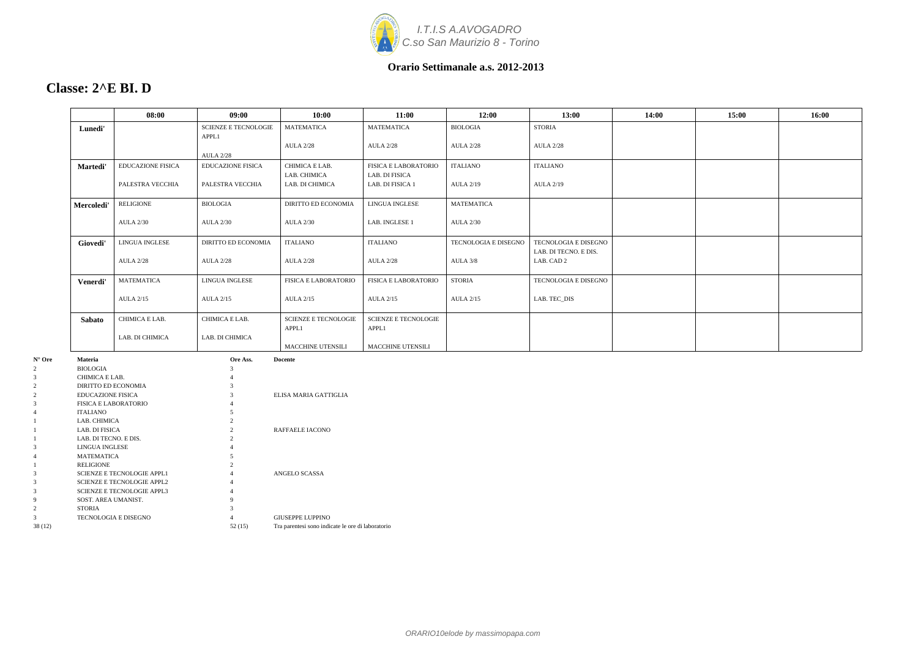*I.T.I.S A.AVOGADRO*
*C.so San Maurizio 8 - Torino*

**Orario Settimanale a.s. 2012-2013**

## Classe: 2^E BI. D

| | 08:00 | 09:00 | 10:00 | 11:00 | 12:00 | 13:00 | 14:00 | 15:00 | 16:00 |
|---|---|---|---|---|---|---|---|---|---|
| **Lunedi'** | | SCIENZE E TECNOLOGIE APPL1 AULA 2/28 | MATEMATICA AULA 2/28 | MATEMATICA AULA 2/28 | BIOLOGIA AULA 2/28 | STORIA AULA 2/28 | | | |
| **Martedi'** | EDUCAZIONE FISICA PALESTRA VECCHIA | EDUCAZIONE FISICA PALESTRA VECCHIA | CHIMICA E LAB. LAB. CHIMICA LAB. DI CHIMICA | FISICA E LABORATORIO LAB. DI FISICA LAB. DI FISICA 1 | ITALIANO AULA 2/19 | ITALIANO AULA 2/19 | | | |
| **Mercoledi'** | RELIGIONE AULA 2/30 | BIOLOGIA AULA 2/30 | DIRITTO ED ECONOMIA AULA 2/30 | LINGUA INGLESE LAB. INGLESE 1 | MATEMATICA AULA 2/30 | | | | |
| **Giovedi'** | LINGUA INGLESE AULA 2/28 | DIRITTO ED ECONOMIA AULA 2/28 | ITALIANO AULA 2/28 | ITALIANO AULA 2/28 | TECNOLOGIA E DISEGNO AULA 3/8 | TECNOLOGIA E DISEGNO LAB. DI TECNO. E DIS. LAB. CAD 2 | | | |
| **Venerdi'** | MATEMATICA AULA 2/15 | LINGUA INGLESE AULA 2/15 | FISICA E LABORATORIO AULA 2/15 | FISICA E LABORATORIO AULA 2/15 | STORIA AULA 2/15 | TECNOLOGIA E DISEGNO LAB. TEC_DIS | | | |
| **Sabato** | CHIMICA E LAB. LAB. DI CHIMICA | CHIMICA E LAB. LAB. DI CHIMICA | SCIENZE E TECNOLOGIE APPL1 MACCHINE UTENSILI | SCIENZE E TECNOLOGIE APPL1 MACCHINE UTENSILI | | | | | |

| N° Ore | Materia | Ore Ass. | Docente |
|---|---|---|---|
| 2 | BIOLOGIA | 3 | |
| 3 | CHIMICA E LAB. | 4 | |
| 2 | DIRITTO ED ECONOMIA | 3 | |
| 2 | EDUCAZIONE FISICA | 3 | ELISA MARIA GATTIGLIA |
| 3 | FISICA E LABORATORIO | 4 | |
| 4 | ITALIANO | 5 | |
| 1 | LAB. CHIMICA | 2 | |
| 1 | LAB. DI FISICA | 2 | RAFFAELE IACONO |
| 1 | LAB. DI TECNO. E DIS. | 2 | |
| 3 | LINGUA INGLESE | 4 | |
| 4 | MATEMATICA | 5 | |
| 1 | RELIGIONE | 2 | |
| 3 | SCIENZE E TECNOLOGIE APPL1 | 4 | ANGELO SCASSA |
| 3 | SCIENZE E TECNOLOGIE APPL2 | 4 | |
| 3 | SCIENZE E TECNOLOGIE APPL3 | 4 | |
| 9 | SOST. AREA UMANIST. | 9 | |
| 2 | STORIA | 3 | |
| 3 | TECNOLOGIA E DISEGNO | 4 | GIUSEPPE LUPPINO |
| 38 (12) | | 52 (15) | Tra parentesi sono indicate le ore di laboratorio |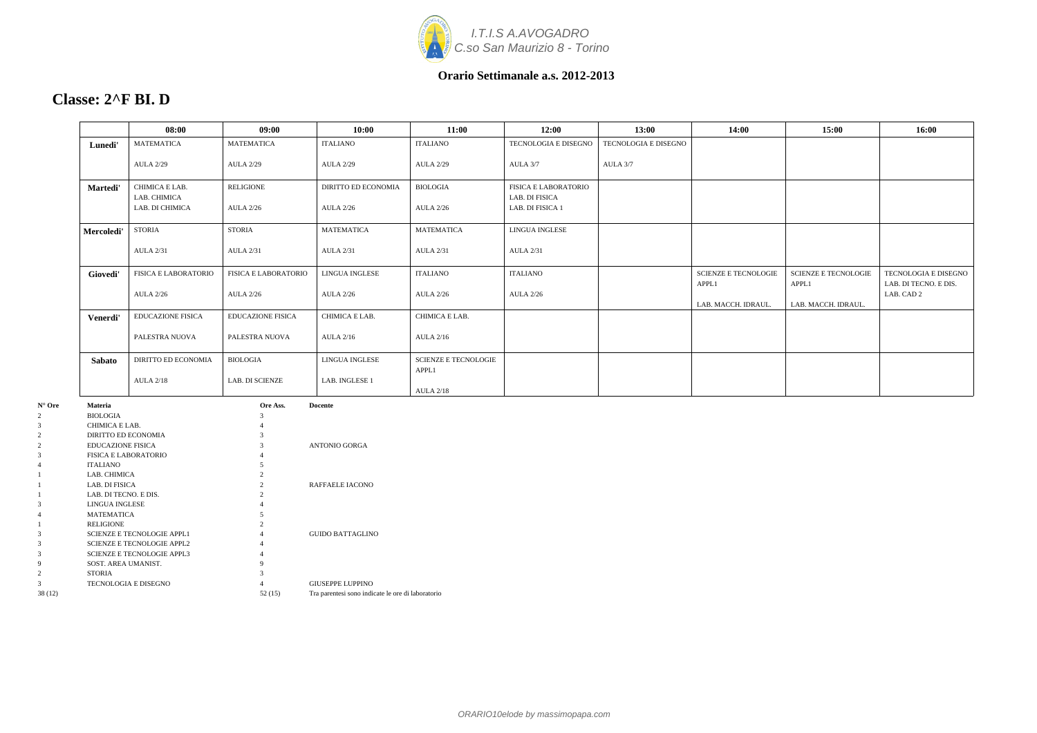*I.T.I.S A.AVOGADRO*
*C.so San Maurizio 8 - Torino*

**Orario Settimanale a.s. 2012-2013**

# Classe: 2^F BI. D

| | 08:00 | 09:00 | 10:00 | 11:00 | 12:00 | 13:00 | 14:00 | 15:00 | 16:00 |
|---|---|---|---|---|---|---|---|---|---|
| **Lunedi'** | MATEMATICA AULA 2/29 | MATEMATICA AULA 2/29 | ITALIANO AULA 2/29 | ITALIANO AULA 2/29 | TECNOLOGIA E DISEGNO AULA 3/7 | TECNOLOGIA E DISEGNO AULA 3/7 | | | |
| **Martedi'** | CHIMICA E LAB. LAB. CHIMICA LAB. DI CHIMICA | RELIGIONE AULA 2/26 | DIRITTO ED ECONOMIA AULA 2/26 | BIOLOGIA AULA 2/26 | FISICA E LABORATORIO LAB. DI FISICA LAB. DI FISICA 1 | | | | |
| **Mercoledi'** | STORIA AULA 2/31 | STORIA AULA 2/31 | MATEMATICA AULA 2/31 | MATEMATICA AULA 2/31 | LINGUA INGLESE AULA 2/31 | | | | |
| **Giovedi'** | FISICA E LABORATORIO AULA 2/26 | FISICA E LABORATORIO AULA 2/26 | LINGUA INGLESE AULA 2/26 | ITALIANO AULA 2/26 | ITALIANO AULA 2/26 | | SCIENZE E TECNOLOGIE APPL1 LAB. MACCH. IDRAUL. | SCIENZE E TECNOLOGIE APPL1 LAB. MACCH. IDRAUL. | TECNOLOGIA E DISEGNO LAB. DI TECNO. E DIS. LAB. CAD 2 |
| **Venerdi'** | EDUCAZIONE FISICA PALESTRA NUOVA | EDUCAZIONE FISICA PALESTRA NUOVA | CHIMICA E LAB. AULA 2/16 | CHIMICA E LAB. AULA 2/16 | | | | | |
| **Sabato** | DIRITTO ED ECONOMIA AULA 2/18 | BIOLOGIA LAB. DI SCIENZE | LINGUA INGLESE LAB. INGLESE 1 | SCIENZE E TECNOLOGIE APPL1 AULA 2/18 | | | | | |

| N° Ore | Materia | Ore Ass. | Docente |
|---|---|---|---|
| 2 | BIOLOGIA | 3 | |
| 3 | CHIMICA E LAB. | 4 | |
| 2 | DIRITTO ED ECONOMIA | 3 | |
| 2 | EDUCAZIONE FISICA | 3 | ANTONIO GORGA |
| 3 | FISICA E LABORATORIO | 4 | |
| 4 | ITALIANO | 5 | |
| 1 | LAB. CHIMICA | 2 | |
| 1 | LAB. DI FISICA | 2 | RAFFAELE IACONO |
| 1 | LAB. DI TECNO. E DIS. | 2 | |
| 3 | LINGUA INGLESE | 4 | |
| 4 | MATEMATICA | 5 | |
| 1 | RELIGIONE | 2 | |
| 3 | SCIENZE E TECNOLOGIE APPL1 | 4 | GUIDO BATTAGLINO |
| 3 | SCIENZE E TECNOLOGIE APPL2 | 4 | |
| 3 | SCIENZE E TECNOLOGIE APPL3 | 4 | |
| 9 | SOST. AREA UMANIST. | 9 | |
| 2 | STORIA | 3 | |
| 3 | TECNOLOGIA E DISEGNO | 4 | GIUSEPPE LUPPINO |
| 38 (12) | | 52 (15) | Tra parentesi sono indicate le ore di laboratorio |

*ORARIO10elode by massimopapa.com*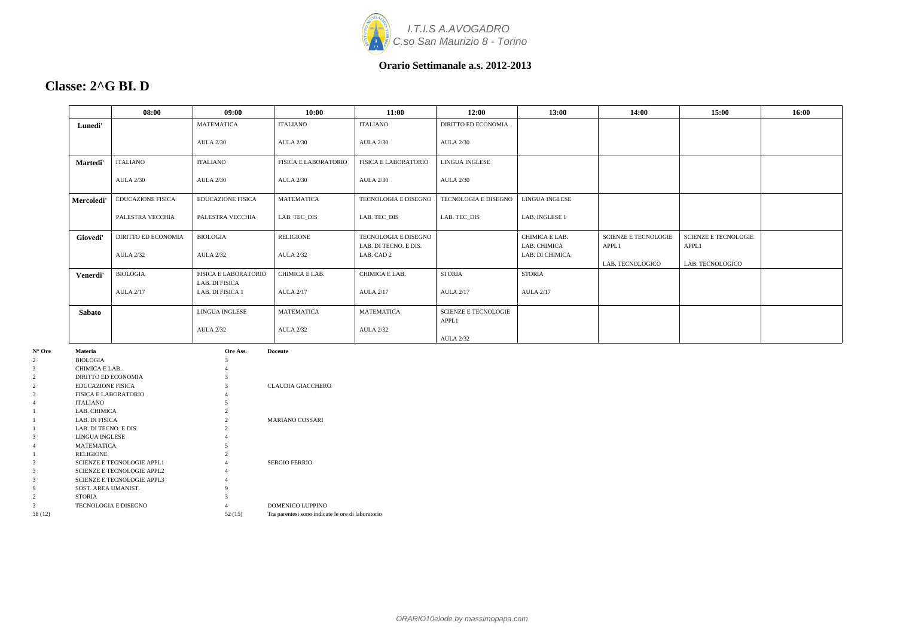I.T.I.S A.AVOGADRO
C.so San Maurizio 8 - Torino

**Orario Settimanale a.s. 2012-2013**

## Classe: 2^G BI. D

| | 08:00 | 09:00 | 10:00 | 11:00 | 12:00 | 13:00 | 14:00 | 15:00 | 16:00 |
|---|---|---|---|---|---|---|---|---|---|
| **Lunedi'** | | MATEMATICA AULA 2/30 | ITALIANO AULA 2/30 | ITALIANO AULA 2/30 | DIRITTO ED ECONOMIA AULA 2/30 | | | | |
| **Martedi'** | ITALIANO AULA 2/30 | ITALIANO AULA 2/30 | FISICA E LABORATORIO AULA 2/30 | FISICA E LABORATORIO AULA 2/30 | LINGUA INGLESE AULA 2/30 | | | | |
| **Mercoledi'** | EDUCAZIONE FISICA PALESTRA VECCHIA | EDUCAZIONE FISICA PALESTRA VECCHIA | MATEMATICA LAB. TEC_DIS | TECNOLOGIA E DISEGNO LAB. TEC_DIS | TECNOLOGIA E DISEGNO LAB. TEC_DIS | LINGUA INGLESE LAB. INGLESE 1 | | | |
| **Giovedi'** | DIRITTO ED ECONOMIA AULA 2/32 | BIOLOGIA AULA 2/32 | RELIGIONE AULA 2/32 | TECNOLOGIA E DISEGNO LAB. DI TECNO. E DIS. LAB. CAD 2 | | CHIMICA E LAB. LAB. CHIMICA LAB. DI CHIMICA | SCIENZE E TECNOLOGIE APPL1 LAB. TECNOLOGICO | SCIENZE E TECNOLOGIE APPL1 LAB. TECNOLOGICO | |
| **Venerdi'** | BIOLOGIA AULA 2/17 | FISICA E LABORATORIO LAB. DI FISICA LAB. DI FISICA 1 | CHIMICA E LAB. AULA 2/17 | CHIMICA E LAB. AULA 2/17 | STORIA AULA 2/17 | STORIA AULA 2/17 | | | |
| **Sabato** | | LINGUA INGLESE AULA 2/32 | MATEMATICA AULA 2/32 | MATEMATICA AULA 2/32 | SCIENZE E TECNOLOGIE APPL1 AULA 2/32 | | | | |

| N° Ore | Materia | Ore Ass. | Docente |
|---|---|---|---|
| 2 | BIOLOGIA | 3 | |
| 3 | CHIMICA E LAB. | 4 | |
| 2 | DIRITTO ED ECONOMIA | 3 | |
| 2 | EDUCAZIONE FISICA | 3 | CLAUDIA GIACCHERO |
| 3 | FISICA E LABORATORIO | 4 | |
| 4 | ITALIANO | 5 | |
| 1 | LAB. CHIMICA | 2 | |
| 1 | LAB. DI FISICA | 2 | MARIANO COSSARI |
| 1 | LAB. DI TECNO. E DIS. | 2 | |
| 3 | LINGUA INGLESE | 4 | |
| 4 | MATEMATICA | 5 | |
| 1 | RELIGIONE | 2 | |
| 3 | SCIENZE E TECNOLOGIE APPL1 | 4 | SERGIO FERRIO |
| 3 | SCIENZE E TECNOLOGIE APPL2 | 4 | |
| 3 | SCIENZE E TECNOLOGIE APPL3 | 4 | |
| 9 | SOST. AREA UMANIST. | 9 | |
| 2 | STORIA | 3 | |
| 3 | TECNOLOGIA E DISEGNO | 4 | DOMENICO LUPPINO |
| 38 (12) | | 52 (15) | Tra parentesi sono indicate le ore di laboratorio |

*ORARIO10elode by massimopapa.com*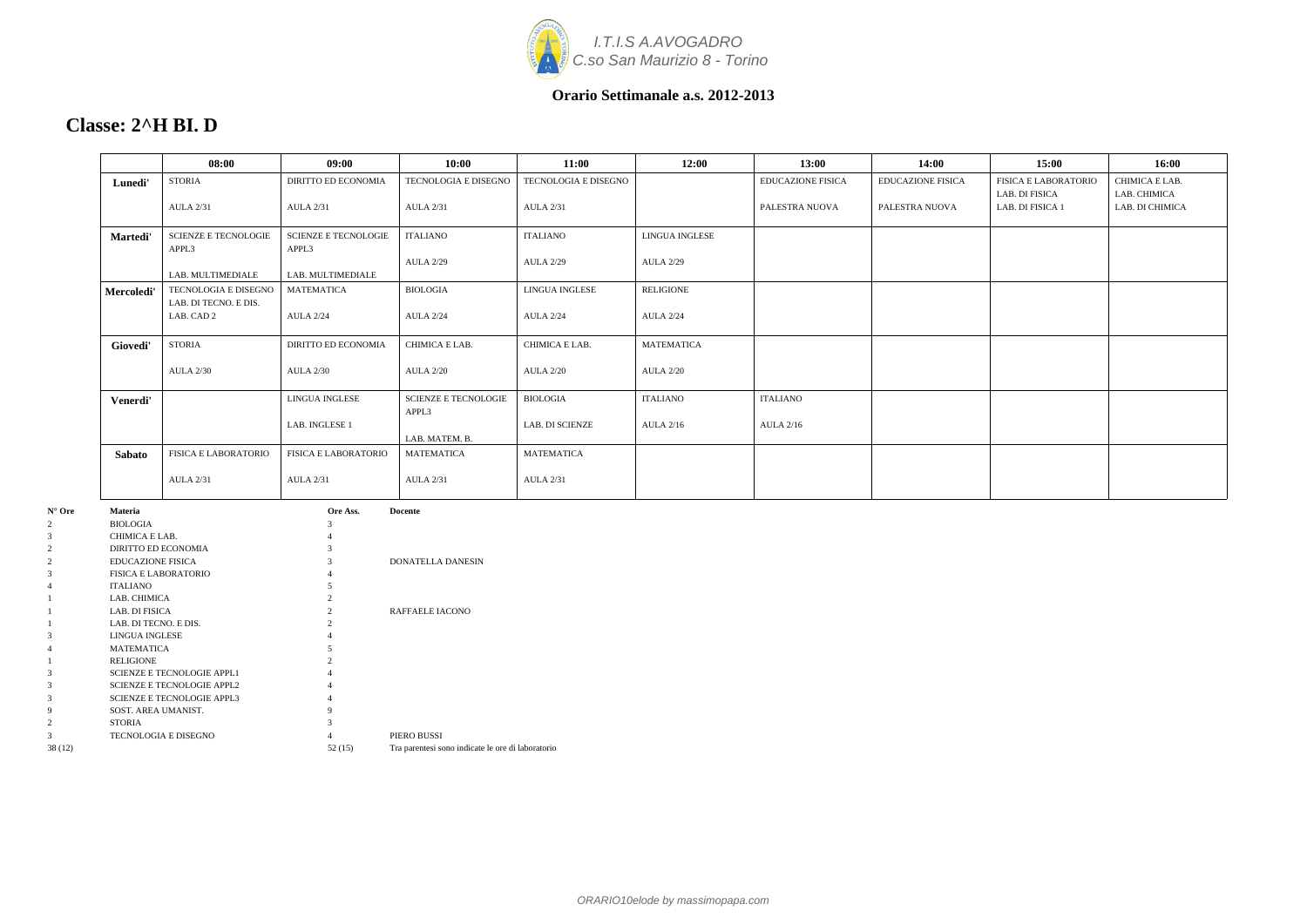*I.T.I.S A.AVOGADRO*
*C.so San Maurizio 8 - Torino*

**Orario Settimanale a.s. 2012-2013**

## Classe: 2^H BI. D

| | 08:00 | 09:00 | 10:00 | 11:00 | 12:00 | 13:00 | 14:00 | 15:00 | 16:00 |
|---|---|---|---|---|---|---|---|---|---|
| **Lunedi'** | STORIA<br>AULA 2/31 | DIRITTO ED ECONOMIA<br>AULA 2/31 | TECNOLOGIA E DISEGNO<br>AULA 2/31 | TECNOLOGIA E DISEGNO<br>AULA 2/31 | | EDUCAZIONE FISICA<br>PALESTRA NUOVA | EDUCAZIONE FISICA<br>PALESTRA NUOVA | FISICA E LABORATORIO<br>LAB. DI FISICA<br>LAB. DI FISICA 1 | CHIMICA E LAB.<br>LAB. CHIMICA<br>LAB. DI CHIMICA |
| **Martedi'** | SCIENZE E TECNOLOGIE APPL3<br>LAB. MULTIMEDIALE | SCIENZE E TECNOLOGIE APPL3<br>LAB. MULTIMEDIALE | ITALIANO<br>AULA 2/29 | ITALIANO<br>AULA 2/29 | LINGUA INGLESE<br>AULA 2/29 | | | | |
| **Mercoledi'** | TECNOLOGIA E DISEGNO<br>LAB. DI TECNO. E DIS.<br>LAB. CAD 2 | MATEMATICA<br>AULA 2/24 | BIOLOGIA<br>AULA 2/24 | LINGUA INGLESE<br>AULA 2/24 | RELIGIONE<br>AULA 2/24 | | | | |
| **Giovedi'** | STORIA<br>AULA 2/30 | DIRITTO ED ECONOMIA<br>AULA 2/30 | CHIMICA E LAB.<br>AULA 2/20 | CHIMICA E LAB.<br>AULA 2/20 | MATEMATICA<br>AULA 2/20 | | | | |
| **Venerdi'** | | LINGUA INGLESE<br>LAB. INGLESE 1 | SCIENZE E TECNOLOGIE APPL3<br>LAB. MATEM. B. | BIOLOGIA<br>LAB. DI SCIENZE | ITALIANO<br>AULA 2/16 | ITALIANO<br>AULA 2/16 | | | |
| **Sabato** | FISICA E LABORATORIO<br>AULA 2/31 | FISICA E LABORATORIO<br>AULA 2/31 | MATEMATICA<br>AULA 2/31 | MATEMATICA<br>AULA 2/31 | | | | | |

| N° Ore | Materia | Ore Ass. | Docente |
|---|---|---|---|
| 2 | BIOLOGIA | 3 | |
| 3 | CHIMICA E LAB. | 4 | |
| 2 | DIRITTO ED ECONOMIA | 3 | |
| 2 | EDUCAZIONE FISICA | 3 | DONATELLA DANESIN |
| 3 | FISICA E LABORATORIO | 4 | |
| 4 | ITALIANO | 5 | |
| 1 | LAB. CHIMICA | 2 | |
| 1 | LAB. DI FISICA | 2 | RAFFAELE IACONO |
| 1 | LAB. DI TECNO. E DIS. | 2 | |
| 3 | LINGUA INGLESE | 4 | |
| 4 | MATEMATICA | 5 | |
| 1 | RELIGIONE | 2 | |
| 3 | SCIENZE E TECNOLOGIE APPL1 | 4 | |
| 3 | SCIENZE E TECNOLOGIE APPL2 | 4 | |
| 3 | SCIENZE E TECNOLOGIE APPL3 | 4 | |
| 9 | SOST. AREA UMANIST. | 9 | |
| 2 | STORIA | 3 | |
| 3 | TECNOLOGIA E DISEGNO | 4 | PIERO BUSSI |
| 38 (12) | | 52 (15) | Tra parentesi sono indicate le ore di laboratorio |

*ORARIO10elode by massimopapa.com*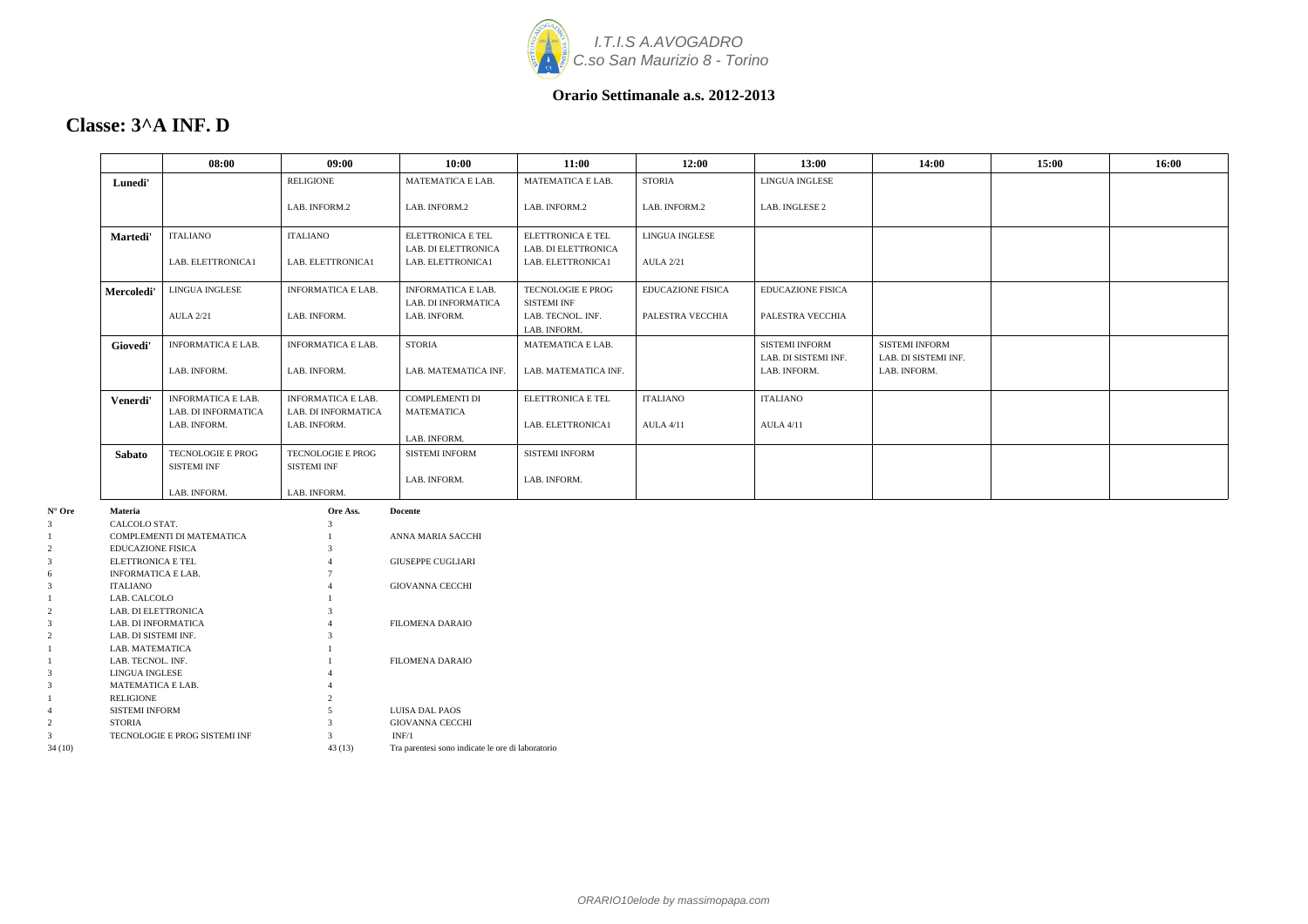*I.T.I.S A.AVOGADRO*
*C.so San Maurizio 8 - Torino*

**Orario Settimanale a.s. 2012-2013**

# Classe: 3^A INF. D

| | 08:00 | 09:00 | 10:00 | 11:00 | 12:00 | 13:00 | 14:00 | 15:00 | 16:00 |
|---|---|---|---|---|---|---|---|---|---|
| **Lunedi'** | | RELIGIONE<br><br>LAB. INFORM.2 | MATEMATICA E LAB.<br><br>LAB. INFORM.2 | MATEMATICA E LAB.<br><br>LAB. INFORM.2 | STORIA<br><br>LAB. INFORM.2 | LINGUA INGLESE<br><br>LAB. INGLESE 2 | | | |
| **Martedi'** | ITALIANO<br><br>LAB. ELETTRONICA1 | ITALIANO<br><br>LAB. ELETTRONICA1 | ELETTRONICA E TEL<br>LAB. DI ELETTRONICA<br>LAB. ELETTRONICA1 | ELETTRONICA E TEL<br>LAB. DI ELETTRONICA<br>LAB. ELETTRONICA1 | LINGUA INGLESE<br><br>AULA 2/21 | | | | |
| **Mercoledi'** | LINGUA INGLESE<br><br>AULA 2/21 | INFORMATICA E LAB.<br><br>LAB. INFORM. | INFORMATICA E LAB.<br>LAB. DI INFORMATICA<br>LAB. INFORM. | TECNOLOGIE E PROG SISTEMI INF<br>LAB. TECNOL. INF.<br>LAB. INFORM. | EDUCAZIONE FISICA<br><br>PALESTRA VECCHIA | EDUCAZIONE FISICA<br><br>PALESTRA VECCHIA | | | |
| **Giovedi'** | INFORMATICA E LAB.<br><br>LAB. INFORM. | INFORMATICA E LAB.<br><br>LAB. INFORM. | STORIA<br><br>LAB. MATEMATICA INF. | MATEMATICA E LAB.<br><br>LAB. MATEMATICA INF. | | SISTEMI INFORM<br>LAB. DI SISTEMI INF.<br>LAB. INFORM. | SISTEMI INFORM<br>LAB. DI SISTEMI INF.<br>LAB. INFORM. | | |
| **Venerdi'** | INFORMATICA E LAB.<br>LAB. DI INFORMATICA<br>LAB. INFORM. | INFORMATICA E LAB.<br>LAB. DI INFORMATICA<br>LAB. INFORM. | COMPLEMENTI DI MATEMATICA<br><br>LAB. INFORM. | ELETTRONICA E TEL<br><br>LAB. ELETTRONICA1 | ITALIANO<br><br>AULA 4/11 | ITALIANO<br><br>AULA 4/11 | | | |
| **Sabato** | TECNOLOGIE E PROG SISTEMI INF<br><br>LAB. INFORM. | TECNOLOGIE E PROG SISTEMI INF<br><br>LAB. INFORM. | SISTEMI INFORM<br><br>LAB. INFORM. | SISTEMI INFORM<br><br>LAB. INFORM. | | | | | |

| N° Ore | Materia | Ore Ass. | Docente |
|---|---|---|---|
| 3 | CALCOLO STAT. | 3 | |
| 1 | COMPLEMENTI DI MATEMATICA | 1 | ANNA MARIA SACCHI |
| 2 | EDUCAZIONE FISICA | 3 | |
| 3 | ELETTRONICA E TEL | 4 | GIUSEPPE CUGLIARI |
| 6 | INFORMATICA E LAB. | 7 | |
| 3 | ITALIANO | 4 | GIOVANNA CECCHI |
| 1 | LAB. CALCOLO | 1 | |
| 2 | LAB. DI ELETTRONICA | 3 | |
| 3 | LAB. DI INFORMATICA | 4 | FILOMENA DARAIO |
| 2 | LAB. DI SISTEMI INF. | 3 | |
| 1 | LAB. MATEMATICA | 1 | |
| 1 | LAB. TECNOL. INF. | 1 | FILOMENA DARAIO |
| 3 | LINGUA INGLESE | 4 | |
| 3 | MATEMATICA E LAB. | 4 | |
| 1 | RELIGIONE | 2 | |
| 4 | SISTEMI INFORM | 5 | LUISA DAL PAOS |
| 2 | STORIA | 3 | GIOVANNA CECCHI |
| 3 | TECNOLOGIE E PROG SISTEMI INF | 3 | INF/1 |
| 34 (10) | | 43 (13) | Tra parentesi sono indicate le ore di laboratorio |

*ORARIO10elode by massimopapa.com*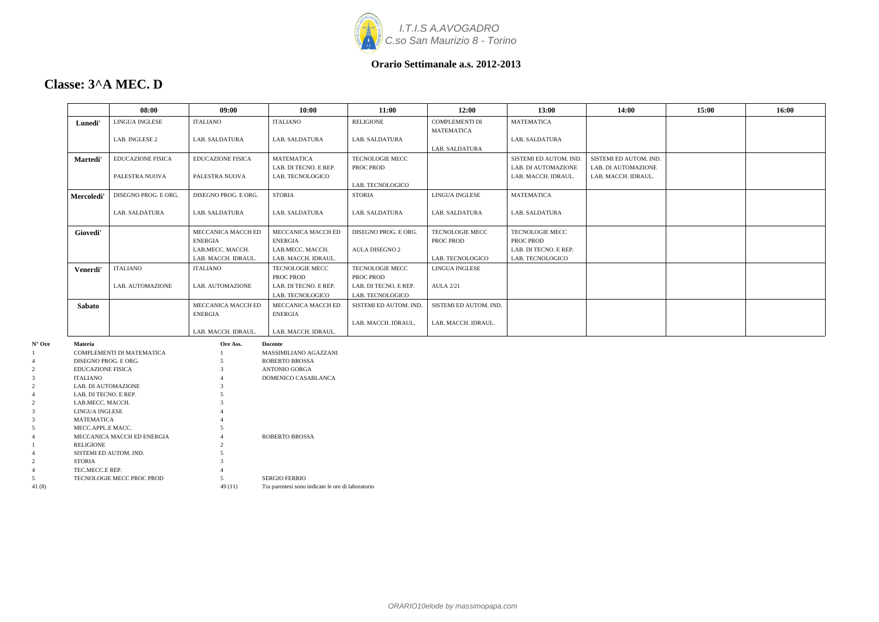*I.T.I.S A.AVOGADRO*
*C.so San Maurizio 8 - Torino*

**Orario Settimanale a.s. 2012-2013**

# Classe: 3^A MEC. D

| | 08:00 | 09:00 | 10:00 | 11:00 | 12:00 | 13:00 | 14:00 | 15:00 | 16:00 |
|---|---|---|---|---|---|---|---|---|---|
| **Lunedi'** | LINGUA INGLESE<br>LAB. INGLESE 2 | ITALIANO<br>LAB. SALDATURA | ITALIANO<br>LAB. SALDATURA | RELIGIONE<br>LAB. SALDATURA | COMPLEMENTI DI MATEMATICA<br>LAB. SALDATURA | MATEMATICA<br>LAB. SALDATURA | | | |
| **Martedi'** | EDUCAZIONE FISICA<br>PALESTRA NUOVA | EDUCAZIONE FISICA<br>PALESTRA NUOVA | MATEMATICA<br>LAB. DI TECNO. E REP.<br>LAB. TECNOLOGICO | TECNOLOGIE MECC PROC PROD<br>LAB. TECNOLOGICO | | SISTEMI ED AUTOM. IND.<br>LAB. DI AUTOMAZIONE<br>LAB. MACCH. IDRAUL. | SISTEMI ED AUTOM. IND.<br>LAB. DI AUTOMAZIONE<br>LAB. MACCH. IDRAUL. | | |
| **Mercoledi'** | DISEGNO PROG. E ORG.<br>LAB. SALDATURA | DISEGNO PROG. E ORG.<br>LAB. SALDATURA | STORIA<br>LAB. SALDATURA | STORIA<br>LAB. SALDATURA | LINGUA INGLESE<br>LAB. SALDATURA | MATEMATICA<br>LAB. SALDATURA | | | |
| **Giovedi'** | | MECCANICA MACCH ED ENERGIA<br>LAB.MECC. MACCH.<br>LAB. MACCH. IDRAUL. | MECCANICA MACCH ED ENERGIA<br>LAB.MECC. MACCH.<br>LAB. MACCH. IDRAUL. | DISEGNO PROG. E ORG.<br>AULA DISEGNO 2 | TECNOLOGIE MECC PROC PROD<br>LAB. TECNOLOGICO | TECNOLOGIE MECC PROC PROD<br>LAB. DI TECNO. E REP.<br>LAB. TECNOLOGICO | | | |
| **Venerdi'** | ITALIANO<br>LAB. AUTOMAZIONE | ITALIANO<br>LAB. AUTOMAZIONE | TECNOLOGIE MECC PROC PROD<br>LAB. DI TECNO. E REP.<br>LAB. TECNOLOGICO | TECNOLOGIE MECC PROC PROD<br>LAB. DI TECNO. E REP.<br>LAB. TECNOLOGICO | LINGUA INGLESE<br>AULA 2/21 | | | | |
| **Sabato** | | MECCANICA MACCH ED ENERGIA<br>LAB. MACCH. IDRAUL. | MECCANICA MACCH ED ENERGIA<br>LAB. MACCH. IDRAUL. | SISTEMI ED AUTOM. IND.<br>LAB. MACCH. IDRAUL. | SISTEMI ED AUTOM. IND.<br>LAB. MACCH. IDRAUL. | | | | |

| N° Ore | Materia | Ore Ass. | Docente |
|---|---|---|---|
| 1 | COMPLEMENTI DI MATEMATICA | 1 | MASSIMILIANO AGAZZANI |
| 4 | DISEGNO PROG. E ORG. | 5 | ROBERTO BROSSA |
| 2 | EDUCAZIONE FISICA | 3 | ANTONIO GORGA |
| 3 | ITALIANO | 4 | DOMENICO CASABLANCA |
| 2 | LAB. DI AUTOMAZIONE | 3 | |
| 4 | LAB. DI TECNO. E REP. | 5 | |
| 2 | LAB.MECC. MACCH. | 3 | |
| 3 | LINGUA INGLESE | 4 | |
| 3 | MATEMATICA | 4 | |
| 5 | MECC.APPL.E MACC. | 5 | |
| 4 | MECCANICA MACCH ED ENERGIA | 4 | ROBERTO BROSSA |
| 1 | RELIGIONE | 2 | |
| 4 | SISTEMI ED AUTOM. IND. | 5 | |
| 2 | STORIA | 3 | |
| 4 | TEC.MECC.E REP. | 4 | |
| 5 | TECNOLOGIE MECC PROC PROD | 5 | SERGIO FERRIO |
| 41 (8) | | 49 (11) | Tra parentesi sono indicate le ore di laboratorio |

*ORARIO10elode by massimopapa.com*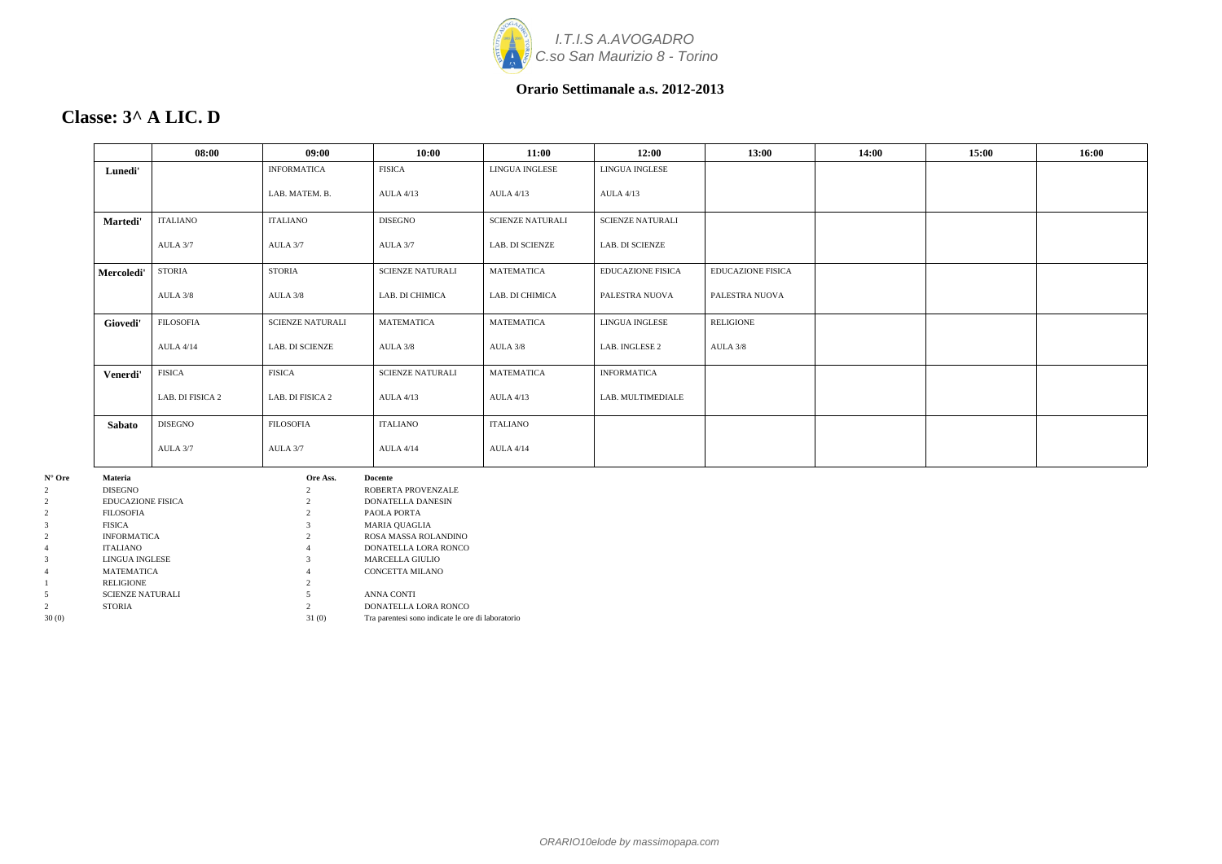I.T.I.S A.AVOGADRO
C.so San Maurizio 8 - Torino

**Orario Settimanale a.s. 2012-2013**

## Classe: 3^ A LIC. D

| | 08:00 | 09:00 | 10:00 | 11:00 | 12:00 | 13:00 | 14:00 | 15:00 | 16:00 |
|---|---|---|---|---|---|---|---|---|---|
| **Lunedi'** | | INFORMATICA<br>LAB. MATEM. B. | FISICA<br>AULA 4/13 | LINGUA INGLESE<br>AULA 4/13 | LINGUA INGLESE<br>AULA 4/13 | | | | |
| **Martedi'** | ITALIANO<br>AULA 3/7 | ITALIANO<br>AULA 3/7 | DISEGNO<br>AULA 3/7 | SCIENZE NATURALI<br>LAB. DI SCIENZE | SCIENZE NATURALI<br>LAB. DI SCIENZE | | | | |
| **Mercoledi'** | STORIA<br>AULA 3/8 | STORIA<br>AULA 3/8 | SCIENZE NATURALI<br>LAB. DI CHIMICA | MATEMATICA<br>LAB. DI CHIMICA | EDUCAZIONE FISICA<br>PALESTRA NUOVA | EDUCAZIONE FISICA<br>PALESTRA NUOVA | | | |
| **Giovedi'** | FILOSOFIA<br>AULA 4/14 | SCIENZE NATURALI<br>LAB. DI SCIENZE | MATEMATICA<br>AULA 3/8 | MATEMATICA<br>AULA 3/8 | LINGUA INGLESE<br>LAB. INGLESE 2 | RELIGIONE<br>AULA 3/8 | | | |
| **Venerdi'** | FISICA<br>LAB. DI FISICA 2 | FISICA<br>LAB. DI FISICA 2 | SCIENZE NATURALI<br>AULA 4/13 | MATEMATICA<br>AULA 4/13 | INFORMATICA<br>LAB. MULTIMEDIALE | | | | |
| **Sabato** | DISEGNO<br>AULA 3/7 | FILOSOFIA<br>AULA 3/7 | ITALIANO<br>AULA 4/14 | ITALIANO<br>AULA 4/14 | | | | | |

| N° Ore | Materia | Ore Ass. | Docente |
|---|---|---|---|
| 2 | DISEGNO | 2 | ROBERTA PROVENZALE |
| 2 | EDUCAZIONE FISICA | 2 | DONATELLA DANESIN |
| 2 | FILOSOFIA | 2 | PAOLA PORTA |
| 3 | FISICA | 3 | MARIA QUAGLIA |
| 2 | INFORMATICA | 2 | ROSA MASSA ROLANDINO |
| 4 | ITALIANO | 4 | DONATELLA LORA RONCO |
| 3 | LINGUA INGLESE | 3 | MARCELLA GIULIO |
| 4 | MATEMATICA | 4 | CONCETTA MILANO |
| 1 | RELIGIONE | 2 | |
| 5 | SCIENZE NATURALI | 5 | ANNA CONTI |
| 2 | STORIA | 2 | DONATELLA LORA RONCO |
| 30 (0) | | 31 (0) | Tra parentesi sono indicate le ore di laboratorio |

*ORARIO10elode by massimopapa.com*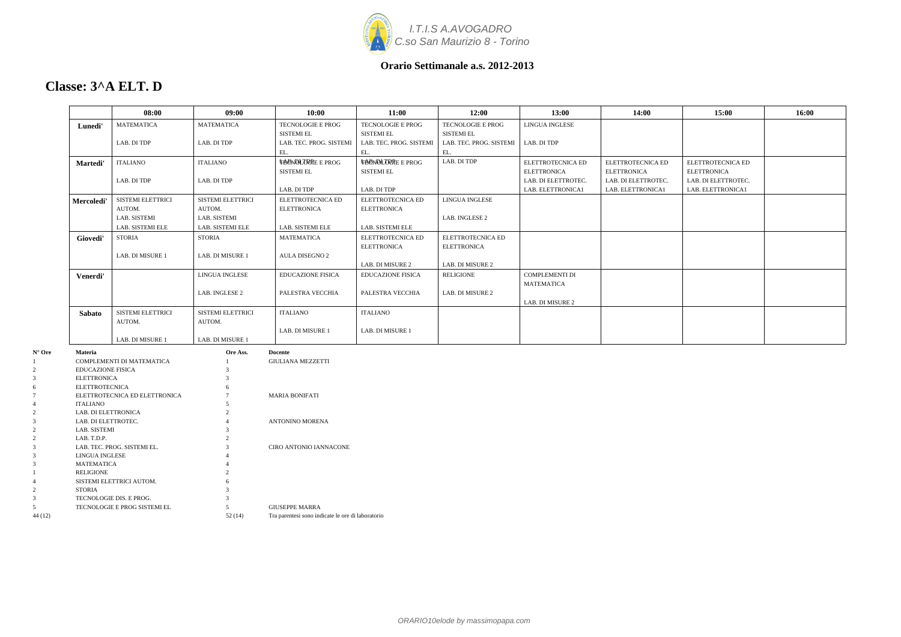I.T.I.S A.AVOGADRO
C.so San Maurizio 8 - Torino

**Orario Settimanale a.s. 2012-2013**

## Classe: 3^A ELT. D

| | 08:00 | 09:00 | 10:00 | 11:00 | 12:00 | 13:00 | 14:00 | 15:00 | 16:00 |
|---|---|---|---|---|---|---|---|---|---|
| **Lunedi'** | MATEMATICA<br>LAB. DI TDP | MATEMATICA<br>LAB. DI TDP | TECNOLOGIE E PROG SISTEMI EL<br>LAB. TEC. PROG. SISTEMI EL. | TECNOLOGIE E PROG SISTEMI EL<br>LAB. TEC. PROG. SISTEMI EL. | TECNOLOGIE E PROG SISTEMI EL<br>LAB. TEC. PROG. SISTEMI EL. | LINGUA INGLESE<br>LAB. DI TDP | | | |
| **Martedi'** | ITALIANO<br>LAB. DI TDP | ITALIANO<br>LAB. DI TDP | TECNOLOGIE E PROG SISTEMI EL<br>LAB. DI TDP<br>LAB. DI TDP | TECNOLOGIE E PROG SISTEMI EL<br>LAB. DI TDP<br>LAB. DI TDP | LAB. DI TDP | ELETTROTECNICA ED ELETTRONICA<br>LAB. DI ELETTROTEC.<br>LAB. ELETTRONICA1 | ELETTROTECNICA ED ELETTRONICA<br>LAB. DI ELETTROTEC.<br>LAB. ELETTRONICA1 | ELETTROTECNICA ED ELETTRONICA<br>LAB. DI ELETTROTEC.<br>LAB. ELETTRONICA1 | |
| **Mercoledi'** | SISTEMI ELETTRICI AUTOM.<br>LAB. SISTEMI<br>LAB. SISTEMI ELE | SISTEMI ELETTRICI AUTOM.<br>LAB. SISTEMI<br>LAB. SISTEMI ELE | ELETTROTECNICA ED ELETTRONICA<br>LAB. SISTEMI ELE | ELETTROTECNICA ED ELETTRONICA<br>LAB. SISTEMI ELE | LINGUA INGLESE<br>LAB. INGLESE 2 | | | | |
| **Giovedi'** | STORIA<br>LAB. DI MISURE 1 | STORIA<br>LAB. DI MISURE 1 | MATEMATICA<br>AULA DISEGNO 2 | ELETTROTECNICA ED ELETTRONICA<br>LAB. DI MISURE 2 | ELETTROTECNICA ED ELETTRONICA<br>LAB. DI MISURE 2 | | | | |
| **Venerdi'** | | LINGUA INGLESE<br>LAB. INGLESE 2 | EDUCAZIONE FISICA<br>PALESTRA VECCHIA | EDUCAZIONE FISICA<br>PALESTRA VECCHIA | RELIGIONE<br>LAB. DI MISURE 2 | COMPLEMENTI DI MATEMATICA<br>LAB. DI MISURE 2 | | | |
| **Sabato** | SISTEMI ELETTRICI AUTOM.<br>LAB. DI MISURE 1 | SISTEMI ELETTRICI AUTOM.<br>LAB. DI MISURE 1 | ITALIANO<br>LAB. DI MISURE 1 | ITALIANO<br>LAB. DI MISURE 1 | | | | | |

| N° Ore | Materia | Ore Ass. | Docente |
|---|---|---|---|
| 1 | COMPLEMENTI DI MATEMATICA | 1 | GIULIANA MEZZETTI |
| 2 | EDUCAZIONE FISICA | 3 | |
| 3 | ELETTRONICA | 3 | |
| 6 | ELETTROTECNICA | 6 | |
| 7 | ELETTROTECNICA ED ELETTRONICA | 7 | MARIA BONIFATI |
| 4 | ITALIANO | 5 | |
| 2 | LAB. DI ELETTRONICA | 2 | |
| 3 | LAB. DI ELETTROTEC. | 4 | ANTONINO MORENA |
| 2 | LAB. SISTEMI | 3 | |
| 2 | LAB. T.D.P. | 2 | |
| 3 | LAB. TEC. PROG. SISTEMI EL. | 3 | CIRO ANTONIO IANNACONE |
| 3 | LINGUA INGLESE | 4 | |
| 3 | MATEMATICA | 4 | |
| 1 | RELIGIONE | 2 | |
| 4 | SISTEMI ELETTRICI AUTOM. | 6 | |
| 2 | STORIA | 3 | |
| 3 | TECNOLOGIE DIS. E PROG. | 3 | |
| 5 | TECNOLOGIE E PROG SISTEMI EL | 5 | GIUSEPPE MARRA |
| 44 (12) | | 52 (14) | Tra parentesi sono indicate le ore di laboratorio |

*ORARIO10elode by massimopapa.com*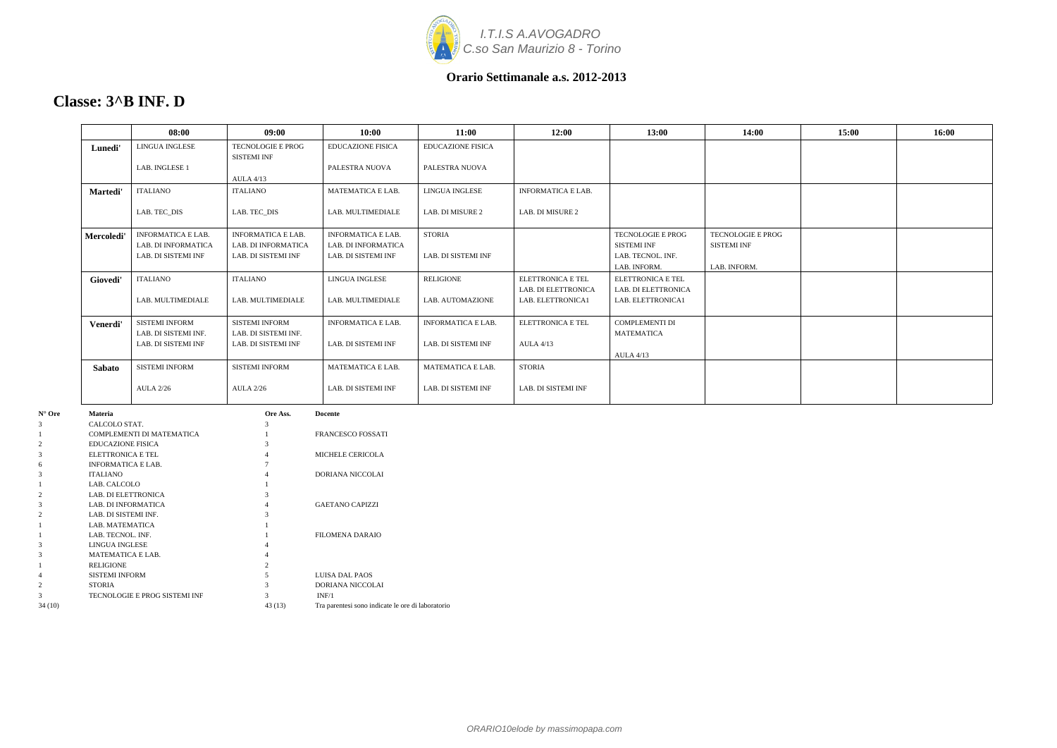*I.T.I.S A.AVOGADRO*
*C.so San Maurizio 8 - Torino*

**Orario Settimanale a.s. 2012-2013**

## Classe: 3^B INF. D

| | 08:00 | 09:00 | 10:00 | 11:00 | 12:00 | 13:00 | 14:00 | 15:00 | 16:00 |
|---|---|---|---|---|---|---|---|---|---|
| **Lunedi'** | LINGUA INGLESE<br><br>LAB. INGLESE 1 | TECNOLOGIE E PROG SISTEMI INF<br><br>AULA 4/13 | EDUCAZIONE FISICA<br><br>PALESTRA NUOVA | EDUCAZIONE FISICA<br><br>PALESTRA NUOVA | | | | | |
| **Martedi'** | ITALIANO<br><br>LAB. TEC_DIS | ITALIANO<br><br>LAB. TEC_DIS | MATEMATICA E LAB.<br><br>LAB. MULTIMEDIALE | LINGUA INGLESE<br><br>LAB. DI MISURE 2 | INFORMATICA E LAB.<br><br>LAB. DI MISURE 2 | | | | |
| **Mercoledi'** | INFORMATICA E LAB.<br>LAB. DI INFORMATICA<br>LAB. DI SISTEMI INF | INFORMATICA E LAB.<br>LAB. DI INFORMATICA<br>LAB. DI SISTEMI INF | INFORMATICA E LAB.<br>LAB. DI INFORMATICA<br>LAB. DI SISTEMI INF | STORIA<br><br>LAB. DI SISTEMI INF | | TECNOLOGIE E PROG SISTEMI INF<br>LAB. TECNOL. INF.<br>LAB. INFORM. | TECNOLOGIE E PROG SISTEMI INF<br><br>LAB. INFORM. | | |
| **Giovedi'** | ITALIANO<br><br>LAB. MULTIMEDIALE | ITALIANO<br><br>LAB. MULTIMEDIALE | LINGUA INGLESE<br><br>LAB. MULTIMEDIALE | RELIGIONE<br><br>LAB. AUTOMAZIONE | ELETTRONICA E TEL<br>LAB. DI ELETTRONICA<br>LAB. ELETTRONICA1 | ELETTRONICA E TEL<br>LAB. DI ELETTRONICA<br>LAB. ELETTRONICA1 | | | |
| **Venerdi'** | SISTEMI INFORM<br>LAB. DI SISTEMI INF.<br>LAB. DI SISTEMI INF | SISTEMI INFORM<br>LAB. DI SISTEMI INF.<br>LAB. DI SISTEMI INF | INFORMATICA E LAB.<br><br>LAB. DI SISTEMI INF | INFORMATICA E LAB.<br><br>LAB. DI SISTEMI INF | ELETTRONICA E TEL<br><br>AULA 4/13 | COMPLEMENTI DI MATEMATICA<br><br>AULA 4/13 | | | |
| **Sabato** | SISTEMI INFORM<br><br>AULA 2/26 | SISTEMI INFORM<br><br>AULA 2/26 | MATEMATICA E LAB.<br><br>LAB. DI SISTEMI INF | MATEMATICA E LAB.<br><br>LAB. DI SISTEMI INF | STORIA<br><br>LAB. DI SISTEMI INF | | | | |

| N° Ore | Materia | Ore Ass. | Docente |
|---|---|---|---|
| 3 | CALCOLO STAT. | 3 | |
| 1 | COMPLEMENTI DI MATEMATICA | 1 | FRANCESCO FOSSATI |
| 2 | EDUCAZIONE FISICA | 3 | |
| 3 | ELETTRONICA E TEL | 4 | MICHELE CERICOLA |
| 6 | INFORMATICA E LAB. | 7 | |
| 3 | ITALIANO | 4 | DORIANA NICCOLAI |
| 1 | LAB. CALCOLO | 1 | |
| 2 | LAB. DI ELETTRONICA | 3 | |
| 3 | LAB. DI INFORMATICA | 4 | GAETANO CAPIZZI |
| 2 | LAB. DI SISTEMI INF. | 3 | |
| 1 | LAB. MATEMATICA | 1 | |
| 1 | LAB. TECNOL. INF. | 1 | FILOMENA DARAIO |
| 3 | LINGUA INGLESE | 4 | |
| 3 | MATEMATICA E LAB. | 4 | |
| 1 | RELIGIONE | 2 | |
| 4 | SISTEMI INFORM | 5 | LUISA DAL PAOS |
| 2 | STORIA | 3 | DORIANA NICCOLAI |
| 3 | TECNOLOGIE E PROG SISTEMI INF | 3 | INF/1 |
| 34 (10) | | 43 (13) | Tra parentesi sono indicate le ore di laboratorio |

*ORARIO10elode by massimopapa.com*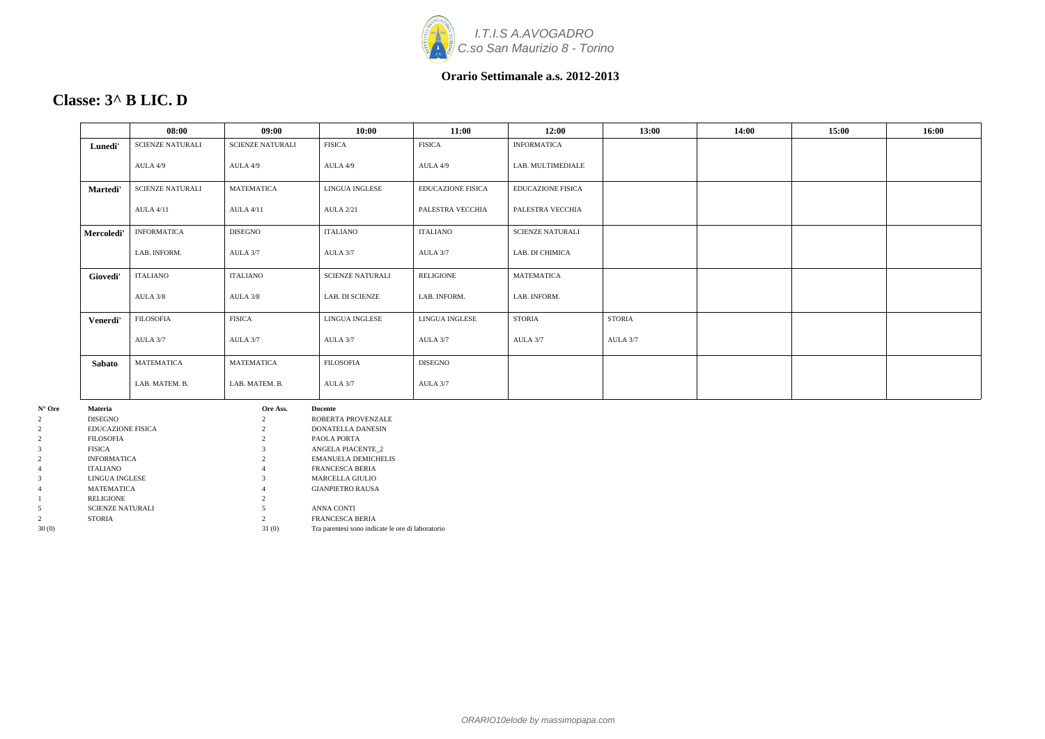*I.T.I.S A.AVOGADRO*
*C.so San Maurizio 8 - Torino*

**Orario Settimanale a.s. 2012-2013**

## Classe: 3^ B LIC. D

| | 08:00 | 09:00 | 10:00 | 11:00 | 12:00 | 13:00 | 14:00 | 15:00 | 16:00 |
|---|---|---|---|---|---|---|---|---|---|
| **Lunedi'** | SCIENZE NATURALI<br>AULA 4/9 | SCIENZE NATURALI<br>AULA 4/9 | FISICA<br>AULA 4/9 | FISICA<br>AULA 4/9 | INFORMATICA<br>LAB. MULTIMEDIALE | | | | |
| **Martedi'** | SCIENZE NATURALI<br>AULA 4/11 | MATEMATICA<br>AULA 4/11 | LINGUA INGLESE<br>AULA 2/21 | EDUCAZIONE FISICA<br>PALESTRA VECCHIA | EDUCAZIONE FISICA<br>PALESTRA VECCHIA | | | | |
| **Mercoledi'** | INFORMATICA<br>LAB. INFORM. | DISEGNO<br>AULA 3/7 | ITALIANO<br>AULA 3/7 | ITALIANO<br>AULA 3/7 | SCIENZE NATURALI<br>LAB. DI CHIMICA | | | | |
| **Giovedi'** | ITALIANO<br>AULA 3/8 | ITALIANO<br>AULA 3/8 | SCIENZE NATURALI<br>LAB. DI SCIENZE | RELIGIONE<br>LAB. INFORM. | MATEMATICA<br>LAB. INFORM. | | | | |
| **Venerdi'** | FILOSOFIA<br>AULA 3/7 | FISICA<br>AULA 3/7 | LINGUA INGLESE<br>AULA 3/7 | LINGUA INGLESE<br>AULA 3/7 | STORIA<br>AULA 3/7 | STORIA<br>AULA 3/7 | | | |
| **Sabato** | MATEMATICA<br>LAB. MATEM. B. | MATEMATICA<br>LAB. MATEM. B. | FILOSOFIA<br>AULA 3/7 | DISEGNO<br>AULA 3/7 | | | | | |

| N° Ore | Materia | Ore Ass. | Docente |
|---|---|---|---|
| 2 | DISEGNO | 2 | ROBERTA PROVENZALE |
| 2 | EDUCAZIONE FISICA | 2 | DONATELLA DANESIN |
| 2 | FILOSOFIA | 2 | PAOLA PORTA |
| 3 | FISICA | 3 | ANGELA PIACENTE_2 |
| 2 | INFORMATICA | 2 | EMANUELA DEMICHELIS |
| 4 | ITALIANO | 4 | FRANCESCA BERIA |
| 3 | LINGUA INGLESE | 3 | MARCELLA GIULIO |
| 4 | MATEMATICA | 4 | GIANPIETRO RAUSA |
| 1 | RELIGIONE | 2 | |
| 5 | SCIENZE NATURALI | 5 | ANNA CONTI |
| 2 | STORIA | 2 | FRANCESCA BERIA |
| 30 (0) | | 31 (0) | Tra parentesi sono indicate le ore di laboratorio |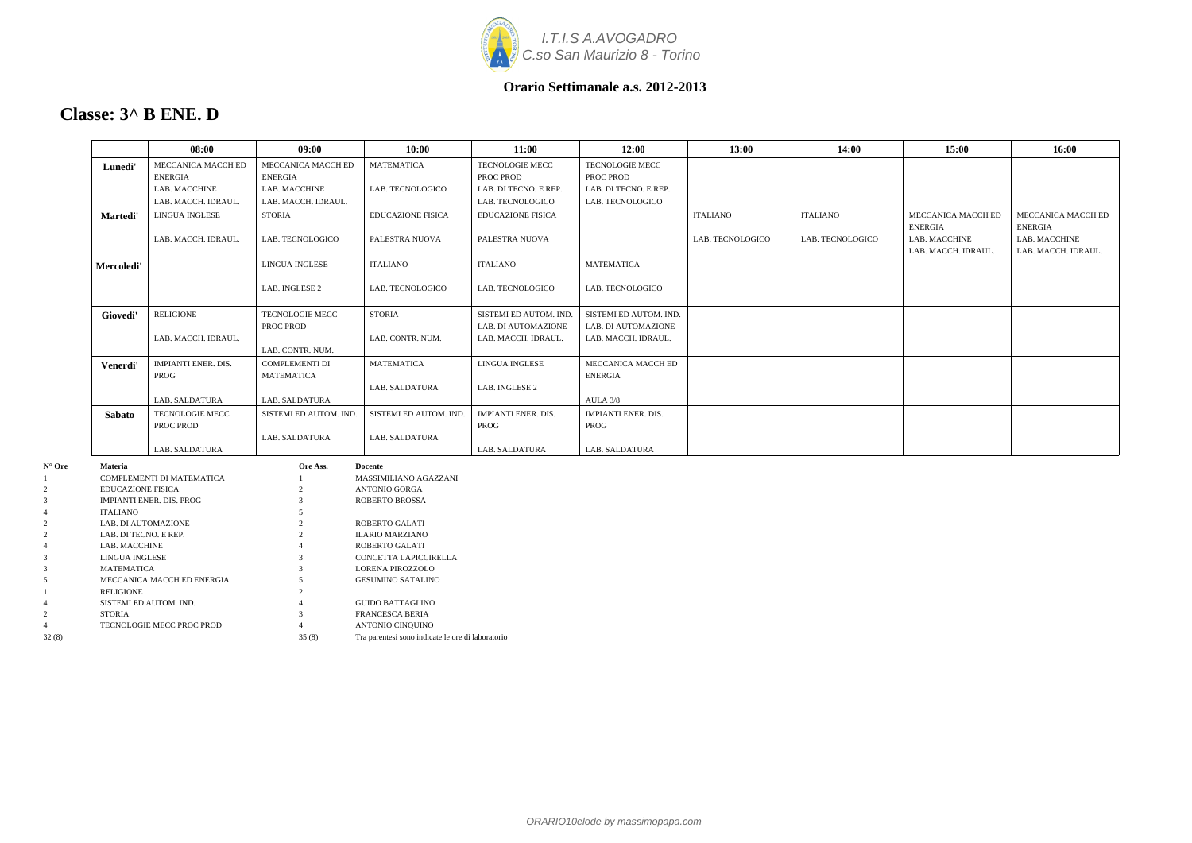*I.T.I.S A.AVOGADRO*
*C.so San Maurizio 8 - Torino*

**Orario Settimanale a.s. 2012-2013**

## Classe: 3^ B ENE. D

| | 08:00 | 09:00 | 10:00 | 11:00 | 12:00 | 13:00 | 14:00 | 15:00 | 16:00 |
|---|---|---|---|---|---|---|---|---|---|
| **Lunedi'** | MECCANICA MACCH ED ENERGIA LAB. MACCHINE LAB. MACCH. IDRAUL. | MECCANICA MACCH ED ENERGIA LAB. MACCHINE LAB. MACCH. IDRAUL. | MATEMATICA LAB. TECNOLOGICO | TECNOLOGIE MECC PROC PROD LAB. DI TECNO. E REP. LAB. TECNOLOGICO | TECNOLOGIE MECC PROC PROD LAB. DI TECNO. E REP. LAB. TECNOLOGICO | | | | |
| **Martedi'** | LINGUA INGLESE LAB. MACCH. IDRAUL. | STORIA LAB. TECNOLOGICO | EDUCAZIONE FISICA PALESTRA NUOVA | EDUCAZIONE FISICA PALESTRA NUOVA | | ITALIANO LAB. TECNOLOGICO | ITALIANO LAB. TECNOLOGICO | MECCANICA MACCH ED ENERGIA LAB. MACCHINE LAB. MACCH. IDRAUL. | MECCANICA MACCH ED ENERGIA LAB. MACCHINE LAB. MACCH. IDRAUL. |
| **Mercoledi'** | | LINGUA INGLESE LAB. INGLESE 2 | ITALIANO LAB. TECNOLOGICO | ITALIANO LAB. TECNOLOGICO | MATEMATICA LAB. TECNOLOGICO | | | | |
| **Giovedi'** | RELIGIONE LAB. MACCH. IDRAUL. | TECNOLOGIE MECC PROC PROD LAB. CONTR. NUM. | STORIA LAB. CONTR. NUM. | SISTEMI ED AUTOM. IND. LAB. DI AUTOMAZIONE LAB. MACCH. IDRAUL. | SISTEMI ED AUTOM. IND. LAB. DI AUTOMAZIONE LAB. MACCH. IDRAUL. | | | | |
| **Venerdi'** | IMPIANTI ENER. DIS. PROG LAB. SALDATURA | COMPLEMENTI DI MATEMATICA LAB. SALDATURA | MATEMATICA LAB. SALDATURA | LINGUA INGLESE LAB. INGLESE 2 | MECCANICA MACCH ED ENERGIA AULA 3/8 | | | | |
| **Sabato** | TECNOLOGIE MECC PROC PROD LAB. SALDATURA | SISTEMI ED AUTOM. IND. LAB. SALDATURA | SISTEMI ED AUTOM. IND. LAB. SALDATURA | IMPIANTI ENER. DIS. PROG LAB. SALDATURA | IMPIANTI ENER. DIS. PROG LAB. SALDATURA | | | | |

| N° Ore | Materia | Ore Ass. | Docente |
|---|---|---|---|
| 1 | COMPLEMENTI DI MATEMATICA | 1 | MASSIMILIANO AGAZZANI |
| 2 | EDUCAZIONE FISICA | 2 | ANTONIO GORGA |
| 3 | IMPIANTI ENER. DIS. PROG | 3 | ROBERTO BROSSA |
| 4 | ITALIANO | 5 | |
| 2 | LAB. DI AUTOMAZIONE | 2 | ROBERTO GALATI |
| 2 | LAB. DI TECNO. E REP. | 2 | ILARIO MARZIANO |
| 4 | LAB. MACCHINE | 4 | ROBERTO GALATI |
| 3 | LINGUA INGLESE | 3 | CONCETTA LAPICCIRELLA |
| 3 | MATEMATICA | 3 | LORENA PIROZZOLO |
| 5 | MECCANICA MACCH ED ENERGIA | 5 | GESUMINO SATALINO |
| 1 | RELIGIONE | 2 | |
| 4 | SISTEMI ED AUTOM. IND. | 4 | GUIDO BATTAGLINO |
| 2 | STORIA | 3 | FRANCESCA BERIA |
| 4 | TECNOLOGIE MECC PROC PROD | 4 | ANTONIO CINQUINO |
| 32 (8) | | 35 (8) | Tra parentesi sono indicate le ore di laboratorio |

*ORARIO10elode by massimopapa.com*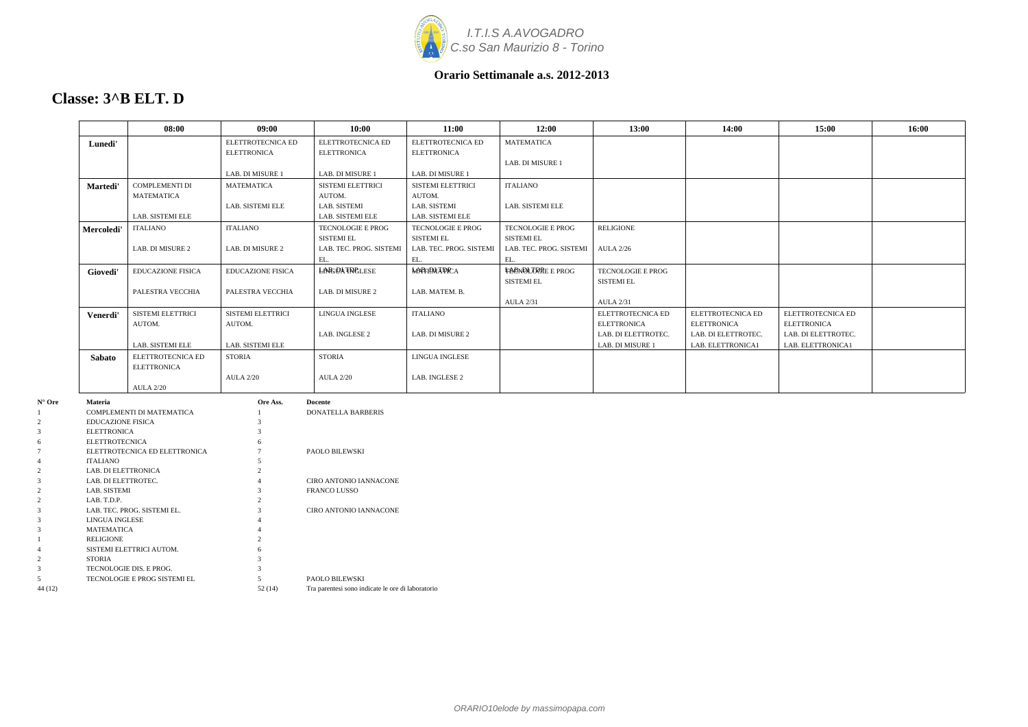*I.T.I.S A.AVOGADRO*
*C.so San Maurizio 8 - Torino*

**Orario Settimanale a.s. 2012-2013**

# Classe: 3^B ELT. D

| | 08:00 | 09:00 | 10:00 | 11:00 | 12:00 | 13:00 | 14:00 | 15:00 | 16:00 |
|---|---|---|---|---|---|---|---|---|---|
| **Lunedi'** | | ELETTROTECNICA ED ELETTRONICA LAB. DI MISURE 1 | ELETTROTECNICA ED ELETTRONICA LAB. DI MISURE 1 | ELETTROTECNICA ED ELETTRONICA LAB. DI MISURE 1 | MATEMATICA LAB. DI MISURE 1 | | | | |
| **Martedi'** | COMPLEMENTI DI MATEMATICA LAB. SISTEMI ELE | MATEMATICA LAB. SISTEMI ELE | SISTEMI ELETTRICI AUTOM. LAB. SISTEMI LAB. SISTEMI ELE | SISTEMI ELETTRICI AUTOM. LAB. SISTEMI LAB. SISTEMI ELE | ITALIANO LAB. SISTEMI ELE | | | | |
| **Mercoledi'** | ITALIANO LAB. DI MISURE 2 | ITALIANO LAB. DI MISURE 2 | TECNOLOGIE E PROG SISTEMI EL LAB. TEC. PROG. SISTEMI EL. | TECNOLOGIE E PROG SISTEMI EL LAB. TEC. PROG. SISTEMI EL. | TECNOLOGIE E PROG SISTEMI EL LAB. TEC. PROG. SISTEMI EL. | RELIGIONE AULA 2/26 | | | |
| **Giovedi'** | EDUCAZIONE FISICA PALESTRA VECCHIA | EDUCAZIONE FISICA PALESTRA VECCHIA | LAB. DI TDP LINGUA INGLESE LAB. DI MISURE 2 | LAB. DI TDP MATEMATICA LAB. MATEM. B. | LAB. DI TDP TECNOLOGIE E PROG SISTEMI EL AULA 2/31 | TECNOLOGIE E PROG SISTEMI EL AULA 2/31 | | | |
| **Venerdi'** | SISTEMI ELETTRICI AUTOM. LAB. SISTEMI ELE | SISTEMI ELETTRICI AUTOM. LAB. SISTEMI ELE | LINGUA INGLESE LAB. INGLESE 2 | ITALIANO LAB. DI MISURE 2 | | ELETTROTECNICA ED ELETTRONICA LAB. DI ELETTROTEC. LAB. DI MISURE 1 | ELETTROTECNICA ED ELETTRONICA LAB. DI ELETTROTEC. LAB. ELETTRONICA1 | ELETTROTECNICA ED ELETTRONICA LAB. DI ELETTROTEC. LAB. ELETTRONICA1 | |
| **Sabato** | ELETTROTECNICA ED ELETTRONICA AULA 2/20 | STORIA AULA 2/20 | STORIA AULA 2/20 | LINGUA INGLESE LAB. INGLESE 2 | | | | | |

| N° Ore | Materia | Ore Ass. | Docente |
|---|---|---|---|
| 1 | COMPLEMENTI DI MATEMATICA | 1 | DONATELLA BARBERIS |
| 2 | EDUCAZIONE FISICA | 3 | |
| 3 | ELETTRONICA | 3 | |
| 6 | ELETTROTECNICA | 6 | |
| 7 | ELETTROTECNICA ED ELETTRONICA | 7 | PAOLO BILEWSKI |
| 4 | ITALIANO | 5 | |
| 2 | LAB. DI ELETTRONICA | 2 | |
| 3 | LAB. DI ELETTROTEC. | 4 | CIRO ANTONIO IANNACONE |
| 2 | LAB. SISTEMI | 3 | FRANCO LUSSO |
| 2 | LAB. T.D.P. | 2 | |
| 3 | LAB. TEC. PROG. SISTEMI EL. | 3 | CIRO ANTONIO IANNACONE |
| 3 | LINGUA INGLESE | 4 | |
| 3 | MATEMATICA | 4 | |
| 1 | RELIGIONE | 2 | |
| 4 | SISTEMI ELETTRICI AUTOM. | 6 | |
| 2 | STORIA | 3 | |
| 3 | TECNOLOGIE DIS. E PROG. | 3 | |
| 5 | TECNOLOGIE E PROG SISTEMI EL | 5 | PAOLO BILEWSKI |
| 44 (12) | | 52 (14) | Tra parentesi sono indicate le ore di laboratorio |

*ORARIO10elode by massimopapa.com*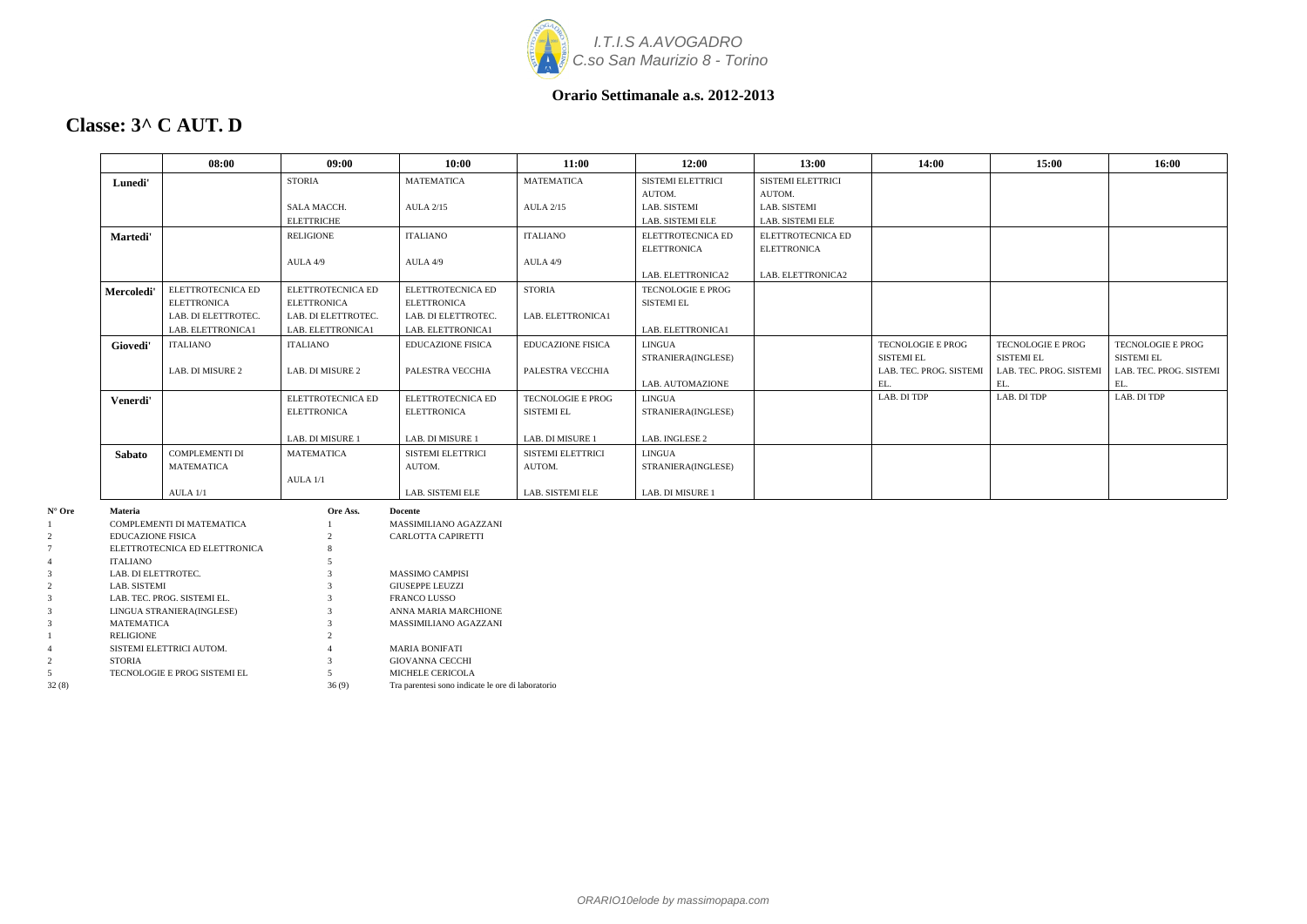I.T.I.S A.AVOGADRO
C.so San Maurizio 8 - Torino

**Orario Settimanale a.s. 2012-2013**

# Classe: 3^ C AUT. D

| | 08:00 | 09:00 | 10:00 | 11:00 | 12:00 | 13:00 | 14:00 | 15:00 | 16:00 |
|---|---|---|---|---|---|---|---|---|---|
| **Lunedi'** | | STORIA<br><br>SALA MACCH. ELETTRICHE | MATEMATICA<br><br>AULA 2/15 | MATEMATICA<br><br>AULA 2/15 | SISTEMI ELETTRICI AUTOM.<br>LAB. SISTEMI<br>LAB. SISTEMI ELE | SISTEMI ELETTRICI AUTOM.<br>LAB. SISTEMI<br>LAB. SISTEMI ELE | | | |
| **Martedi'** | | RELIGIONE<br><br>AULA 4/9 | ITALIANO<br><br>AULA 4/9 | ITALIANO<br><br>AULA 4/9 | ELETTROTECNICA ED ELETTRONICA<br><br>LAB. ELETTRONICA2 | ELETTROTECNICA ED ELETTRONICA<br><br>LAB. ELETTRONICA2 | | | |
| **Mercoledi'** | ELETTROTECNICA ED ELETTRONICA<br>LAB. DI ELETTROTEC.<br>LAB. ELETTRONICA1 | ELETTROTECNICA ED ELETTRONICA<br>LAB. DI ELETTROTEC.<br>LAB. ELETTRONICA1 | ELETTROTECNICA ED ELETTRONICA<br>LAB. DI ELETTROTEC.<br>LAB. ELETTRONICA1 | STORIA<br><br>LAB. ELETTRONICA1 | TECNOLOGIE E PROG SISTEMI EL<br><br>LAB. ELETTRONICA1 | | | | |
| **Giovedi'** | ITALIANO<br><br>LAB. DI MISURE 2 | ITALIANO<br><br>LAB. DI MISURE 2 | EDUCAZIONE FISICA<br><br>PALESTRA VECCHIA | EDUCAZIONE FISICA<br><br>PALESTRA VECCHIA | LINGUA STRANIERA(INGLESE)<br><br>LAB. AUTOMAZIONE | | TECNOLOGIE E PROG SISTEMI EL<br>LAB. TEC. PROG. SISTEMI EL. | TECNOLOGIE E PROG SISTEMI EL<br>LAB. TEC. PROG. SISTEMI EL. | TECNOLOGIE E PROG SISTEMI EL<br>LAB. TEC. PROG. SISTEMI EL. |
| **Venerdi'** | | ELETTROTECNICA ED ELETTRONICA<br><br>LAB. DI MISURE 1 | ELETTROTECNICA ED ELETTRONICA<br><br>LAB. DI MISURE 1 | TECNOLOGIE E PROG SISTEMI EL<br><br>LAB. DI MISURE 1 | LINGUA STRANIERA(INGLESE)<br><br>LAB. INGLESE 2 | | LAB. DI TDP | LAB. DI TDP | LAB. DI TDP |
| **Sabato** | COMPLEMENTI DI MATEMATICA<br><br>AULA 1/1 | MATEMATICA<br><br>AULA 1/1 | SISTEMI ELETTRICI AUTOM.<br><br>LAB. SISTEMI ELE | SISTEMI ELETTRICI AUTOM.<br><br>LAB. SISTEMI ELE | LINGUA STRANIERA(INGLESE)<br><br>LAB. DI MISURE 1 | | | | |

| N° Ore | Materia | Ore Ass. | Docente |
|---|---|---|---|
| 1 | COMPLEMENTI DI MATEMATICA | 1 | MASSIMILIANO AGAZZANI |
| 2 | EDUCAZIONE FISICA | 2 | CARLOTTA CAPIRETTI |
| 7 | ELETTROTECNICA ED ELETTRONICA | 8 | |
| 4 | ITALIANO | 5 | |
| 3 | LAB. DI ELETTROTEC. | 3 | MASSIMO CAMPISI |
| 2 | LAB. SISTEMI | 3 | GIUSEPPE LEUZZI |
| 3 | LAB. TEC. PROG. SISTEMI EL. | 3 | FRANCO LUSSO |
| 3 | LINGUA STRANIERA(INGLESE) | 3 | ANNA MARIA MARCHIONE |
| 3 | MATEMATICA | 3 | MASSIMILIANO AGAZZANI |
| 1 | RELIGIONE | 2 | |
| 4 | SISTEMI ELETTRICI AUTOM. | 4 | MARIA BONIFATI |
| 2 | STORIA | 3 | GIOVANNA CECCHI |
| 5 | TECNOLOGIE E PROG SISTEMI EL | 5 | MICHELE CERICOLA |
| 32 (8) | | 36 (9) | Tra parentesi sono indicate le ore di laboratorio |

*ORARIO10elode by massimopapa.com*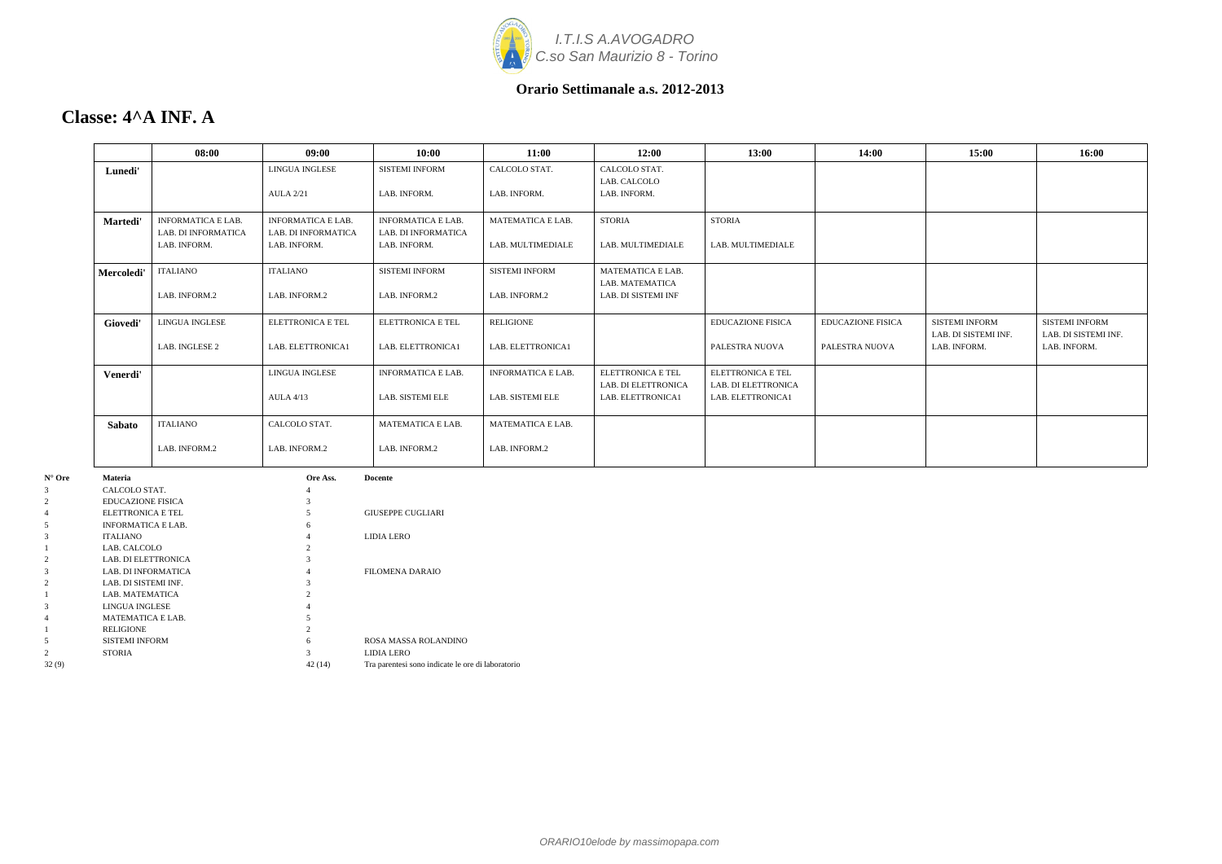*I.T.I.S A.AVOGADRO*
*C.so San Maurizio 8 - Torino*

**Orario Settimanale a.s. 2012-2013**

# Classe: 4^A INF. A

| | 08:00 | 09:00 | 10:00 | 11:00 | 12:00 | 13:00 | 14:00 | 15:00 | 16:00 |
|---|---|---|---|---|---|---|---|---|---|
| **Lunedi'** | | LINGUA INGLESE<br>AULA 2/21 | SISTEMI INFORM<br>LAB. INFORM. | CALCOLO STAT.<br>LAB. INFORM. | CALCOLO STAT.<br>LAB. CALCOLO<br>LAB. INFORM. | | | | |
| **Martedi'** | INFORMATICA E LAB.<br>LAB. DI INFORMATICA<br>LAB. INFORM. | INFORMATICA E LAB.<br>LAB. DI INFORMATICA<br>LAB. INFORM. | INFORMATICA E LAB.<br>LAB. DI INFORMATICA<br>LAB. INFORM. | MATEMATICA E LAB.<br>LAB. MULTIMEDIALE | STORIA<br>LAB. MULTIMEDIALE | STORIA<br>LAB. MULTIMEDIALE | | | |
| **Mercoledi'** | ITALIANO<br>LAB. INFORM.2 | ITALIANO<br>LAB. INFORM.2 | SISTEMI INFORM<br>LAB. INFORM.2 | SISTEMI INFORM<br>LAB. INFORM.2 | MATEMATICA E LAB.<br>LAB. MATEMATICA<br>LAB. DI SISTEMI INF | | | | |
| **Giovedi'** | LINGUA INGLESE<br>LAB. INGLESE 2 | ELETTRONICA E TEL<br>LAB. ELETTRONICA1 | ELETTRONICA E TEL<br>LAB. ELETTRONICA1 | RELIGIONE<br>LAB. ELETTRONICA1 | | EDUCAZIONE FISICA<br>PALESTRA NUOVA | EDUCAZIONE FISICA<br>PALESTRA NUOVA | SISTEMI INFORM<br>LAB. DI SISTEMI INF.<br>LAB. INFORM. | SISTEMI INFORM<br>LAB. DI SISTEMI INF.<br>LAB. INFORM. |
| **Venerdi'** | | LINGUA INGLESE<br>AULA 4/13 | INFORMATICA E LAB.<br>LAB. SISTEMI ELE | INFORMATICA E LAB.<br>LAB. SISTEMI ELE | ELETTRONICA E TEL<br>LAB. DI ELETTRONICA<br>LAB. ELETTRONICA1 | ELETTRONICA E TEL<br>LAB. DI ELETTRONICA<br>LAB. ELETTRONICA1 | | | |
| **Sabato** | ITALIANO<br>LAB. INFORM.2 | CALCOLO STAT.<br>LAB. INFORM.2 | MATEMATICA E LAB.<br>LAB. INFORM.2 | MATEMATICA E LAB.<br>LAB. INFORM.2 | | | | | |

| N° Ore | Materia | Ore Ass. | Docente |
|---|---|---|---|
| 3 | CALCOLO STAT. | 4 | |
| 2 | EDUCAZIONE FISICA | 3 | |
| 4 | ELETTRONICA E TEL | 5 | GIUSEPPE CUGLIARI |
| 5 | INFORMATICA E LAB. | 6 | |
| 3 | ITALIANO | 4 | LIDIA LERO |
| 1 | LAB. CALCOLO | 2 | |
| 2 | LAB. DI ELETTRONICA | 3 | |
| 3 | LAB. DI INFORMATICA | 4 | FILOMENA DARAIO |
| 2 | LAB. DI SISTEMI INF. | 3 | |
| 1 | LAB. MATEMATICA | 2 | |
| 3 | LINGUA INGLESE | 4 | |
| 4 | MATEMATICA E LAB. | 5 | |
| 1 | RELIGIONE | 2 | |
| 5 | SISTEMI INFORM | 6 | ROSA MASSA ROLANDINO |
| 2 | STORIA | 3 | LIDIA LERO |
| 32 (9) | | 42 (14) | Tra parentesi sono indicate le ore di laboratorio |

*ORARIO10elode by massimopapa.com*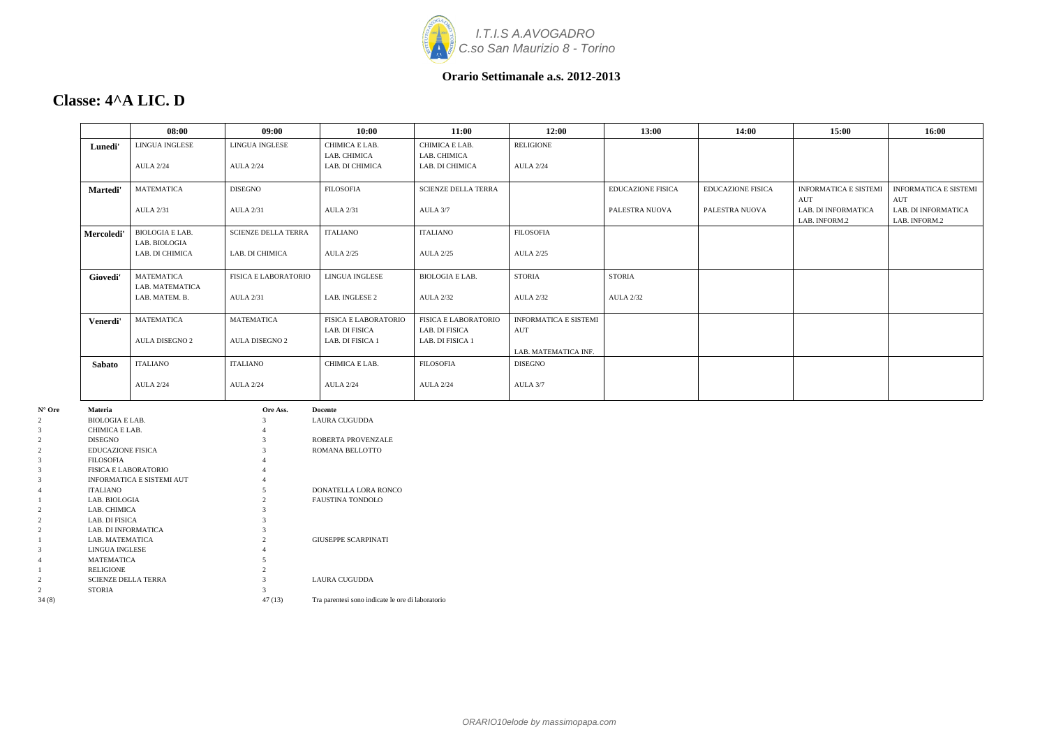*I.T.I.S A.AVOGADRO*
*C.so San Maurizio 8 - Torino*

**Orario Settimanale a.s. 2012-2013**

# Classe: 4^A LIC. D

| | 08:00 | 09:00 | 10:00 | 11:00 | 12:00 | 13:00 | 14:00 | 15:00 | 16:00 |
|---|---|---|---|---|---|---|---|---|---|
| **Lunedi'** | LINGUA INGLESE<br><br>AULA 2/24 | LINGUA INGLESE<br><br>AULA 2/24 | CHIMICA E LAB.<br>LAB. CHIMICA<br>LAB. DI CHIMICA | CHIMICA E LAB.<br>LAB. CHIMICA<br>LAB. DI CHIMICA | RELIGIONE<br><br>AULA 2/24 | | | | |
| **Martedi'** | MATEMATICA<br><br>AULA 2/31 | DISEGNO<br><br>AULA 2/31 | FILOSOFIA<br><br>AULA 2/31 | SCIENZE DELLA TERRA<br><br>AULA 3/7 | | EDUCAZIONE FISICA<br><br>PALESTRA NUOVA | EDUCAZIONE FISICA<br><br>PALESTRA NUOVA | INFORMATICA E SISTEMI AUT<br>LAB. DI INFORMATICA<br>LAB. INFORM.2 | INFORMATICA E SISTEMI AUT<br>LAB. DI INFORMATICA<br>LAB. INFORM.2 |
| **Mercoledi'** | BIOLOGIA E LAB.<br>LAB. BIOLOGIA<br>LAB. DI CHIMICA | SCIENZE DELLA TERRA<br><br>LAB. DI CHIMICA | ITALIANO<br><br>AULA 2/25 | ITALIANO<br><br>AULA 2/25 | FILOSOFIA<br><br>AULA 2/25 | | | | |
| **Giovedi'** | MATEMATICA<br>LAB. MATEMATICA<br>LAB. MATEM. B. | FISICA E LABORATORIO<br><br>AULA 2/31 | LINGUA INGLESE<br><br>LAB. INGLESE 2 | BIOLOGIA E LAB.<br><br>AULA 2/32 | STORIA<br><br>AULA 2/32 | STORIA<br><br>AULA 2/32 | | | |
| **Venerdi'** | MATEMATICA<br><br>AULA DISEGNO 2 | MATEMATICA<br><br>AULA DISEGNO 2 | FISICA E LABORATORIO<br>LAB. DI FISICA<br>LAB. DI FISICA 1 | FISICA E LABORATORIO<br>LAB. DI FISICA<br>LAB. DI FISICA 1 | INFORMATICA E SISTEMI AUT<br><br>LAB. MATEMATICA INF. | | | | |
| **Sabato** | ITALIANO<br><br>AULA 2/24 | ITALIANO<br><br>AULA 2/24 | CHIMICA E LAB.<br><br>AULA 2/24 | FILOSOFIA<br><br>AULA 2/24 | DISEGNO<br><br>AULA 3/7 | | | | |

| N° Ore | Materia | Ore Ass. | Docente |
|---|---|---|---|
| 2 | BIOLOGIA E LAB. | 3 | LAURA CUGUDDA |
| 3 | CHIMICA E LAB. | 4 | |
| 2 | DISEGNO | 3 | ROBERTA PROVENZALE |
| 2 | EDUCAZIONE FISICA | 3 | ROMANA BELLOTTO |
| 3 | FILOSOFIA | 4 | |
| 3 | FISICA E LABORATORIO | 4 | |
| 3 | INFORMATICA E SISTEMI AUT | 4 | |
| 4 | ITALIANO | 5 | DONATELLA LORA RONCO |
| 1 | LAB. BIOLOGIA | 2 | FAUSTINA TONDOLO |
| 2 | LAB. CHIMICA | 3 | |
| 2 | LAB. DI FISICA | 3 | |
| 2 | LAB. DI INFORMATICA | 3 | |
| 1 | LAB. MATEMATICA | 2 | GIUSEPPE SCARPINATI |
| 3 | LINGUA INGLESE | 4 | |
| 4 | MATEMATICA | 5 | |
| 1 | RELIGIONE | 2 | |
| 2 | SCIENZE DELLA TERRA | 3 | LAURA CUGUDDA |
| 2 | STORIA | 3 | |
| 34 (8) | | 47 (13) | Tra parentesi sono indicate le ore di laboratorio |

*ORARIO10elode by massimopapa.com*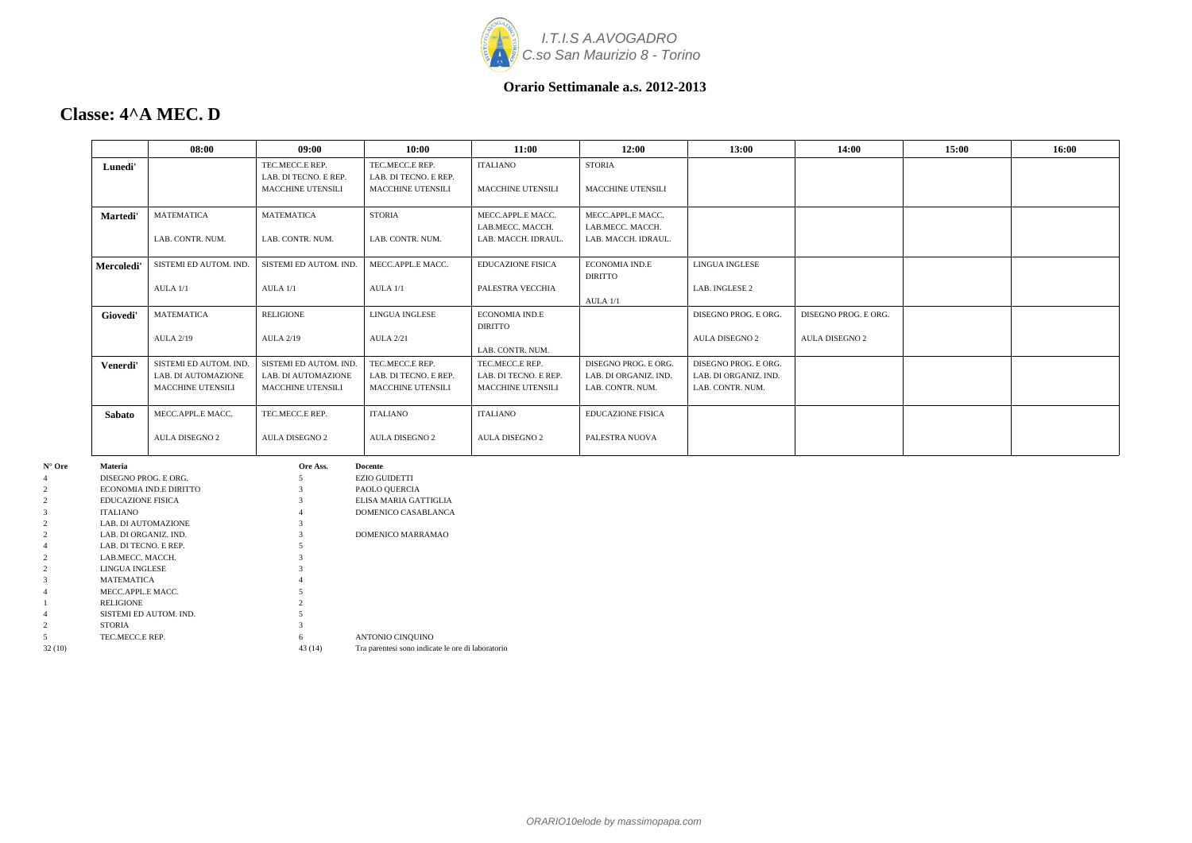*I.T.I.S A.AVOGADRO*
*C.so San Maurizio 8 - Torino*

**Orario Settimanale a.s. 2012-2013**

## Classe: 4^A MEC. D

| | 08:00 | 09:00 | 10:00 | 11:00 | 12:00 | 13:00 | 14:00 | 15:00 | 16:00 |
|---|---|---|---|---|---|---|---|---|---|
| **Lunedi'** | | TEC.MECC.E REP. LAB. DI TECNO. E REP. MACCHINE UTENSILI | TEC.MECC.E REP. LAB. DI TECNO. E REP. MACCHINE UTENSILI | ITALIANO MACCHINE UTENSILI | STORIA MACCHINE UTENSILI | | | | |
| **Martedi'** | MATEMATICA LAB. CONTR. NUM. | MATEMATICA LAB. CONTR. NUM. | STORIA LAB. CONTR. NUM. | MECC.APPL.E MACC. LAB.MECC. MACCH. LAB. MACCH. IDRAUL. | MECC.APPL.E MACC. LAB.MECC. MACCH. LAB. MACCH. IDRAUL. | | | | |
| **Mercoledi'** | SISTEMI ED AUTOM. IND. AULA 1/1 | SISTEMI ED AUTOM. IND. AULA 1/1 | MECC.APPL.E MACC. AULA 1/1 | EDUCAZIONE FISICA PALESTRA VECCHIA | ECONOMIA IND.E DIRITTO AULA 1/1 | LINGUA INGLESE LAB. INGLESE 2 | | | |
| **Giovedi'** | MATEMATICA AULA 2/19 | RELIGIONE AULA 2/19 | LINGUA INGLESE AULA 2/21 | ECONOMIA IND.E DIRITTO LAB. CONTR. NUM. | | DISEGNO PROG. E ORG. AULA DISEGNO 2 | DISEGNO PROG. E ORG. AULA DISEGNO 2 | | |
| **Venerdi'** | SISTEMI ED AUTOM. IND. LAB. DI AUTOMAZIONE MACCHINE UTENSILI | SISTEMI ED AUTOM. IND. LAB. DI AUTOMAZIONE MACCHINE UTENSILI | TEC.MECC.E REP. LAB. DI TECNO. E REP. MACCHINE UTENSILI | TEC.MECC.E REP. LAB. DI TECNO. E REP. MACCHINE UTENSILI | DISEGNO PROG. E ORG. LAB. DI ORGANIZ. IND. LAB. CONTR. NUM. | DISEGNO PROG. E ORG. LAB. DI ORGANIZ. IND. LAB. CONTR. NUM. | | | |
| **Sabato** | MECC.APPL.E MACC. AULA DISEGNO 2 | TEC.MECC.E REP. AULA DISEGNO 2 | ITALIANO AULA DISEGNO 2 | ITALIANO AULA DISEGNO 2 | EDUCAZIONE FISICA PALESTRA NUOVA | | | | |

| N° Ore | Materia | Ore Ass. | Docente |
|---|---|---|---|
| 4 | DISEGNO PROG. E ORG. | 5 | EZIO GUIDETTI |
| 2 | ECONOMIA IND.E DIRITTO | 3 | PAOLO QUERCIA |
| 2 | EDUCAZIONE FISICA | 3 | ELISA MARIA GATTIGLIA |
| 3 | ITALIANO | 4 | DOMENICO CASABLANCA |
| 2 | LAB. DI AUTOMAZIONE | 3 | |
| 2 | LAB. DI ORGANIZ. IND. | 3 | DOMENICO MARRAMAO |
| 4 | LAB. DI TECNO. E REP. | 5 | |
| 2 | LAB.MECC. MACCH. | 3 | |
| 2 | LINGUA INGLESE | 3 | |
| 3 | MATEMATICA | 4 | |
| 4 | MECC.APPL.E MACC. | 5 | |
| 1 | RELIGIONE | 2 | |
| 4 | SISTEMI ED AUTOM. IND. | 5 | |
| 2 | STORIA | 3 | |
| 5 | TEC.MECC.E REP. | 6 | ANTONIO CINQUINO |
| 32 (10) | | 43 (14) | Tra parentesi sono indicate le ore di laboratorio |

*ORARIO10elode by massimopapa.com*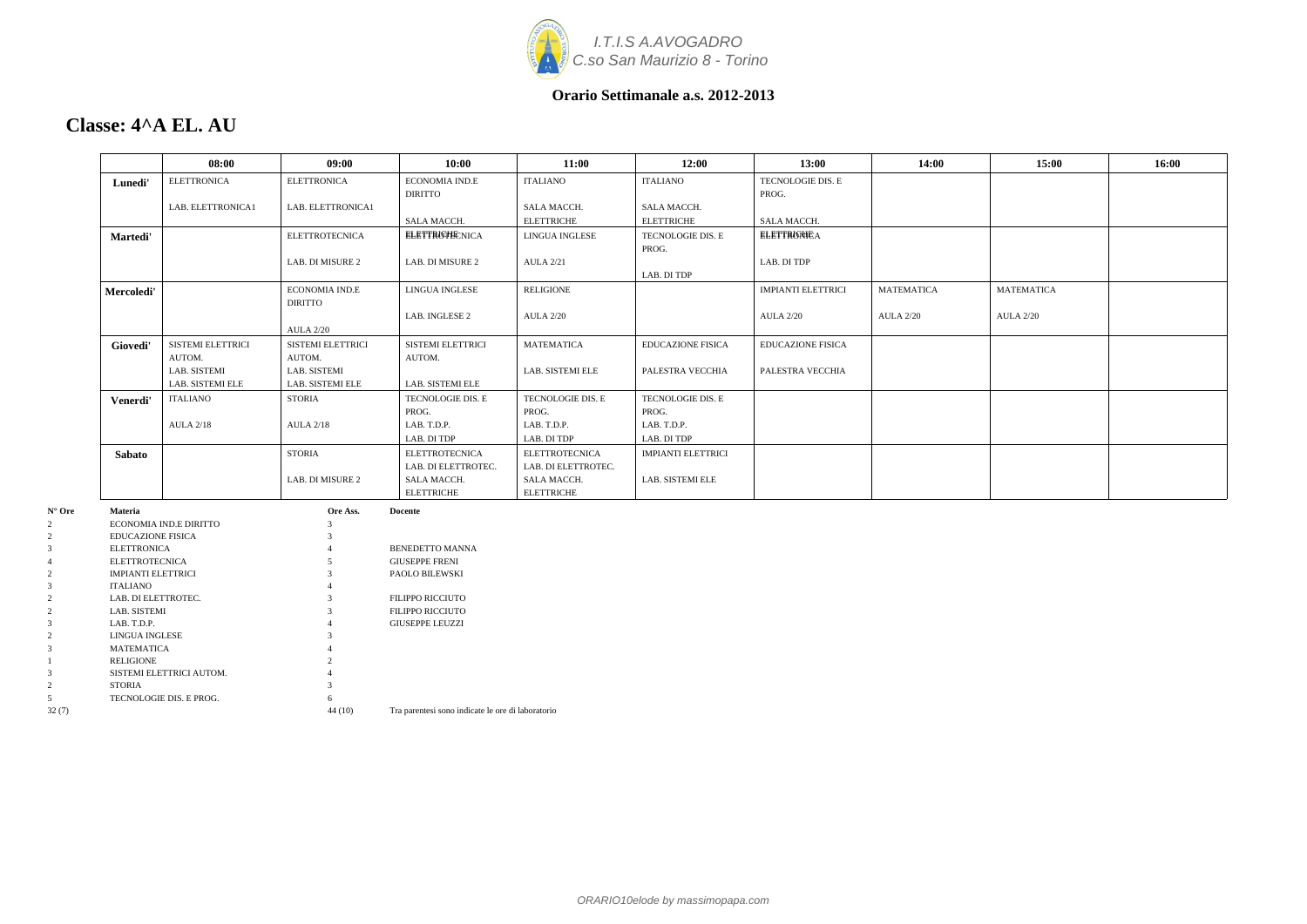I.T.I.S A.AVOGADRO
C.so San Maurizio 8 - Torino

**Orario Settimanale a.s. 2012-2013**

## Classe: 4^A EL. AU

| | 08:00 | 09:00 | 10:00 | 11:00 | 12:00 | 13:00 | 14:00 | 15:00 | 16:00 |
|---|---|---|---|---|---|---|---|---|---|
| **Lunedi'** | ELETTRONICA<br>LAB. ELETTRONICA1 | ELETTRONICA<br>LAB. ELETTRONICA1 | ECONOMIA IND.E DIRITTO<br>SALA MACCH. | ITALIANO<br>SALA MACCH. | ITALIANO<br>SALA MACCH.<br>ELETTRICHE | TECNOLOGIE DIS. E PROG.<br>SALA MACCH. | | | |
| **Martedi'** | | ELETTROTECNICA<br>LAB. DI MISURE 2 | ELETTRICHE ELETTROTECNICA<br>LAB. DI MISURE 2 | LINGUA INGLESE<br>AULA 2/21 | TECNOLOGIE DIS. E PROG.<br>LAB. DI TDP | ELETTRICHE ELETTRONICA<br>LAB. DI TDP | | | |
| **Mercoledi'** | | ECONOMIA IND.E DIRITTO<br>AULA 2/20 | LINGUA INGLESE<br>LAB. INGLESE 2 | RELIGIONE<br>AULA 2/20 | | IMPIANTI ELETTRICI<br>AULA 2/20 | MATEMATICA<br>AULA 2/20 | MATEMATICA<br>AULA 2/20 | |
| **Giovedi'** | SISTEMI ELETTRICI AUTOM.<br>LAB. SISTEMI<br>LAB. SISTEMI ELE | SISTEMI ELETTRICI AUTOM.<br>LAB. SISTEMI<br>LAB. SISTEMI ELE | SISTEMI ELETTRICI AUTOM.<br>LAB. SISTEMI ELE | MATEMATICA<br>LAB. SISTEMI ELE | EDUCAZIONE FISICA<br>PALESTRA VECCHIA | EDUCAZIONE FISICA<br>PALESTRA VECCHIA | | | |
| **Venerdi'** | ITALIANO<br>AULA 2/18 | STORIA<br>AULA 2/18 | TECNOLOGIE DIS. E PROG.<br>LAB. T.D.P.<br>LAB. DI TDP | TECNOLOGIE DIS. E PROG.<br>LAB. T.D.P.<br>LAB. DI TDP | TECNOLOGIE DIS. E PROG.<br>LAB. T.D.P.<br>LAB. DI TDP | | | | |
| **Sabato** | | STORIA<br>LAB. DI MISURE 2 | ELETTROTECNICA<br>LAB. DI ELETTROTEC.<br>SALA MACCH.<br>ELETTRICHE | ELETTROTECNICA<br>LAB. DI ELETTROTEC.<br>SALA MACCH.<br>ELETTRICHE | IMPIANTI ELETTRICI<br>LAB. SISTEMI ELE | | | | |

| N° Ore | Materia | Ore Ass. | Docente |
|---|---|---|---|
| 2 | ECONOMIA IND.E DIRITTO | 3 | |
| 2 | EDUCAZIONE FISICA | 3 | |
| 3 | ELETTRONICA | 4 | BENEDETTO MANNA |
| 4 | ELETTROTECNICA | 5 | GIUSEPPE FRENI |
| 2 | IMPIANTI ELETTRICI | 3 | PAOLO BILEWSKI |
| 3 | ITALIANO | 4 | |
| 2 | LAB. DI ELETTROTEC. | 3 | FILIPPO RICCIUTO |
| 2 | LAB. SISTEMI | 3 | FILIPPO RICCIUTO |
| 3 | LAB. T.D.P. | 4 | GIUSEPPE LEUZZI |
| 2 | LINGUA INGLESE | 3 | |
| 3 | MATEMATICA | 4 | |
| 1 | RELIGIONE | 2 | |
| 3 | SISTEMI ELETTRICI AUTOM. | 4 | |
| 2 | STORIA | 3 | |
| 5 | TECNOLOGIE DIS. E PROG. | 6 | |
| 32 (7) | | 44 (10) | Tra parentesi sono indicate le ore di laboratorio |

*ORARIO10elode by massimopapa.com*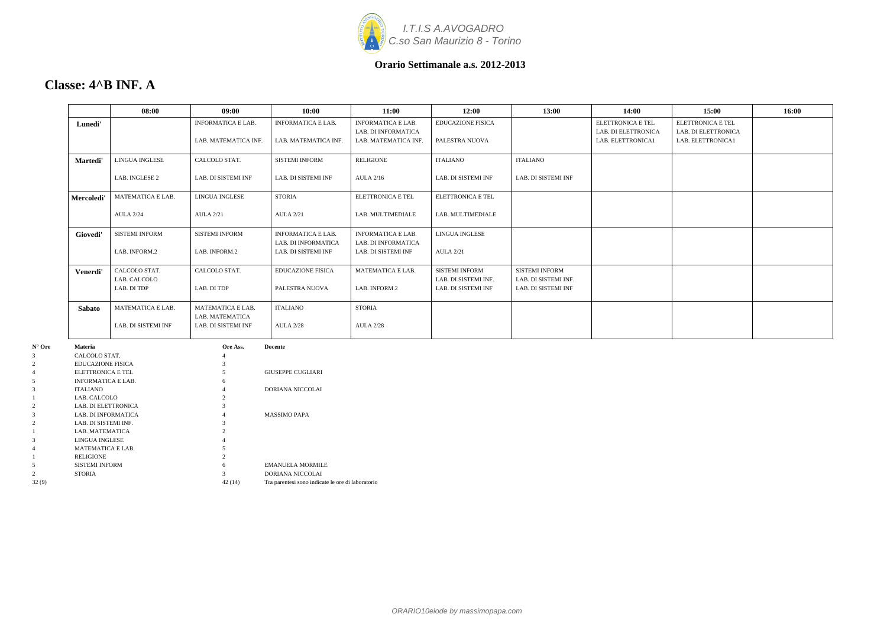I.T.I.S A.AVOGADRO
C.so San Maurizio 8 - Torino

**Orario Settimanale a.s. 2012-2013**

## Classe: 4^B INF. A

| | 08:00 | 09:00 | 10:00 | 11:00 | 12:00 | 13:00 | 14:00 | 15:00 | 16:00 |
|---|---|---|---|---|---|---|---|---|---|
| **Lunedi'** | | INFORMATICA E LAB.<br>LAB. MATEMATICA INF. | INFORMATICA E LAB.<br>LAB. MATEMATICA INF. | INFORMATICA E LAB.<br>LAB. DI INFORMATICA<br>LAB. MATEMATICA INF. | EDUCAZIONE FISICA<br>PALESTRA NUOVA | | ELETTRONICA E TEL<br>LAB. DI ELETTRONICA<br>LAB. ELETTRONICA1 | ELETTRONICA E TEL<br>LAB. DI ELETTRONICA<br>LAB. ELETTRONICA1 | |
| **Martedi'** | LINGUA INGLESE<br>LAB. INGLESE 2 | CALCOLO STAT.<br>LAB. DI SISTEMI INF | SISTEMI INFORM<br>LAB. DI SISTEMI INF | RELIGIONE<br>AULA 2/16 | ITALIANO<br>LAB. DI SISTEMI INF | ITALIANO<br>LAB. DI SISTEMI INF | | | |
| **Mercoledi'** | MATEMATICA E LAB.<br>AULA 2/24 | LINGUA INGLESE<br>AULA 2/21 | STORIA<br>AULA 2/21 | ELETTRONICA E TEL<br>LAB. MULTIMEDIALE | ELETTRONICA E TEL<br>LAB. MULTIMEDIALE | | | | |
| **Giovedi'** | SISTEMI INFORM<br>LAB. INFORM.2 | SISTEMI INFORM<br>LAB. INFORM.2 | INFORMATICA E LAB.<br>LAB. DI INFORMATICA<br>LAB. DI SISTEMI INF | INFORMATICA E LAB.<br>LAB. DI INFORMATICA<br>LAB. DI SISTEMI INF | LINGUA INGLESE<br>AULA 2/21 | | | | |
| **Venerdi'** | CALCOLO STAT.<br>LAB. CALCOLO<br>LAB. DI TDP | CALCOLO STAT.<br>LAB. DI TDP | EDUCAZIONE FISICA<br>PALESTRA NUOVA | MATEMATICA E LAB.<br>LAB. INFORM.2 | SISTEMI INFORM<br>LAB. DI SISTEMI INF.<br>LAB. DI SISTEMI INF | SISTEMI INFORM<br>LAB. DI SISTEMI INF.<br>LAB. DI SISTEMI INF | | | |
| **Sabato** | MATEMATICA E LAB.<br>LAB. DI SISTEMI INF | MATEMATICA E LAB.<br>LAB. MATEMATICA<br>LAB. DI SISTEMI INF | ITALIANO<br>AULA 2/28 | STORIA<br>AULA 2/28 | | | | | |

| N° Ore | Materia | Ore Ass. | Docente |
|---|---|---|---|
| 3 | CALCOLO STAT. | 4 | |
| 2 | EDUCAZIONE FISICA | 3 | |
| 4 | ELETTRONICA E TEL | 5 | GIUSEPPE CUGLIARI |
| 5 | INFORMATICA E LAB. | 6 | |
| 3 | ITALIANO | 4 | DORIANA NICCOLAI |
| 1 | LAB. CALCOLO | 2 | |
| 2 | LAB. DI ELETTRONICA | 3 | |
| 3 | LAB. DI INFORMATICA | 4 | MASSIMO PAPA |
| 2 | LAB. DI SISTEMI INF. | 3 | |
| 1 | LAB. MATEMATICA | 2 | |
| 3 | LINGUA INGLESE | 4 | |
| 4 | MATEMATICA E LAB. | 5 | |
| 1 | RELIGIONE | 2 | |
| 5 | SISTEMI INFORM | 6 | EMANUELA MORMILE |
| 2 | STORIA | 3 | DORIANA NICCOLAI |
| 32 (9) | | 42 (14) | Tra parentesi sono indicate le ore di laboratorio |

ORARIO10elode by massimopapa.com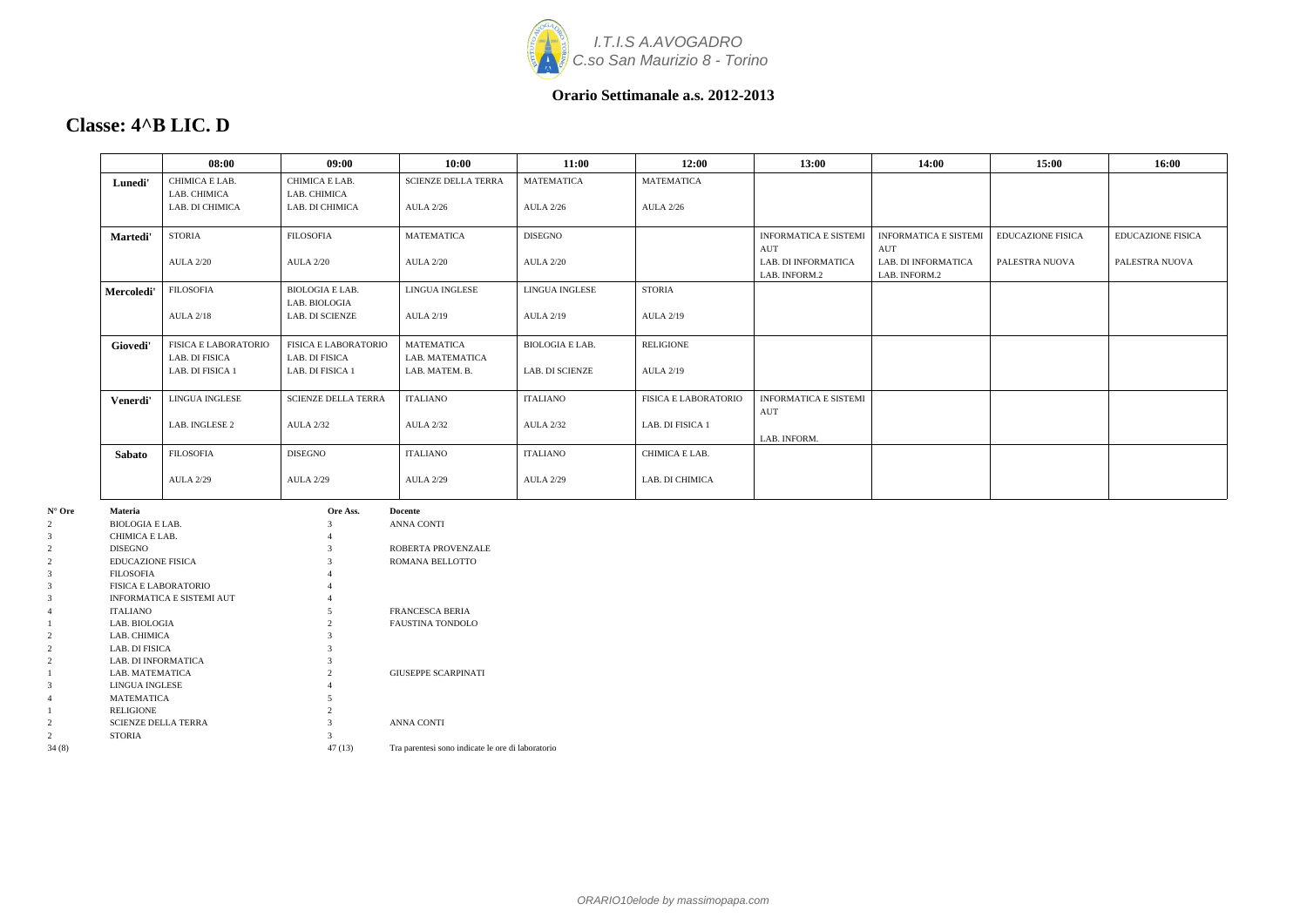I.T.I.S A.AVOGADRO
C.so San Maurizio 8 - Torino

**Orario Settimanale a.s. 2012-2013**

## Classe: 4^B LIC. D

| | 08:00 | 09:00 | 10:00 | 11:00 | 12:00 | 13:00 | 14:00 | 15:00 | 16:00 |
|---|---|---|---|---|---|---|---|---|---|
| **Lunedi'** | CHIMICA E LAB. LAB. CHIMICA LAB. DI CHIMICA | CHIMICA E LAB. LAB. CHIMICA LAB. DI CHIMICA | SCIENZE DELLA TERRA AULA 2/26 | MATEMATICA AULA 2/26 | MATEMATICA AULA 2/26 | | | | |
| **Martedi'** | STORIA AULA 2/20 | FILOSOFIA AULA 2/20 | MATEMATICA AULA 2/20 | DISEGNO AULA 2/20 | | INFORMATICA E SISTEMI AUT LAB. DI INFORMATICA LAB. INFORM.2 | INFORMATICA E SISTEMI AUT LAB. DI INFORMATICA LAB. INFORM.2 | EDUCAZIONE FISICA PALESTRA NUOVA | EDUCAZIONE FISICA PALESTRA NUOVA |
| **Mercoledi'** | FILOSOFIA AULA 2/18 | BIOLOGIA E LAB. LAB. BIOLOGIA LAB. DI SCIENZE | LINGUA INGLESE AULA 2/19 | LINGUA INGLESE AULA 2/19 | STORIA AULA 2/19 | | | | |
| **Giovedi'** | FISICA E LABORATORIO LAB. DI FISICA LAB. DI FISICA 1 | FISICA E LABORATORIO LAB. DI FISICA LAB. DI FISICA 1 | MATEMATICA LAB. MATEMATICA LAB. MATEM. B. | BIOLOGIA E LAB. LAB. DI SCIENZE | RELIGIONE AULA 2/19 | | | | |
| **Venerdi'** | LINGUA INGLESE LAB. INGLESE 2 | SCIENZE DELLA TERRA AULA 2/32 | ITALIANO AULA 2/32 | ITALIANO AULA 2/32 | FISICA E LABORATORIO LAB. DI FISICA 1 | INFORMATICA E SISTEMI AUT LAB. INFORM. | | | |
| **Sabato** | FILOSOFIA AULA 2/29 | DISEGNO AULA 2/29 | ITALIANO AULA 2/29 | ITALIANO AULA 2/29 | CHIMICA E LAB. LAB. DI CHIMICA | | | | |

| N° Ore | Materia | Ore Ass. | Docente |
|---|---|---|---|
| 2 | BIOLOGIA E LAB. | 3 | ANNA CONTI |
| 3 | CHIMICA E LAB. | 4 | |
| 2 | DISEGNO | 3 | ROBERTA PROVENZALE |
| 2 | EDUCAZIONE FISICA | 3 | ROMANA BELLOTTO |
| 3 | FILOSOFIA | 4 | |
| 3 | FISICA E LABORATORIO | 4 | |
| 3 | INFORMATICA E SISTEMI AUT | 4 | |
| 4 | ITALIANO | 5 | FRANCESCA BERIA |
| 1 | LAB. BIOLOGIA | 2 | FAUSTINA TONDOLO |
| 2 | LAB. CHIMICA | 3 | |
| 2 | LAB. DI FISICA | 3 | |
| 2 | LAB. DI INFORMATICA | 3 | |
| 1 | LAB. MATEMATICA | 2 | GIUSEPPE SCARPINATI |
| 3 | LINGUA INGLESE | 4 | |
| 4 | MATEMATICA | 5 | |
| 1 | RELIGIONE | 2 | |
| 2 | SCIENZE DELLA TERRA | 3 | ANNA CONTI |
| 2 | STORIA | 3 | |
| 34 (8) | | 47 (13) | Tra parentesi sono indicate le ore di laboratorio |

*ORARIO10elode by massimopapa.com*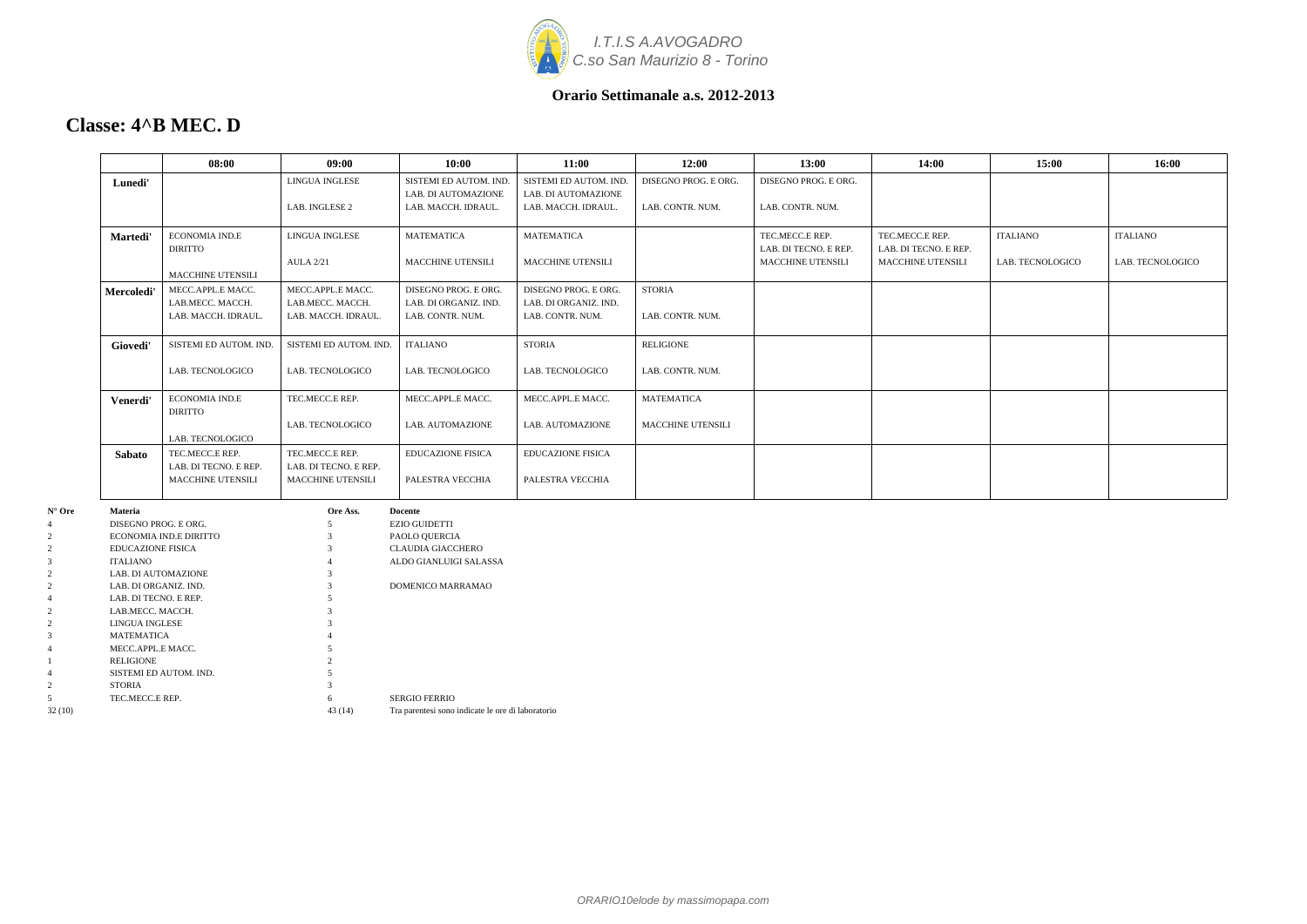*I.T.I.S A.AVOGADRO*
*C.so San Maurizio 8 - Torino*

**Orario Settimanale a.s. 2012-2013**

## Classe: 4^B MEC. D

| | 08:00 | 09:00 | 10:00 | 11:00 | 12:00 | 13:00 | 14:00 | 15:00 | 16:00 |
|---|---|---|---|---|---|---|---|---|---|
| **Lunedi'** | | LINGUA INGLESE<br>LAB. INGLESE 2 | SISTEMI ED AUTOM. IND.<br>LAB. DI AUTOMAZIONE<br>LAB. MACCH. IDRAUL. | SISTEMI ED AUTOM. IND.<br>LAB. DI AUTOMAZIONE<br>LAB. MACCH. IDRAUL. | DISEGNO PROG. E ORG.<br>LAB. CONTR. NUM. | DISEGNO PROG. E ORG.<br>LAB. CONTR. NUM. | | | |
| **Martedi'** | ECONOMIA IND.E DIRITTO<br>MACCHINE UTENSILI | LINGUA INGLESE<br>AULA 2/21 | MATEMATICA<br>MACCHINE UTENSILI | MATEMATICA<br>MACCHINE UTENSILI | | TEC.MECC.E REP.<br>LAB. DI TECNO. E REP.<br>MACCHINE UTENSILI | TEC.MECC.E REP.<br>LAB. DI TECNO. E REP.<br>MACCHINE UTENSILI | ITALIANO<br>LAB. TECNOLOGICO | ITALIANO<br>LAB. TECNOLOGICO |
| **Mercoledi'** | MECC.APPL.E MACC.<br>LAB.MECC. MACCH.<br>LAB. MACCH. IDRAUL. | MECC.APPL.E MACC.<br>LAB.MECC. MACCH.<br>LAB. MACCH. IDRAUL. | DISEGNO PROG. E ORG.<br>LAB. DI ORGANIZ. IND.<br>LAB. CONTR. NUM. | DISEGNO PROG. E ORG.<br>LAB. DI ORGANIZ. IND.<br>LAB. CONTR. NUM. | STORIA<br>LAB. CONTR. NUM. | | | | |
| **Giovedi'** | SISTEMI ED AUTOM. IND.<br>LAB. TECNOLOGICO | SISTEMI ED AUTOM. IND.<br>LAB. TECNOLOGICO | ITALIANO<br>LAB. TECNOLOGICO | STORIA<br>LAB. TECNOLOGICO | RELIGIONE<br>LAB. CONTR. NUM. | | | | |
| **Venerdi'** | ECONOMIA IND.E DIRITTO<br>LAB. TECNOLOGICO | TEC.MECC.E REP.<br>LAB. TECNOLOGICO | MECC.APPL.E MACC.<br>LAB. AUTOMAZIONE | MECC.APPL.E MACC.<br>LAB. AUTOMAZIONE | MATEMATICA<br>MACCHINE UTENSILI | | | | |
| **Sabato** | TEC.MECC.E REP.<br>LAB. DI TECNO. E REP.<br>MACCHINE UTENSILI | TEC.MECC.E REP.<br>LAB. DI TECNO. E REP.<br>MACCHINE UTENSILI | EDUCAZIONE FISICA<br>PALESTRA VECCHIA | EDUCAZIONE FISICA<br>PALESTRA VECCHIA | | | | | |

| N° Ore | Materia | Ore Ass. | Docente |
|---|---|---|---|
| 4 | DISEGNO PROG. E ORG. | 5 | EZIO GUIDETTI |
| 2 | ECONOMIA IND.E DIRITTO | 3 | PAOLO QUERCIA |
| 2 | EDUCAZIONE FISICA | 3 | CLAUDIA GIACCHERO |
| 3 | ITALIANO | 4 | ALDO GIANLUIGI SALASSA |
| 2 | LAB. DI AUTOMAZIONE | 3 | |
| 2 | LAB. DI ORGANIZ. IND. | 3 | DOMENICO MARRAMAO |
| 4 | LAB. DI TECNO. E REP. | 5 | |
| 2 | LAB.MECC. MACCH. | 3 | |
| 2 | LINGUA INGLESE | 3 | |
| 3 | MATEMATICA | 4 | |
| 4 | MECC.APPL.E MACC. | 5 | |
| 1 | RELIGIONE | 2 | |
| 4 | SISTEMI ED AUTOM. IND. | 5 | |
| 2 | STORIA | 3 | |
| 5 | TEC.MECC.E REP. | 6 | SERGIO FERRIO |
| 32 (10) | | 43 (14) | Tra parentesi sono indicate le ore di laboratorio |

*ORARIO10elode by massimopapa.com*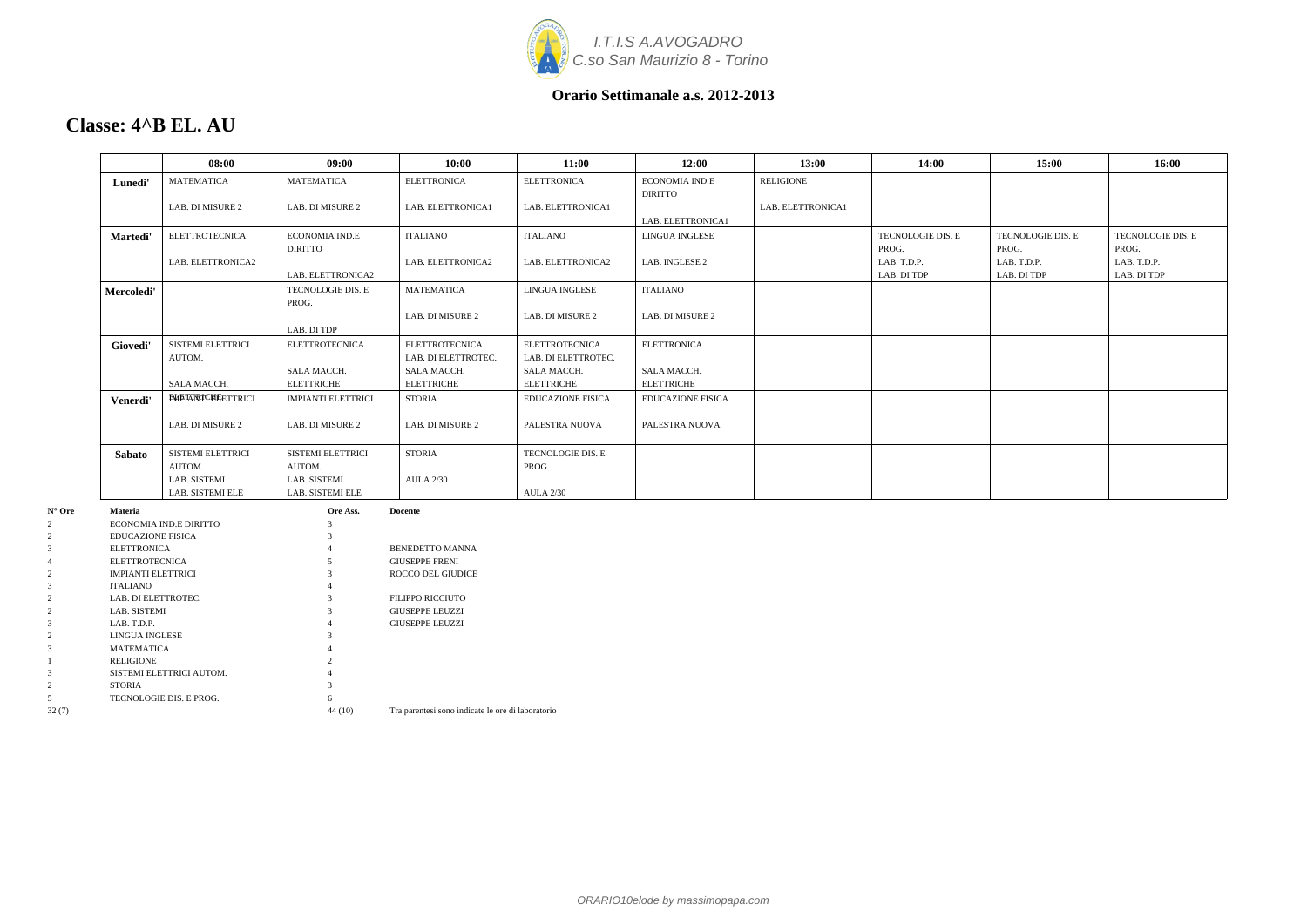I.T.I.S A.AVOGADRO
C.so San Maurizio 8 - Torino

**Orario Settimanale a.s. 2012-2013**

## Classe: 4^B EL. AU

| | 08:00 | 09:00 | 10:00 | 11:00 | 12:00 | 13:00 | 14:00 | 15:00 | 16:00 |
|---|---|---|---|---|---|---|---|---|---|
| **Lunedi'** | MATEMATICA<br>LAB. DI MISURE 2 | MATEMATICA<br>LAB. DI MISURE 2 | ELETTRONICA<br>LAB. ELETTRONICA1 | ELETTRONICA<br>LAB. ELETTRONICA1 | ECONOMIA IND.E DIRITTO<br>LAB. ELETTRONICA1 | RELIGIONE<br>LAB. ELETTRONICA1 | | | |
| **Martedi'** | ELETTROTECNICA<br>LAB. ELETTRONICA2 | ECONOMIA IND.E DIRITTO<br>LAB. ELETTRONICA2 | ITALIANO<br>LAB. ELETTRONICA2 | ITALIANO<br>LAB. ELETTRONICA2 | LINGUA INGLESE<br>LAB. INGLESE 2 | | TECNOLOGIE DIS. E PROG.<br>LAB. T.D.P.<br>LAB. DI TDP | TECNOLOGIE DIS. E PROG.<br>LAB. T.D.P.<br>LAB. DI TDP | TECNOLOGIE DIS. E PROG.<br>LAB. T.D.P.<br>LAB. DI TDP |
| **Mercoledi'** | | TECNOLOGIE DIS. E PROG.<br>LAB. DI TDP | MATEMATICA<br>LAB. DI MISURE 2 | LINGUA INGLESE<br>LAB. DI MISURE 2 | ITALIANO<br>LAB. DI MISURE 2 | | | | |
| **Giovedi'** | SISTEMI ELETTRICI AUTOM.<br>SALA MACCH. | ELETTROTECNICA<br>SALA MACCH.<br>ELETTRICHE | ELETTROTECNICA<br>LAB. DI ELETTROTEC.<br>SALA MACCH.<br>ELETTRICHE | ELETTROTECNICA<br>LAB. DI ELETTROTEC.<br>SALA MACCH.<br>ELETTRICHE | ELETTRONICA<br>SALA MACCH.<br>ELETTRICHE | | | | |
| **Venerdi'** | ELETTRICHE / IMPIANTI ELETTRICI<br>LAB. DI MISURE 2 | IMPIANTI ELETTRICI<br>LAB. DI MISURE 2 | STORIA<br>LAB. DI MISURE 2 | EDUCAZIONE FISICA<br>PALESTRA NUOVA | EDUCAZIONE FISICA<br>PALESTRA NUOVA | | | | |
| **Sabato** | SISTEMI ELETTRICI AUTOM.<br>LAB. SISTEMI<br>LAB. SISTEMI ELE | SISTEMI ELETTRICI AUTOM.<br>LAB. SISTEMI<br>LAB. SISTEMI ELE | STORIA<br>AULA 2/30 | TECNOLOGIE DIS. E PROG.<br>AULA 2/30 | | | | | |

| N° Ore | Materia | Ore Ass. | Docente |
|---|---|---|---|
| 2 | ECONOMIA IND.E DIRITTO | 3 | |
| 2 | EDUCAZIONE FISICA | 3 | |
| 3 | ELETTRONICA | 4 | BENEDETTO MANNA |
| 4 | ELETTROTECNICA | 5 | GIUSEPPE FRENI |
| 2 | IMPIANTI ELETTRICI | 3 | ROCCO DEL GIUDICE |
| 3 | ITALIANO | 4 | |
| 2 | LAB. DI ELETTROTEC. | 3 | FILIPPO RICCIUTO |
| 2 | LAB. SISTEMI | 3 | GIUSEPPE LEUZZI |
| 3 | LAB. T.D.P. | 4 | GIUSEPPE LEUZZI |
| 2 | LINGUA INGLESE | 3 | |
| 3 | MATEMATICA | 4 | |
| 1 | RELIGIONE | 2 | |
| 3 | SISTEMI ELETTRICI AUTOM. | 4 | |
| 2 | STORIA | 3 | |
| 5 | TECNOLOGIE DIS. E PROG. | 6 | |
| 32 (7) | | 44 (10) | Tra parentesi sono indicate le ore di laboratorio |

*ORARIO10elode by massimopapa.com*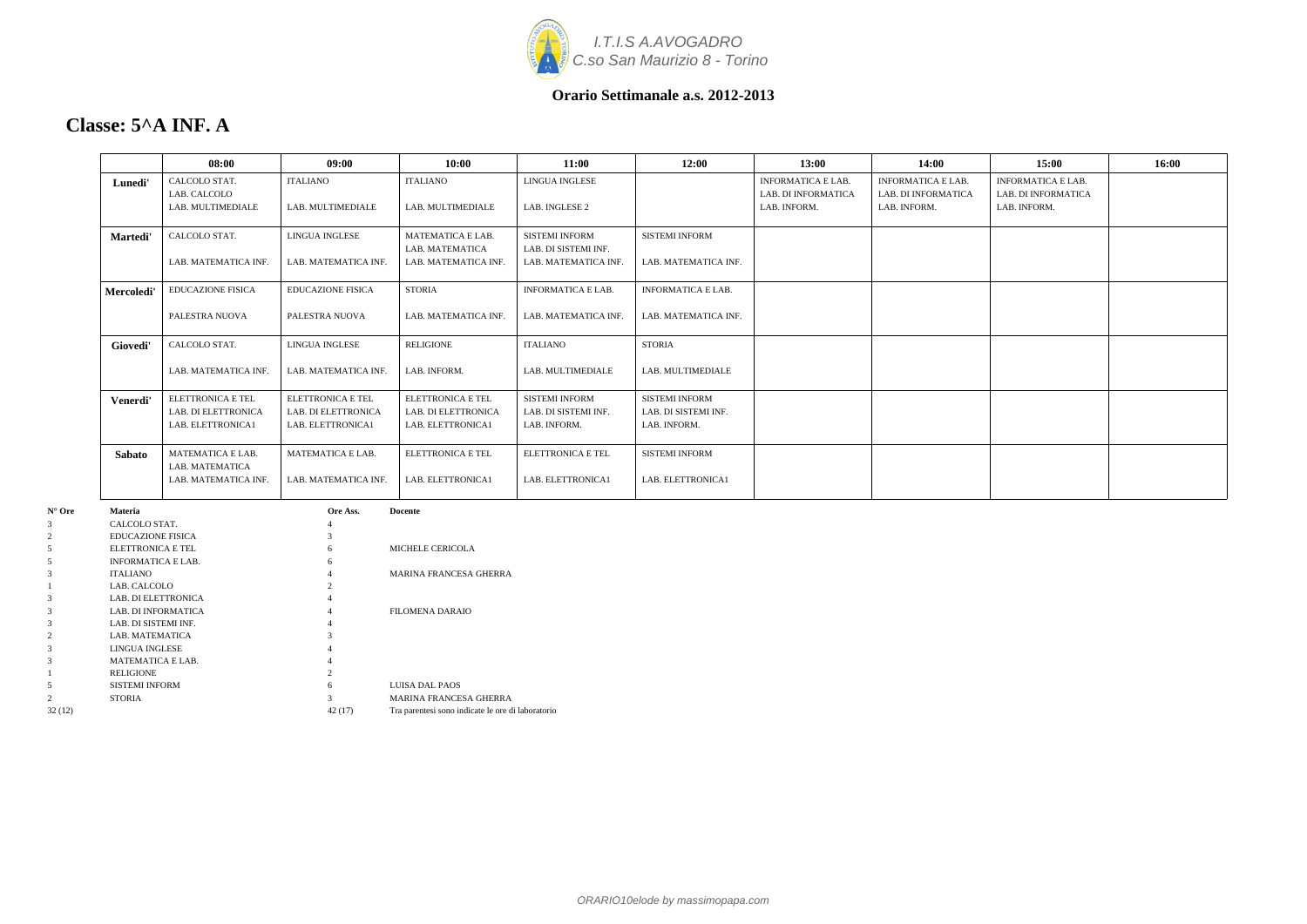*I.T.I.S A.AVOGADRO*
*C.so San Maurizio 8 - Torino*

**Orario Settimanale a.s. 2012-2013**

# Classe: 5^A INF. A

| | 08:00 | 09:00 | 10:00 | 11:00 | 12:00 | 13:00 | 14:00 | 15:00 | 16:00 |
|---|---|---|---|---|---|---|---|---|---|
| **Lunedi'** | CALCOLO STAT.<br>LAB. CALCOLO<br>LAB. MULTIMEDIALE | ITALIANO<br><br>LAB. MULTIMEDIALE | ITALIANO<br><br>LAB. MULTIMEDIALE | LINGUA INGLESE<br><br>LAB. INGLESE 2 | | INFORMATICA E LAB.<br>LAB. DI INFORMATICA<br>LAB. INFORM. | INFORMATICA E LAB.<br>LAB. DI INFORMATICA<br>LAB. INFORM. | INFORMATICA E LAB.<br>LAB. DI INFORMATICA<br>LAB. INFORM. | |
| **Martedi'** | CALCOLO STAT.<br><br>LAB. MATEMATICA INF. | LINGUA INGLESE<br><br>LAB. MATEMATICA INF. | MATEMATICA E LAB.<br>LAB. MATEMATICA<br>LAB. MATEMATICA INF. | SISTEMI INFORM<br>LAB. DI SISTEMI INF.<br>LAB. MATEMATICA INF. | SISTEMI INFORM<br><br>LAB. MATEMATICA INF. | | | | |
| **Mercoledi'** | EDUCAZIONE FISICA<br><br>PALESTRA NUOVA | EDUCAZIONE FISICA<br><br>PALESTRA NUOVA | STORIA<br><br>LAB. MATEMATICA INF. | INFORMATICA E LAB.<br><br>LAB. MATEMATICA INF. | INFORMATICA E LAB.<br><br>LAB. MATEMATICA INF. | | | | |
| **Giovedi'** | CALCOLO STAT.<br><br>LAB. MATEMATICA INF. | LINGUA INGLESE<br><br>LAB. MATEMATICA INF. | RELIGIONE<br><br>LAB. INFORM. | ITALIANO<br><br>LAB. MULTIMEDIALE | STORIA<br><br>LAB. MULTIMEDIALE | | | | |
| **Venerdi'** | ELETTRONICA E TEL<br>LAB. DI ELETTRONICA<br>LAB. ELETTRONICA1 | ELETTRONICA E TEL<br>LAB. DI ELETTRONICA<br>LAB. ELETTRONICA1 | ELETTRONICA E TEL<br>LAB. DI ELETTRONICA<br>LAB. ELETTRONICA1 | SISTEMI INFORM<br>LAB. DI SISTEMI INF.<br>LAB. INFORM. | SISTEMI INFORM<br>LAB. DI SISTEMI INF.<br>LAB. INFORM. | | | | |
| **Sabato** | MATEMATICA E LAB.<br>LAB. MATEMATICA<br>LAB. MATEMATICA INF. | MATEMATICA E LAB.<br><br>LAB. MATEMATICA INF. | ELETTRONICA E TEL<br><br>LAB. ELETTRONICA1 | ELETTRONICA E TEL<br><br>LAB. ELETTRONICA1 | SISTEMI INFORM<br><br>LAB. ELETTRONICA1 | | | | |

| N° Ore | Materia | Ore Ass. | Docente |
|---|---|---|---|
| 3 | CALCOLO STAT. | 4 | |
| 2 | EDUCAZIONE FISICA | 3 | |
| 5 | ELETTRONICA E TEL | 6 | MICHELE CERICOLA |
| 5 | INFORMATICA E LAB. | 6 | |
| 3 | ITALIANO | 4 | MARINA FRANCESA GHERRA |
| 1 | LAB. CALCOLO | 2 | |
| 3 | LAB. DI ELETTRONICA | 4 | |
| 3 | LAB. DI INFORMATICA | 4 | FILOMENA DARAIO |
| 3 | LAB. DI SISTEMI INF. | 4 | |
| 2 | LAB. MATEMATICA | 3 | |
| 3 | LINGUA INGLESE | 4 | |
| 3 | MATEMATICA E LAB. | 4 | |
| 1 | RELIGIONE | 2 | |
| 5 | SISTEMI INFORM | 6 | LUISA DAL PAOS |
| 2 | STORIA | 3 | MARINA FRANCESA GHERRA |
| 32 (12) | | 42 (17) | Tra parentesi sono indicate le ore di laboratorio |

*ORARIO10elode by massimopapa.com*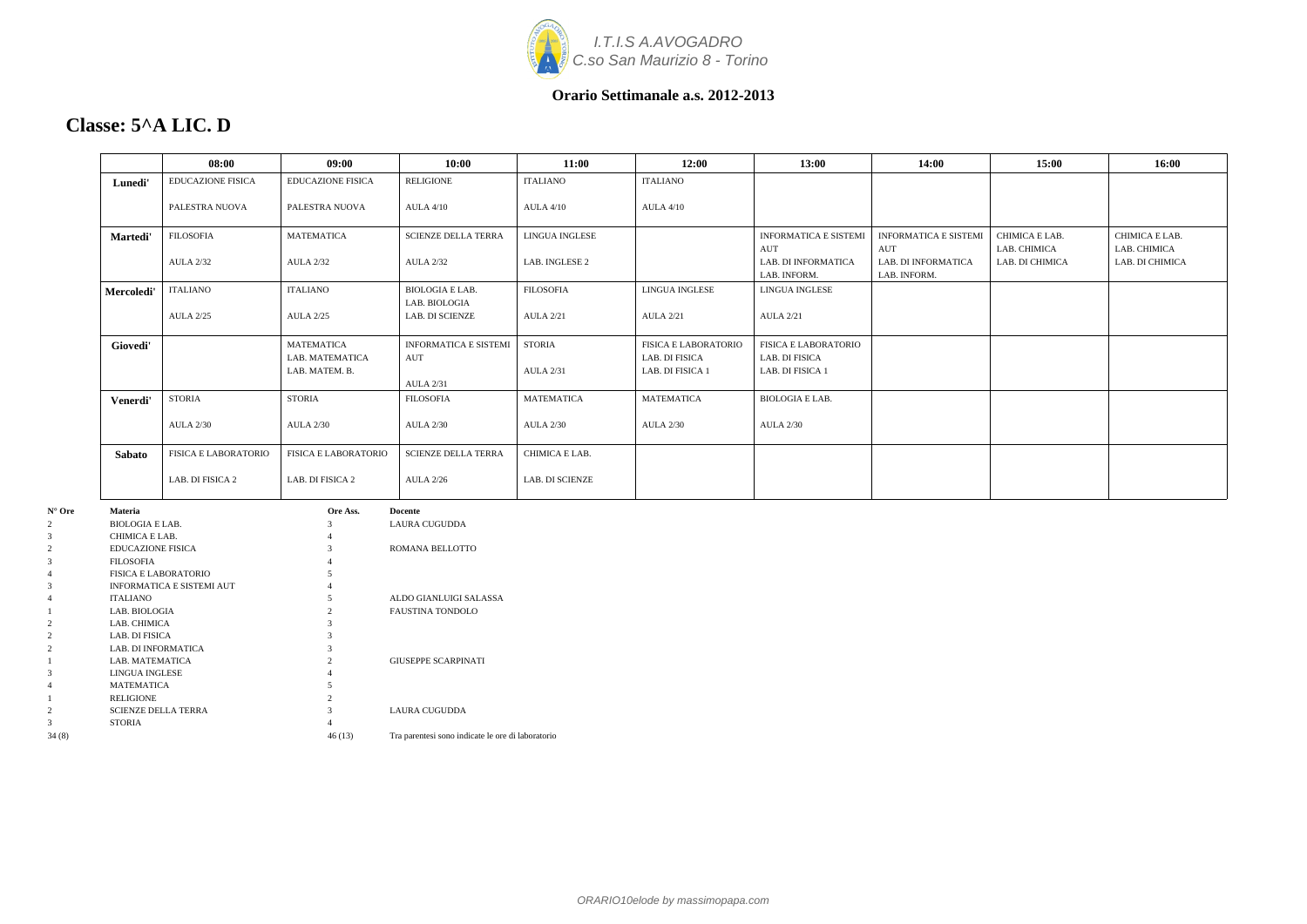I.T.I.S A.AVOGADRO
C.so San Maurizio 8 - Torino

**Orario Settimanale a.s. 2012-2013**

## Classe: 5^A LIC. D

| | 08:00 | 09:00 | 10:00 | 11:00 | 12:00 | 13:00 | 14:00 | 15:00 | 16:00 |
|---|---|---|---|---|---|---|---|---|---|
| **Lunedi'** | EDUCAZIONE FISICA<br>PALESTRA NUOVA | EDUCAZIONE FISICA<br>PALESTRA NUOVA | RELIGIONE<br>AULA 4/10 | ITALIANO<br>AULA 4/10 | ITALIANO<br>AULA 4/10 | | | | |
| **Martedi'** | FILOSOFIA<br>AULA 2/32 | MATEMATICA<br>AULA 2/32 | SCIENZE DELLA TERRA<br>AULA 2/32 | LINGUA INGLESE<br>LAB. INGLESE 2 | | INFORMATICA E SISTEMI AUT<br>LAB. DI INFORMATICA<br>LAB. INFORM. | INFORMATICA E SISTEMI AUT<br>LAB. DI INFORMATICA<br>LAB. INFORM. | CHIMICA E LAB.<br>LAB. CHIMICA<br>LAB. DI CHIMICA | CHIMICA E LAB.<br>LAB. CHIMICA<br>LAB. DI CHIMICA |
| **Mercoledi'** | ITALIANO<br>AULA 2/25 | ITALIANO<br>AULA 2/25 | BIOLOGIA E LAB.<br>LAB. BIOLOGIA<br>LAB. DI SCIENZE | FILOSOFIA<br>AULA 2/21 | LINGUA INGLESE<br>AULA 2/21 | LINGUA INGLESE<br>AULA 2/21 | | | |
| **Giovedi'** | | MATEMATICA<br>LAB. MATEMATICA<br>LAB. MATEM. B. | INFORMATICA E SISTEMI AUT<br>AULA 2/31 | STORIA<br>AULA 2/31 | FISICA E LABORATORIO<br>LAB. DI FISICA<br>LAB. DI FISICA 1 | FISICA E LABORATORIO<br>LAB. DI FISICA<br>LAB. DI FISICA 1 | | | |
| **Venerdi'** | STORIA<br>AULA 2/30 | STORIA<br>AULA 2/30 | FILOSOFIA<br>AULA 2/30 | MATEMATICA<br>AULA 2/30 | MATEMATICA<br>AULA 2/30 | BIOLOGIA E LAB.<br>AULA 2/30 | | | |
| **Sabato** | FISICA E LABORATORIO<br>LAB. DI FISICA 2 | FISICA E LABORATORIO<br>LAB. DI FISICA 2 | SCIENZE DELLA TERRA<br>AULA 2/26 | CHIMICA E LAB.<br>LAB. DI SCIENZE | | | | | |

| N° Ore | Materia | Ore Ass. | Docente |
|---|---|---|---|
| 2 | BIOLOGIA E LAB. | 3 | LAURA CUGUDDA |
| 3 | CHIMICA E LAB. | 4 | |
| 2 | EDUCAZIONE FISICA | 3 | ROMANA BELLOTTO |
| 3 | FILOSOFIA | 4 | |
| 4 | FISICA E LABORATORIO | 5 | |
| 3 | INFORMATICA E SISTEMI AUT | 4 | |
| 4 | ITALIANO | 5 | ALDO GIANLUIGI SALASSA |
| 1 | LAB. BIOLOGIA | 2 | FAUSTINA TONDOLO |
| 2 | LAB. CHIMICA | 3 | |
| 2 | LAB. DI FISICA | 3 | |
| 2 | LAB. DI INFORMATICA | 3 | |
| 1 | LAB. MATEMATICA | 2 | GIUSEPPE SCARPINATI |
| 3 | LINGUA INGLESE | 4 | |
| 4 | MATEMATICA | 5 | |
| 1 | RELIGIONE | 2 | |
| 2 | SCIENZE DELLA TERRA | 3 | LAURA CUGUDDA |
| 3 | STORIA | 4 | |
| 34 (8) | | 46 (13) | Tra parentesi sono indicate le ore di laboratorio |

ORARIO10elode by massimopapa.com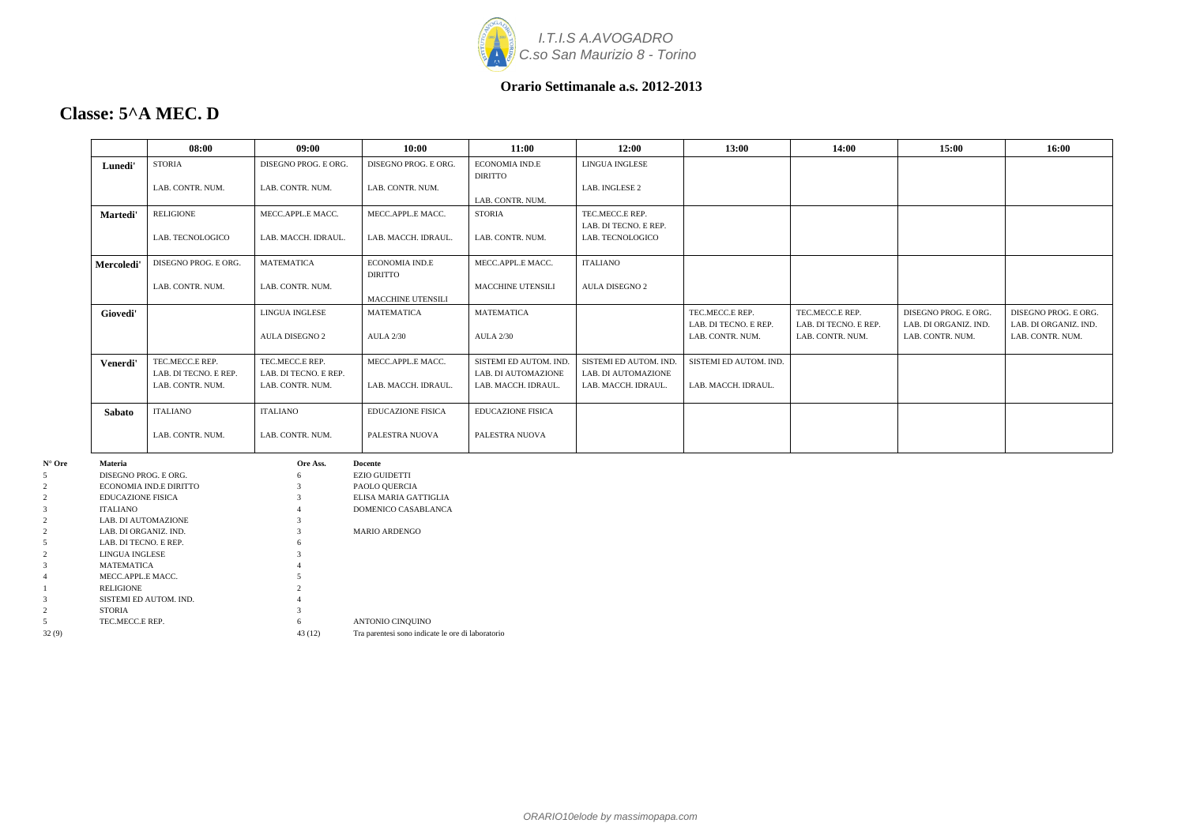I.T.I.S A.AVOGADRO
C.so San Maurizio 8 - Torino

**Orario Settimanale a.s. 2012-2013**

## Classe: 5^A MEC. D

| | 08:00 | 09:00 | 10:00 | 11:00 | 12:00 | 13:00 | 14:00 | 15:00 | 16:00 |
|---|---|---|---|---|---|---|---|---|---|
| **Lunedi'** | STORIA<br>LAB. CONTR. NUM. | DISEGNO PROG. E ORG.<br>LAB. CONTR. NUM. | DISEGNO PROG. E ORG.<br>LAB. CONTR. NUM. | ECONOMIA IND.E DIRITTO<br>LAB. CONTR. NUM. | LINGUA INGLESE<br>LAB. INGLESE 2 | | | | |
| **Martedi'** | RELIGIONE<br>LAB. TECNOLOGICO | MECC.APPL.E MACC.<br>LAB. MACCH. IDRAUL. | MECC.APPL.E MACC.<br>LAB. MACCH. IDRAUL. | STORIA<br>LAB. CONTR. NUM. | TEC.MECC.E REP.<br>LAB. DI TECNO. E REP.<br>LAB. TECNOLOGICO | | | | |
| **Mercoledi'** | DISEGNO PROG. E ORG.<br>LAB. CONTR. NUM. | MATEMATICA<br>LAB. CONTR. NUM. | ECONOMIA IND.E DIRITTO<br>MACCHINE UTENSILI | MECC.APPL.E MACC.<br>MACCHINE UTENSILI | ITALIANO<br>AULA DISEGNO 2 | | | | |
| **Giovedi'** | | LINGUA INGLESE<br>AULA DISEGNO 2 | MATEMATICA<br>AULA 2/30 | MATEMATICA<br>AULA 2/30 | | TEC.MECC.E REP.<br>LAB. DI TECNO. E REP.<br>LAB. CONTR. NUM. | TEC.MECC.E REP.<br>LAB. DI TECNO. E REP.<br>LAB. CONTR. NUM. | DISEGNO PROG. E ORG.<br>LAB. DI ORGANIZ. IND.<br>LAB. CONTR. NUM. | DISEGNO PROG. E ORG.<br>LAB. DI ORGANIZ. IND.<br>LAB. CONTR. NUM. |
| **Venerdi'** | TEC.MECC.E REP.<br>LAB. DI TECNO. E REP.<br>LAB. CONTR. NUM. | TEC.MECC.E REP.<br>LAB. DI TECNO. E REP.<br>LAB. CONTR. NUM. | MECC.APPL.E MACC.<br>LAB. MACCH. IDRAUL. | SISTEMI ED AUTOM. IND.<br>LAB. DI AUTOMAZIONE<br>LAB. MACCH. IDRAUL. | SISTEMI ED AUTOM. IND.<br>LAB. DI AUTOMAZIONE<br>LAB. MACCH. IDRAUL. | SISTEMI ED AUTOM. IND.<br>LAB. MACCH. IDRAUL. | | | |
| **Sabato** | ITALIANO<br>LAB. CONTR. NUM. | ITALIANO<br>LAB. CONTR. NUM. | EDUCAZIONE FISICA<br>PALESTRA NUOVA | EDUCAZIONE FISICA<br>PALESTRA NUOVA | | | | | |

| N° Ore | Materia | Ore Ass. | Docente |
|---|---|---|---|
| 5 | DISEGNO PROG. E ORG. | 6 | EZIO GUIDETTI |
| 2 | ECONOMIA IND.E DIRITTO | 3 | PAOLO QUERCIA |
| 2 | EDUCAZIONE FISICA | 3 | ELISA MARIA GATTIGLIA |
| 3 | ITALIANO | 4 | DOMENICO CASABLANCA |
| 2 | LAB. DI AUTOMAZIONE | 3 | |
| 2 | LAB. DI ORGANIZ. IND. | 3 | MARIO ARDENGO |
| 5 | LAB. DI TECNO. E REP. | 6 | |
| 2 | LINGUA INGLESE | 3 | |
| 3 | MATEMATICA | 4 | |
| 4 | MECC.APPL.E MACC. | 5 | |
| 1 | RELIGIONE | 2 | |
| 3 | SISTEMI ED AUTOM. IND. | 4 | |
| 2 | STORIA | 3 | |
| 5 | TEC.MECC.E REP. | 6 | ANTONIO CINQUINO |
| 32 (9) | | 43 (12) | Tra parentesi sono indicate le ore di laboratorio |

ORARIO10elode by massimopapa.com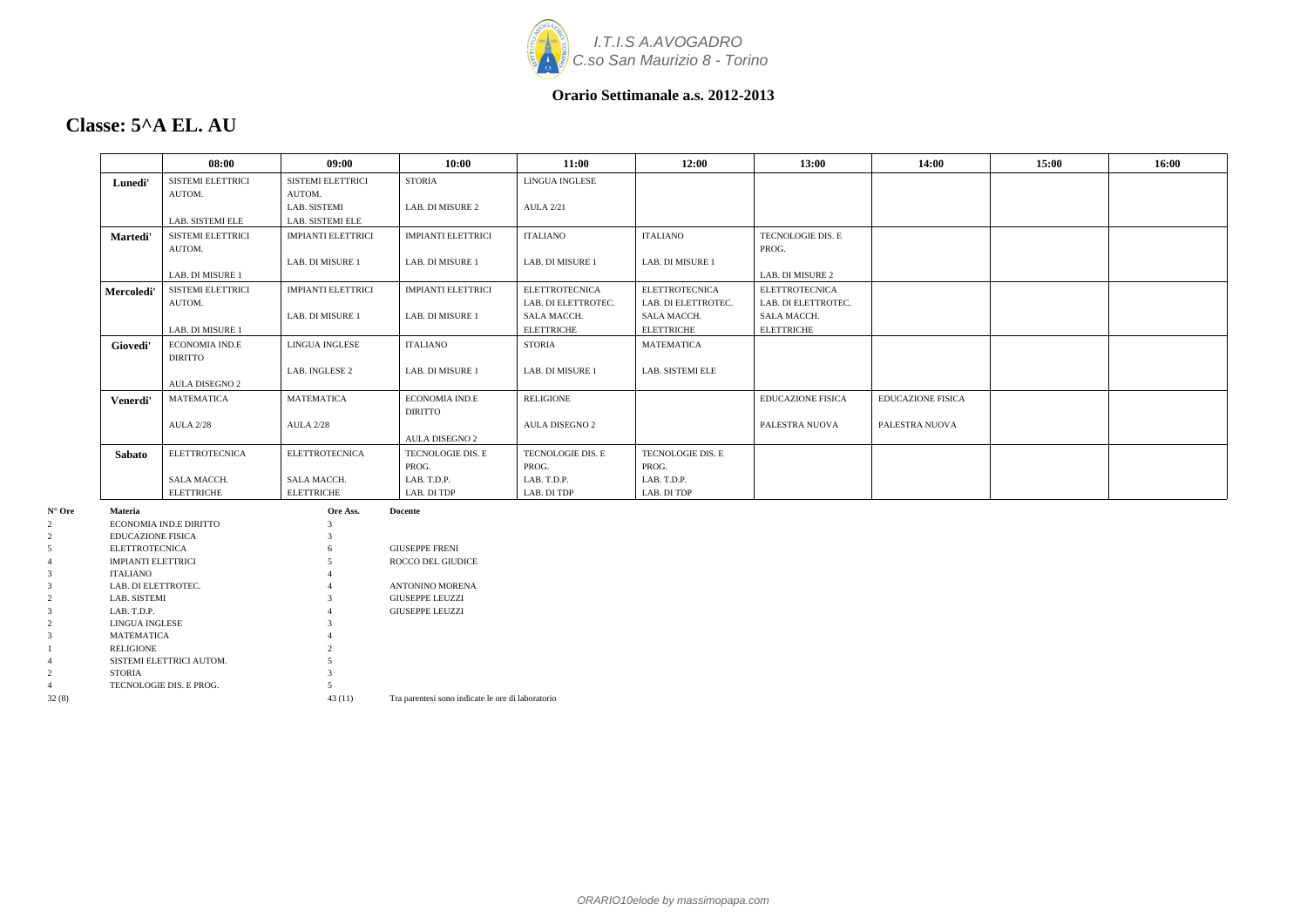*I.T.I.S A.AVOGADRO*
*C.so San Maurizio 8 - Torino*

**Orario Settimanale a.s. 2012-2013**

## Classe: 5^A EL. AU

| | 08:00 | 09:00 | 10:00 | 11:00 | 12:00 | 13:00 | 14:00 | 15:00 | 16:00 |
|---|---|---|---|---|---|---|---|---|---|
| **Lunedi'** | SISTEMI ELETTRICI AUTOM. LAB. SISTEMI ELE | SISTEMI ELETTRICI AUTOM. LAB. SISTEMI LAB. SISTEMI ELE | STORIA LAB. DI MISURE 2 | LINGUA INGLESE AULA 2/21 | | | | | |
| **Martedi'** | SISTEMI ELETTRICI AUTOM. LAB. DI MISURE 1 | IMPIANTI ELETTRICI LAB. DI MISURE 1 | IMPIANTI ELETTRICI LAB. DI MISURE 1 | ITALIANO LAB. DI MISURE 1 | ITALIANO LAB. DI MISURE 1 | TECNOLOGIE DIS. E PROG. LAB. DI MISURE 2 | | | |
| **Mercoledi'** | SISTEMI ELETTRICI AUTOM. LAB. DI MISURE 1 | IMPIANTI ELETTRICI LAB. DI MISURE 1 | IMPIANTI ELETTRICI LAB. DI MISURE 1 | ELETTROTECNICA LAB. DI ELETTROTEC. SALA MACCH. ELETTRICHE | ELETTROTECNICA LAB. DI ELETTROTEC. SALA MACCH. ELETTRICHE | ELETTROTECNICA LAB. DI ELETTROTEC. SALA MACCH. ELETTRICHE | | | |
| **Giovedi'** | ECONOMIA IND.E DIRITTO AULA DISEGNO 2 | LINGUA INGLESE LAB. INGLESE 2 | ITALIANO LAB. DI MISURE 1 | STORIA LAB. DI MISURE 1 | MATEMATICA LAB. SISTEMI ELE | | | | |
| **Venerdi'** | MATEMATICA AULA 2/28 | MATEMATICA AULA 2/28 | ECONOMIA IND.E DIRITTO AULA DISEGNO 2 | RELIGIONE AULA DISEGNO 2 | | EDUCAZIONE FISICA PALESTRA NUOVA | EDUCAZIONE FISICA PALESTRA NUOVA | | |
| **Sabato** | ELETTROTECNICA SALA MACCH. ELETTRICHE | ELETTROTECNICA SALA MACCH. ELETTRICHE | TECNOLOGIE DIS. E PROG. LAB. T.D.P. LAB. DI TDP | TECNOLOGIE DIS. E PROG. LAB. T.D.P. LAB. DI TDP | TECNOLOGIE DIS. E PROG. LAB. T.D.P. LAB. DI TDP | | | | |

| N° Ore | Materia | Ore Ass. | Docente |
|---|---|---|---|
| 2 | ECONOMIA IND.E DIRITTO | 3 | |
| 2 | EDUCAZIONE FISICA | 3 | |
| 5 | ELETTROTECNICA | 6 | GIUSEPPE FRENI |
| 4 | IMPIANTI ELETTRICI | 5 | ROCCO DEL GIUDICE |
| 3 | ITALIANO | 4 | |
| 3 | LAB. DI ELETTROTEC. | 4 | ANTONINO MORENA |
| 2 | LAB. SISTEMI | 3 | GIUSEPPE LEUZZI |
| 3 | LAB. T.D.P. | 4 | GIUSEPPE LEUZZI |
| 2 | LINGUA INGLESE | 3 | |
| 3 | MATEMATICA | 4 | |
| 1 | RELIGIONE | 2 | |
| 4 | SISTEMI ELETTRICI AUTOM. | 5 | |
| 2 | STORIA | 3 | |
| 4 | TECNOLOGIE DIS. E PROG. | 5 | |
| 32 (8) | | 43 (11) | Tra parentesi sono indicate le ore di laboratorio |

*ORARIO10elode by massimopapa.com*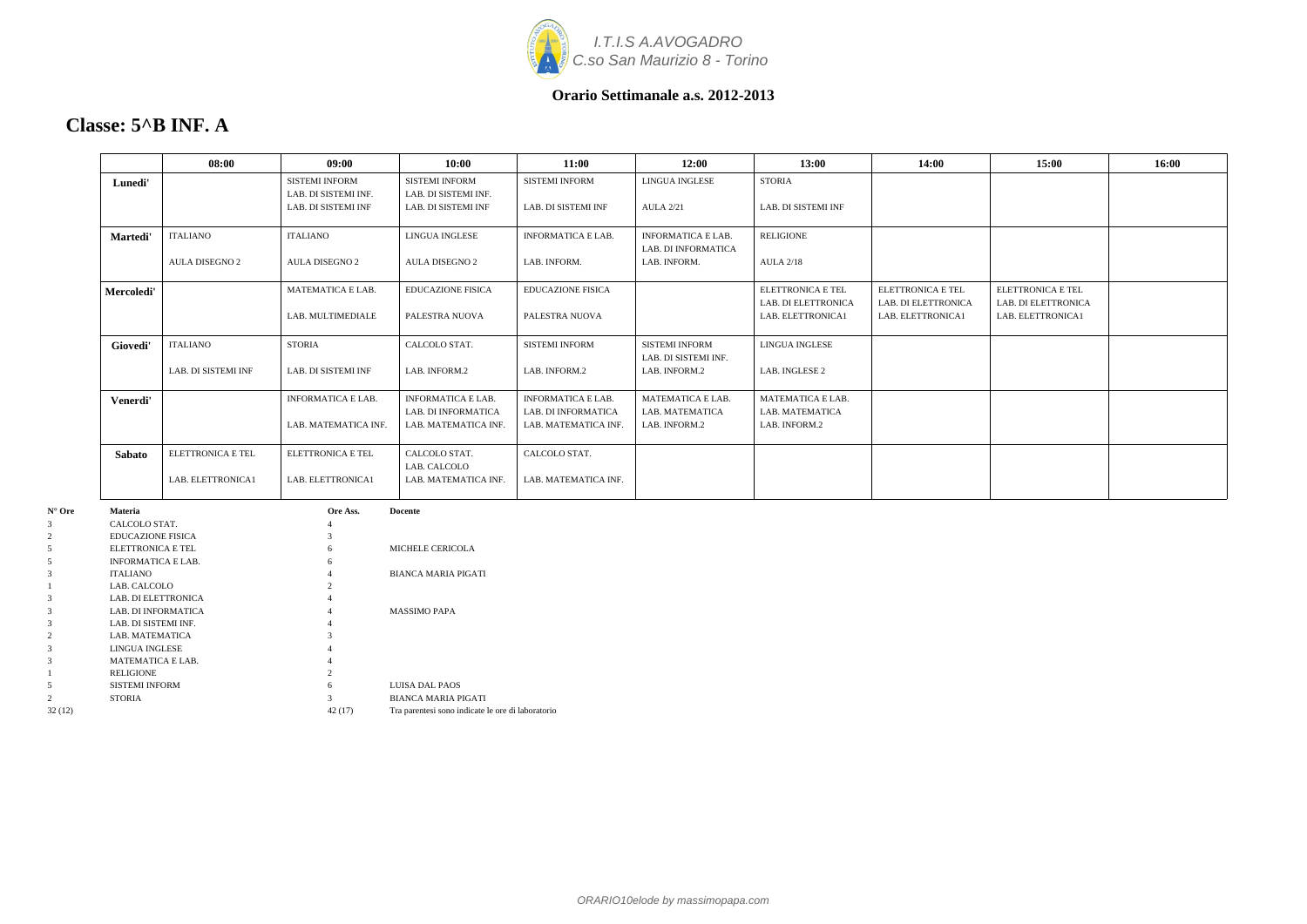I.T.I.S A.AVOGADRO
C.so San Maurizio 8 - Torino

**Orario Settimanale a.s. 2012-2013**

## Classe: 5^B INF. A

| | 08:00 | 09:00 | 10:00 | 11:00 | 12:00 | 13:00 | 14:00 | 15:00 | 16:00 |
|---|---|---|---|---|---|---|---|---|---|
| **Lunedi'** | | SISTEMI INFORM<br>LAB. DI SISTEMI INF.<br>LAB. DI SISTEMI INF | SISTEMI INFORM<br>LAB. DI SISTEMI INF.<br>LAB. DI SISTEMI INF | SISTEMI INFORM<br>LAB. DI SISTEMI INF | LINGUA INGLESE<br>AULA 2/21 | STORIA<br>LAB. DI SISTEMI INF | | | |
| **Martedi'** | ITALIANO<br>AULA DISEGNO 2 | ITALIANO<br>AULA DISEGNO 2 | LINGUA INGLESE<br>AULA DISEGNO 2 | INFORMATICA E LAB.<br>LAB. INFORM. | INFORMATICA E LAB.<br>LAB. DI INFORMATICA<br>LAB. INFORM. | RELIGIONE<br>AULA 2/18 | | | |
| **Mercoledi'** | | MATEMATICA E LAB.<br>LAB. MULTIMEDIALE | EDUCAZIONE FISICA<br>PALESTRA NUOVA | EDUCAZIONE FISICA<br>PALESTRA NUOVA | | ELETTRONICA E TEL<br>LAB. DI ELETTRONICA<br>LAB. ELETTRONICA1 | ELETTRONICA E TEL<br>LAB. DI ELETTRONICA<br>LAB. ELETTRONICA1 | ELETTRONICA E TEL<br>LAB. DI ELETTRONICA<br>LAB. ELETTRONICA1 | |
| **Giovedi'** | ITALIANO<br>LAB. DI SISTEMI INF | STORIA<br>LAB. DI SISTEMI INF | CALCOLO STAT.<br>LAB. INFORM.2 | SISTEMI INFORM<br>LAB. INFORM.2 | SISTEMI INFORM<br>LAB. DI SISTEMI INF.<br>LAB. INFORM.2 | LINGUA INGLESE<br>LAB. INGLESE 2 | | | |
| **Venerdi'** | | INFORMATICA E LAB.<br>LAB. MATEMATICA INF. | INFORMATICA E LAB.<br>LAB. DI INFORMATICA<br>LAB. MATEMATICA INF. | INFORMATICA E LAB.<br>LAB. DI INFORMATICA<br>LAB. MATEMATICA INF. | MATEMATICA E LAB.<br>LAB. MATEMATICA<br>LAB. INFORM.2 | MATEMATICA E LAB.<br>LAB. MATEMATICA<br>LAB. INFORM.2 | | | |
| **Sabato** | ELETTRONICA E TEL<br>LAB. ELETTRONICA1 | ELETTRONICA E TEL<br>LAB. ELETTRONICA1 | CALCOLO STAT.<br>LAB. CALCOLO<br>LAB. MATEMATICA INF. | CALCOLO STAT.<br>LAB. MATEMATICA INF. | | | | | |

| N° Ore | Materia | Ore Ass. | Docente |
|---|---|---|---|
| 3 | CALCOLO STAT. | 4 | |
| 2 | EDUCAZIONE FISICA | 3 | |
| 5 | ELETTRONICA E TEL | 6 | MICHELE CERICOLA |
| 5 | INFORMATICA E LAB. | 6 | |
| 3 | ITALIANO | 4 | BIANCA MARIA PIGATI |
| 1 | LAB. CALCOLO | 2 | |
| 3 | LAB. DI ELETTRONICA | 4 | |
| 3 | LAB. DI INFORMATICA | 4 | MASSIMO PAPA |
| 3 | LAB. DI SISTEMI INF. | 4 | |
| 2 | LAB. MATEMATICA | 3 | |
| 3 | LINGUA INGLESE | 4 | |
| 3 | MATEMATICA E LAB. | 4 | |
| 1 | RELIGIONE | 2 | |
| 5 | SISTEMI INFORM | 6 | LUISA DAL PAOS |
| 2 | STORIA | 3 | BIANCA MARIA PIGATI |
| 32 (12) | | 42 (17) | Tra parentesi sono indicate le ore di laboratorio |

*ORARIO10elode by massimopapa.com*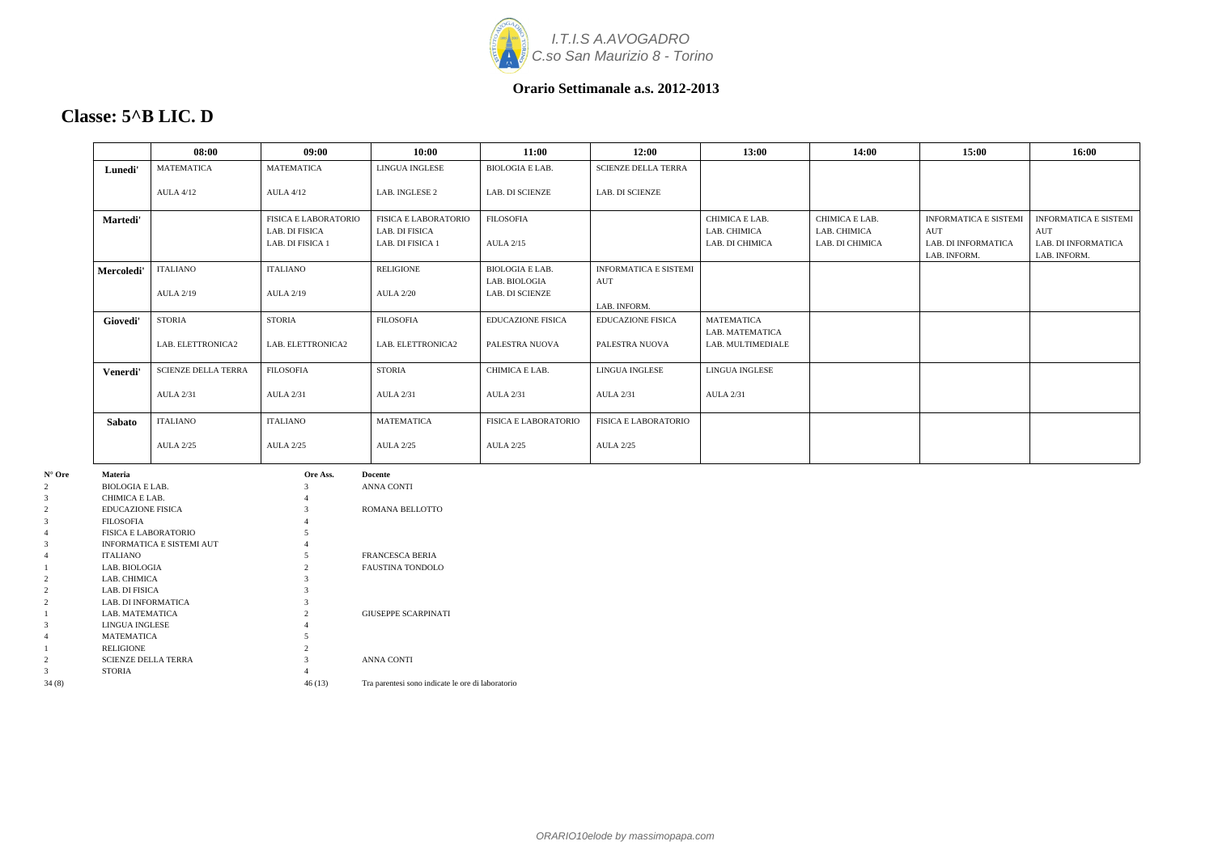I.T.I.S A.AVOGADRO
C.so San Maurizio 8 - Torino

**Orario Settimanale a.s. 2012-2013**

# Classe: 5^B LIC. D

| | 08:00 | 09:00 | 10:00 | 11:00 | 12:00 | 13:00 | 14:00 | 15:00 | 16:00 |
|---|---|---|---|---|---|---|---|---|---|
| **Lunedi'** | MATEMATICA<br>AULA 4/12 | MATEMATICA<br>AULA 4/12 | LINGUA INGLESE<br>LAB. INGLESE 2 | BIOLOGIA E LAB.<br>LAB. DI SCIENZE | SCIENZE DELLA TERRA<br>LAB. DI SCIENZE | | | | |
| **Martedi'** | | FISICA E LABORATORIO<br>LAB. DI FISICA<br>LAB. DI FISICA 1 | FISICA E LABORATORIO<br>LAB. DI FISICA<br>LAB. DI FISICA 1 | FILOSOFIA<br>AULA 2/15 | | CHIMICA E LAB.<br>LAB. CHIMICA<br>LAB. DI CHIMICA | CHIMICA E LAB.<br>LAB. CHIMICA<br>LAB. DI CHIMICA | INFORMATICA E SISTEMI AUT<br>LAB. DI INFORMATICA<br>LAB. INFORM. | INFORMATICA E SISTEMI AUT<br>LAB. DI INFORMATICA<br>LAB. INFORM. |
| **Mercoledi'** | ITALIANO<br>AULA 2/19 | ITALIANO<br>AULA 2/19 | RELIGIONE<br>AULA 2/20 | BIOLOGIA E LAB.<br>LAB. BIOLOGIA<br>LAB. DI SCIENZE | INFORMATICA E SISTEMI AUT<br>LAB. INFORM. | | | | |
| **Giovedi'** | STORIA<br>LAB. ELETTRONICA2 | STORIA<br>LAB. ELETTRONICA2 | FILOSOFIA<br>LAB. ELETTRONICA2 | EDUCAZIONE FISICA<br>PALESTRA NUOVA | EDUCAZIONE FISICA<br>PALESTRA NUOVA | MATEMATICA<br>LAB. MATEMATICA<br>LAB. MULTIMEDIALE | | | |
| **Venerdi'** | SCIENZE DELLA TERRA<br>AULA 2/31 | FILOSOFIA<br>AULA 2/31 | STORIA<br>AULA 2/31 | CHIMICA E LAB.<br>AULA 2/31 | LINGUA INGLESE<br>AULA 2/31 | LINGUA INGLESE<br>AULA 2/31 | | | |
| **Sabato** | ITALIANO<br>AULA 2/25 | ITALIANO<br>AULA 2/25 | MATEMATICA<br>AULA 2/25 | FISICA E LABORATORIO<br>AULA 2/25 | FISICA E LABORATORIO<br>AULA 2/25 | | | | |

| N° Ore | Materia | Ore Ass. | Docente |
|---|---|---|---|
| 2 | BIOLOGIA E LAB. | 3 | ANNA CONTI |
| 3 | CHIMICA E LAB. | 4 | |
| 2 | EDUCAZIONE FISICA | 3 | ROMANA BELLOTTO |
| 3 | FILOSOFIA | 4 | |
| 4 | FISICA E LABORATORIO | 5 | |
| 3 | INFORMATICA E SISTEMI AUT | 4 | |
| 4 | ITALIANO | 5 | FRANCESCA BERIA |
| 1 | LAB. BIOLOGIA | 2 | FAUSTINA TONDOLO |
| 2 | LAB. CHIMICA | 3 | |
| 2 | LAB. DI FISICA | 3 | |
| 2 | LAB. DI INFORMATICA | 3 | |
| 1 | LAB. MATEMATICA | 2 | GIUSEPPE SCARPINATI |
| 3 | LINGUA INGLESE | 4 | |
| 4 | MATEMATICA | 5 | |
| 1 | RELIGIONE | 2 | |
| 2 | SCIENZE DELLA TERRA | 3 | ANNA CONTI |
| 3 | STORIA | 4 | |
| 34 (8) | | 46 (13) | Tra parentesi sono indicate le ore di laboratorio |

*ORARIO10elode by massimopapa.com*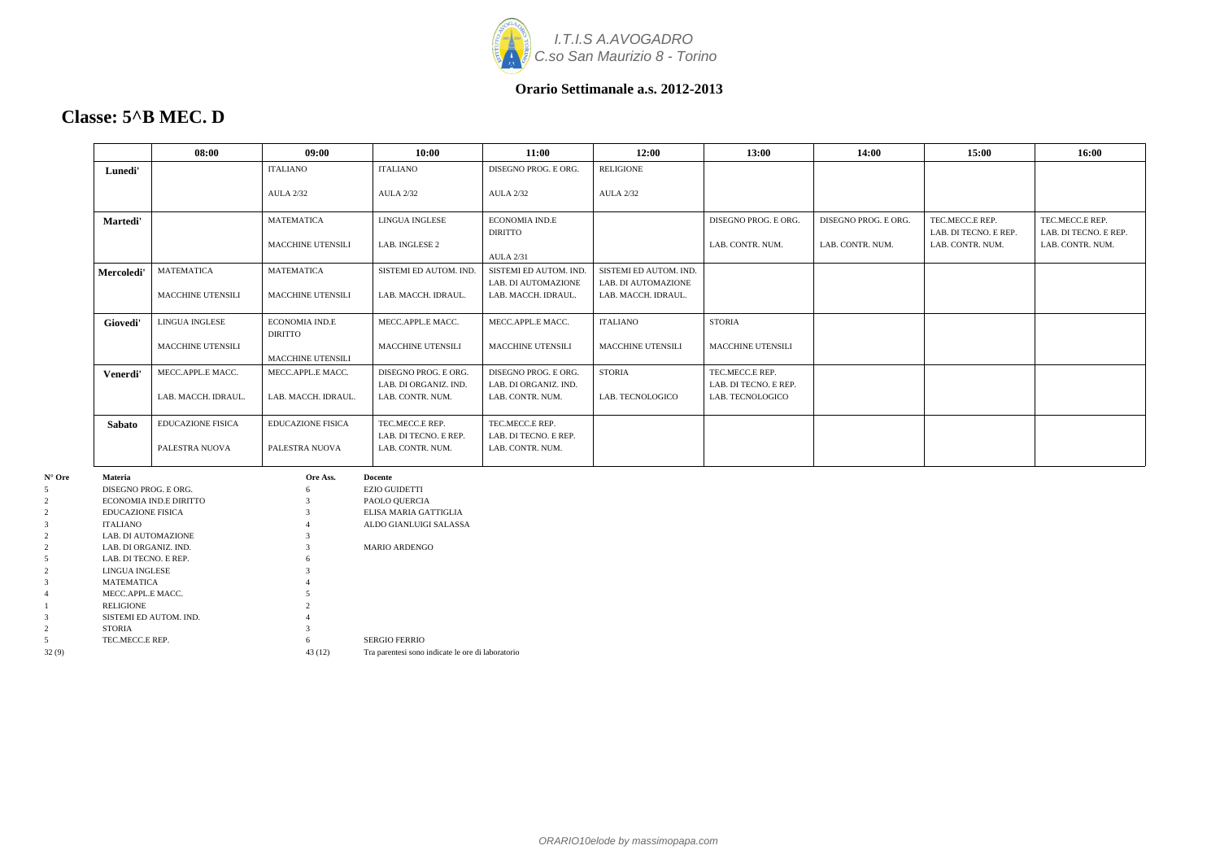I.T.I.S A.AVOGADRO
C.so San Maurizio 8 - Torino

**Orario Settimanale a.s. 2012-2013**

## Classe: 5^B MEC. D

| | 08:00 | 09:00 | 10:00 | 11:00 | 12:00 | 13:00 | 14:00 | 15:00 | 16:00 |
|---|---|---|---|---|---|---|---|---|---|
| **Lunedi'** | | ITALIANO<br>AULA 2/32 | ITALIANO<br>AULA 2/32 | DISEGNO PROG. E ORG.<br>AULA 2/32 | RELIGIONE<br>AULA 2/32 | | | | |
| **Martedi'** | | MATEMATICA<br>MACCHINE UTENSILI | LINGUA INGLESE<br>LAB. INGLESE 2 | ECONOMIA IND.E DIRITTO<br>AULA 2/31 | | DISEGNO PROG. E ORG.<br>LAB. CONTR. NUM. | DISEGNO PROG. E ORG.<br>LAB. CONTR. NUM. | TEC.MECC.E REP.<br>LAB. DI TECNO. E REP.<br>LAB. CONTR. NUM. | TEC.MECC.E REP.<br>LAB. DI TECNO. E REP.<br>LAB. CONTR. NUM. |
| **Mercoledi'** | MATEMATICA<br>MACCHINE UTENSILI | MATEMATICA<br>MACCHINE UTENSILI | SISTEMI ED AUTOM. IND.<br>LAB. MACCH. IDRAUL. | SISTEMI ED AUTOM. IND.<br>LAB. DI AUTOMAZIONE<br>LAB. MACCH. IDRAUL. | SISTEMI ED AUTOM. IND.<br>LAB. DI AUTOMAZIONE<br>LAB. MACCH. IDRAUL. | | | | |
| **Giovedi'** | LINGUA INGLESE<br>MACCHINE UTENSILI | ECONOMIA IND.E DIRITTO<br>MACCHINE UTENSILI | MECC.APPL.E MACC.<br>MACCHINE UTENSILI | MECC.APPL.E MACC.<br>MACCHINE UTENSILI | ITALIANO<br>MACCHINE UTENSILI | STORIA<br>MACCHINE UTENSILI | | | |
| **Venerdi'** | MECC.APPL.E MACC.<br>LAB. MACCH. IDRAUL. | MECC.APPL.E MACC.<br>LAB. MACCH. IDRAUL. | DISEGNO PROG. E ORG.<br>LAB. DI ORGANIZ. IND.<br>LAB. CONTR. NUM. | DISEGNO PROG. E ORG.<br>LAB. DI ORGANIZ. IND.<br>LAB. CONTR. NUM. | STORIA<br>LAB. TECNOLOGICO | TEC.MECC.E REP.<br>LAB. DI TECNO. E REP.<br>LAB. TECNOLOGICO | | | |
| **Sabato** | EDUCAZIONE FISICA<br>PALESTRA NUOVA | EDUCAZIONE FISICA<br>PALESTRA NUOVA | TEC.MECC.E REP.<br>LAB. DI TECNO. E REP.<br>LAB. CONTR. NUM. | TEC.MECC.E REP.<br>LAB. DI TECNO. E REP.<br>LAB. CONTR. NUM. | | | | | |

| N° Ore | Materia | Ore Ass. | Docente |
|---|---|---|---|
| 5 | DISEGNO PROG. E ORG. | 6 | EZIO GUIDETTI |
| 2 | ECONOMIA IND.E DIRITTO | 3 | PAOLO QUERCIA |
| 2 | EDUCAZIONE FISICA | 3 | ELISA MARIA GATTIGLIA |
| 3 | ITALIANO | 4 | ALDO GIANLUIGI SALASSA |
| 2 | LAB. DI AUTOMAZIONE | 3 | |
| 2 | LAB. DI ORGANIZ. IND. | 3 | MARIO ARDENGO |
| 5 | LAB. DI TECNO. E REP. | 6 | |
| 2 | LINGUA INGLESE | 3 | |
| 3 | MATEMATICA | 4 | |
| 4 | MECC.APPL.E MACC. | 5 | |
| 1 | RELIGIONE | 2 | |
| 3 | SISTEMI ED AUTOM. IND. | 4 | |
| 2 | STORIA | 3 | |
| 5 | TEC.MECC.E REP. | 6 | SERGIO FERRIO |
| 32 (9) | | 43 (12) | Tra parentesi sono indicate le ore di laboratorio |

*ORARIO10elode by massimopapa.com*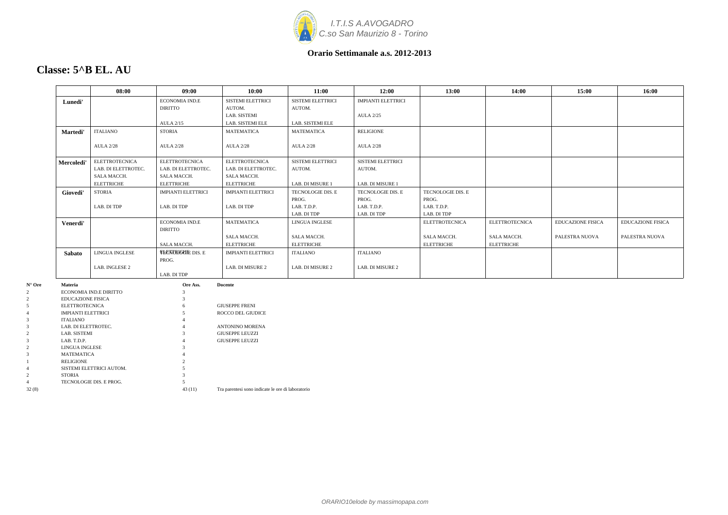*I.T.I.S A.AVOGADRO*
*C.so San Maurizio 8 - Torino*

**Orario Settimanale a.s. 2012-2013**

## Classe: 5^B EL. AU

| | 08:00 | 09:00 | 10:00 | 11:00 | 12:00 | 13:00 | 14:00 | 15:00 | 16:00 |
|---|---|---|---|---|---|---|---|---|---|
| **Lunedi'** | | ECONOMIA IND.E DIRITTO AULA 2/15 | SISTEMI ELETTRICI AUTOM. LAB. SISTEMI LAB. SISTEMI ELE | SISTEMI ELETTRICI AUTOM. LAB. SISTEMI ELE | IMPIANTI ELETTRICI AULA 2/25 | | | | |
| **Martedi'** | ITALIANO AULA 2/28 | STORIA AULA 2/28 | MATEMATICA AULA 2/28 | MATEMATICA AULA 2/28 | RELIGIONE AULA 2/28 | | | | |
| **Mercoledi'** | ELETTROTECNICA LAB. DI ELETTROTEC. SALA MACCH. ELETTRICHE | ELETTROTECNICA LAB. DI ELETTROTEC. SALA MACCH. ELETTRICHE | ELETTROTECNICA LAB. DI ELETTROTEC. SALA MACCH. ELETTRICHE | SISTEMI ELETTRICI AUTOM. LAB. DI MISURE 1 | SISTEMI ELETTRICI AUTOM. LAB. DI MISURE 1 | | | | |
| **Giovedi'** | STORIA LAB. DI TDP | IMPIANTI ELETTRICI LAB. DI TDP | IMPIANTI ELETTRICI LAB. DI TDP | TECNOLOGIE DIS. E PROG. LAB. T.D.P. LAB. DI TDP | TECNOLOGIE DIS. E PROG. LAB. T.D.P. LAB. DI TDP | TECNOLOGIE DIS. E PROG. LAB. T.D.P. LAB. DI TDP | | | |
| **Venerdi'** | | ECONOMIA IND.E DIRITTO SALA MACCH. | MATEMATICA SALA MACCH. ELETTRICHE | LINGUA INGLESE SALA MACCH. ELETTRICHE | | ELETTROTECNICA SALA MACCH. ELETTRICHE | ELETTROTECNICA SALA MACCH. ELETTRICHE | EDUCAZIONE FISICA PALESTRA NUOVA | EDUCAZIONE FISICA PALESTRA NUOVA |
| **Sabato** | LINGUA INGLESE LAB. INGLESE 2 | ELETTRICHE TECNOLOGIE DIS. E PROG. LAB. DI TDP | IMPIANTI ELETTRICI LAB. DI MISURE 2 | ITALIANO LAB. DI MISURE 2 | ITALIANO LAB. DI MISURE 2 | | | | |

| N° Ore | Materia | Ore Ass. | Docente |
|---|---|---|---|
| 2 | ECONOMIA IND.E DIRITTO | 3 | |
| 2 | EDUCAZIONE FISICA | 3 | |
| 5 | ELETTROTECNICA | 6 | GIUSEPPE FRENI |
| 4 | IMPIANTI ELETTRICI | 5 | ROCCO DEL GIUDICE |
| 3 | ITALIANO | 4 | |
| 3 | LAB. DI ELETTROTEC. | 4 | ANTONINO MORENA |
| 2 | LAB. SISTEMI | 3 | GIUSEPPE LEUZZI |
| 3 | LAB. T.D.P. | 4 | GIUSEPPE LEUZZI |
| 2 | LINGUA INGLESE | 3 | |
| 3 | MATEMATICA | 4 | |
| 1 | RELIGIONE | 2 | |
| 4 | SISTEMI ELETTRICI AUTOM. | 5 | |
| 2 | STORIA | 3 | |
| 4 | TECNOLOGIE DIS. E PROG. | 5 | |
| 32 (8) | | 43 (11) | Tra parentesi sono indicate le ore di laboratorio |